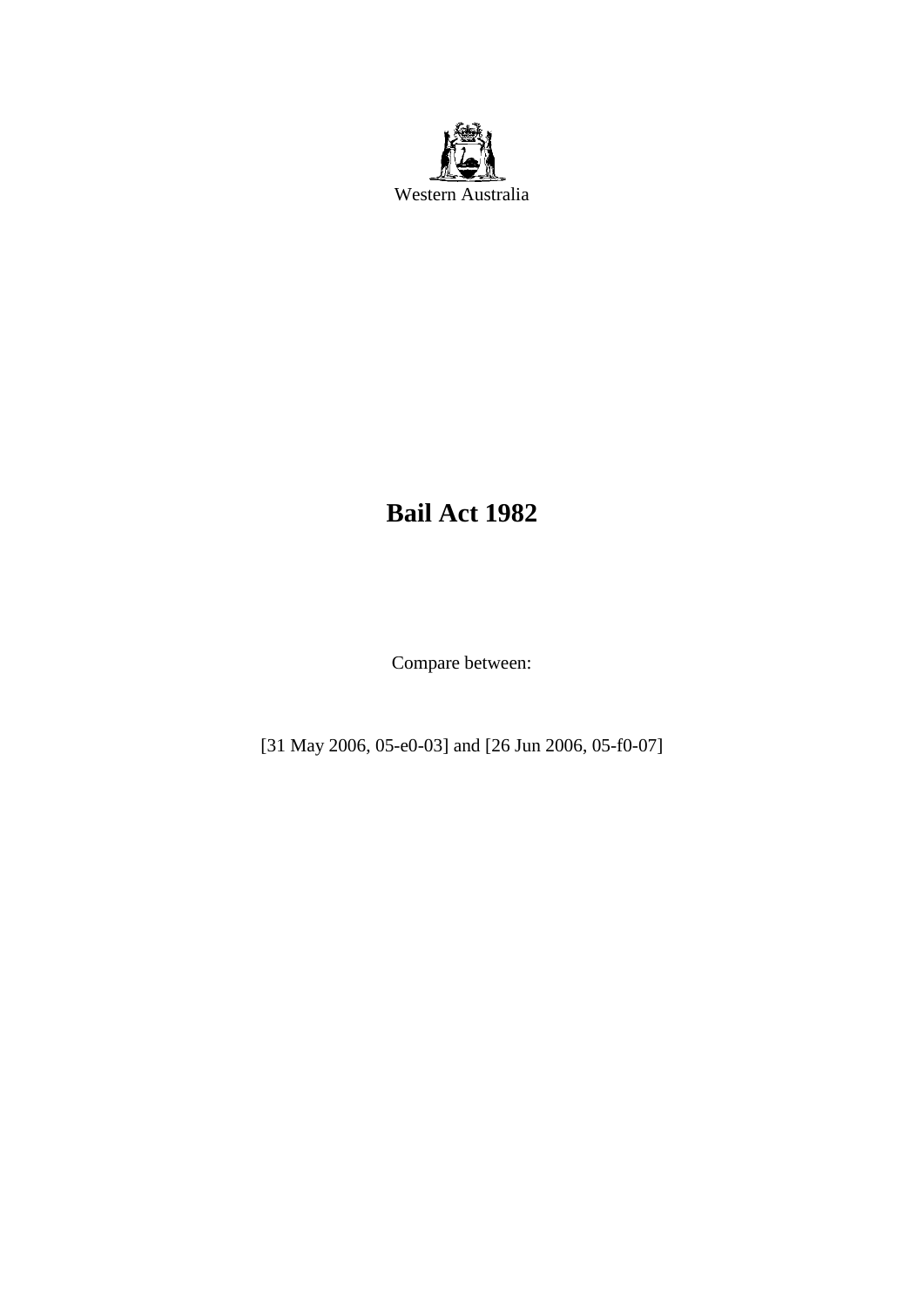Western Australia

# Bail Act 1982

Compare between:

[31 May 2006, 05-e0-03] and [26 Jun 2006, 05-f0-07]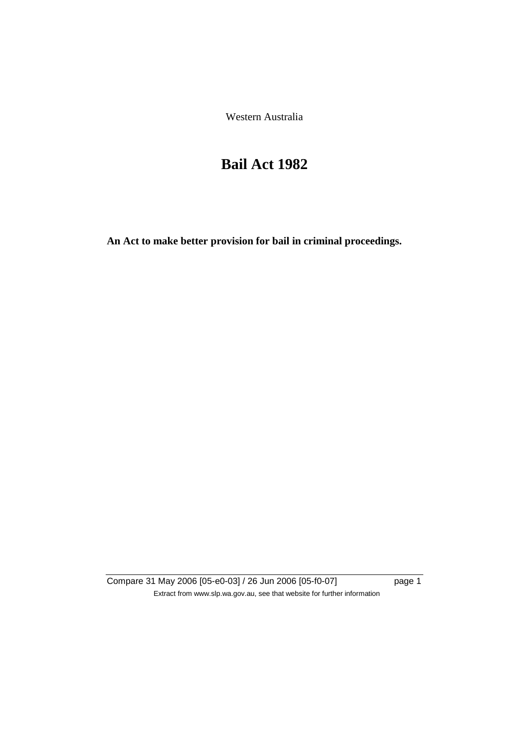Western Australia

# Bail Act 1982

**An Act to make better provision for bail in criminal proceedings.**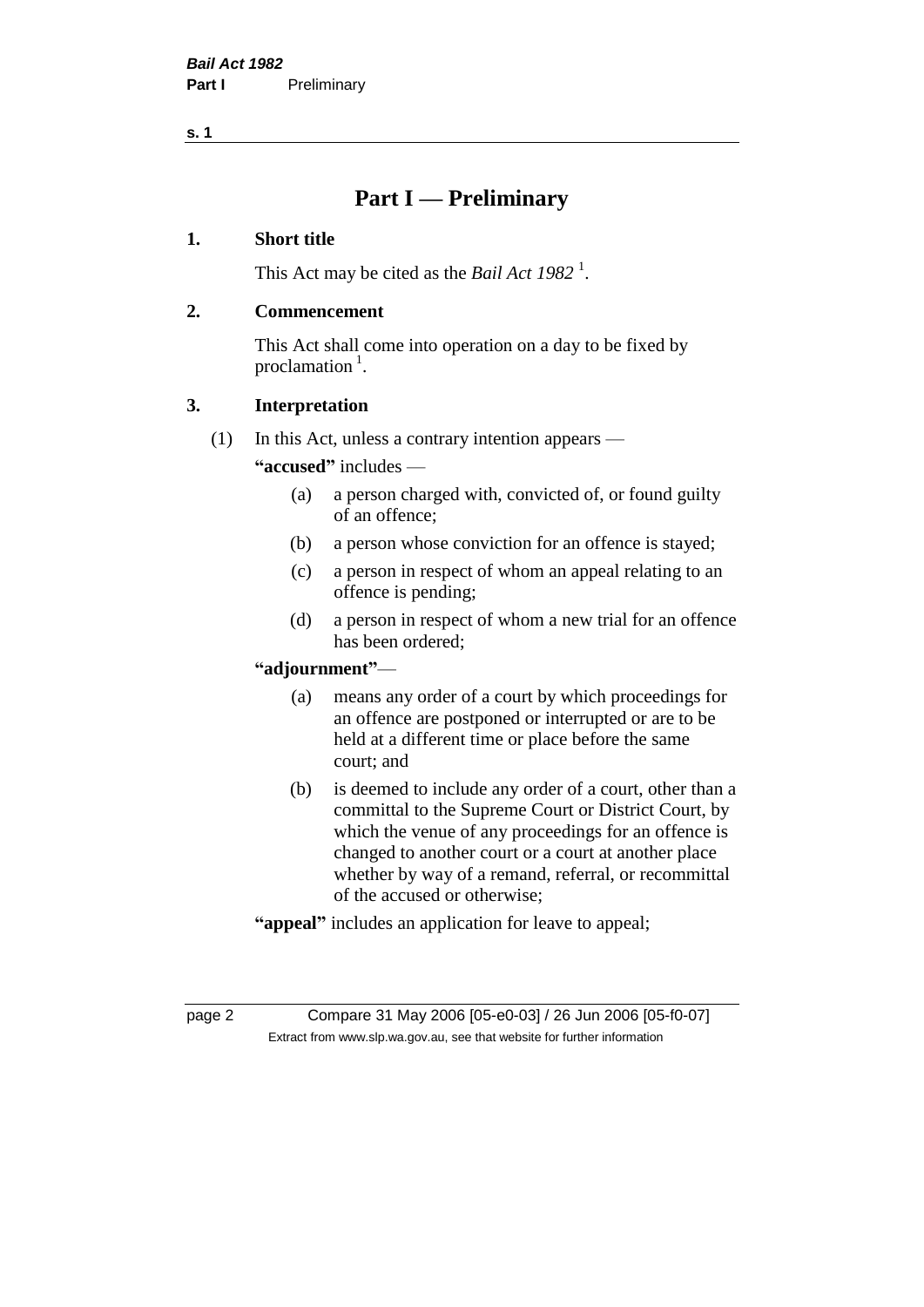# Part I — Preliminary

## 1. Short title

This Act may be cited as the *Bail Act 1982* [1].

## 2. Commencement

This Act shall come into operation on a day to be fixed by proclamation [1].

## 3. Interpretation

(1) In this Act, unless a contrary intention appears —

**"accused"** includes —

- (a) a person charged with, convicted of, or found guilty of an offence;
- (b) a person whose conviction for an offence is stayed;
- (c) a person in respect of whom an appeal relating to an offence is pending;
- (d) a person in respect of whom a new trial for an offence has been ordered;

**"adjournment"**—

- (a) means any order of a court by which proceedings for an offence are postponed or interrupted or are to be held at a different time or place before the same court; and
- (b) is deemed to include any order of a court, other than a committal to the Supreme Court or District Court, by which the venue of any proceedings for an offence is changed to another court or a court at another place whether by way of a remand, referral, or recommittal of the accused or otherwise;

**"appeal"** includes an application for leave to appeal;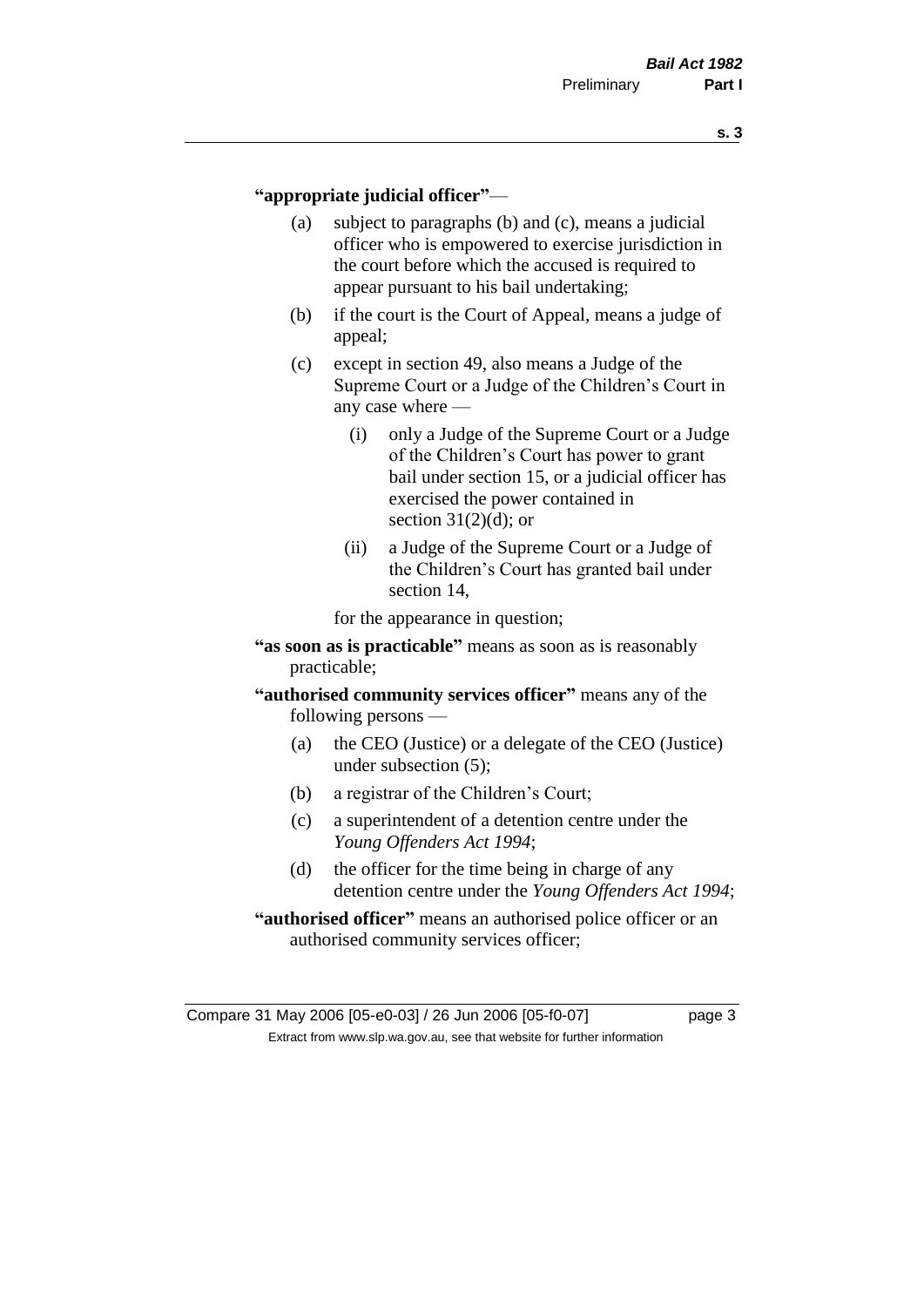**"appropriate judicial officer"**—

(a) subject to paragraphs (b) and (c), means a judicial officer who is empowered to exercise jurisdiction in the court before which the accused is required to appear pursuant to his bail undertaking;

(b) if the court is the Court of Appeal, means a judge of appeal;

(c) except in section 49, also means a Judge of the Supreme Court or a Judge of the Children's Court in any case where —

  (i) only a Judge of the Supreme Court or a Judge of the Children's Court has power to grant bail under section 15, or a judicial officer has exercised the power contained in section 31(2)(d); or

  (ii) a Judge of the Supreme Court or a Judge of the Children's Court has granted bail under section 14,

for the appearance in question;

**"as soon as is practicable"** means as soon as is reasonably practicable;

**"authorised community services officer"** means any of the following persons —

(a) the CEO (Justice) or a delegate of the CEO (Justice) under subsection (5);

(b) a registrar of the Children's Court;

(c) a superintendent of a detention centre under the *Young Offenders Act 1994*;

(d) the officer for the time being in charge of any detention centre under the *Young Offenders Act 1994*;

**"authorised officer"** means an authorised police officer or an authorised community services officer;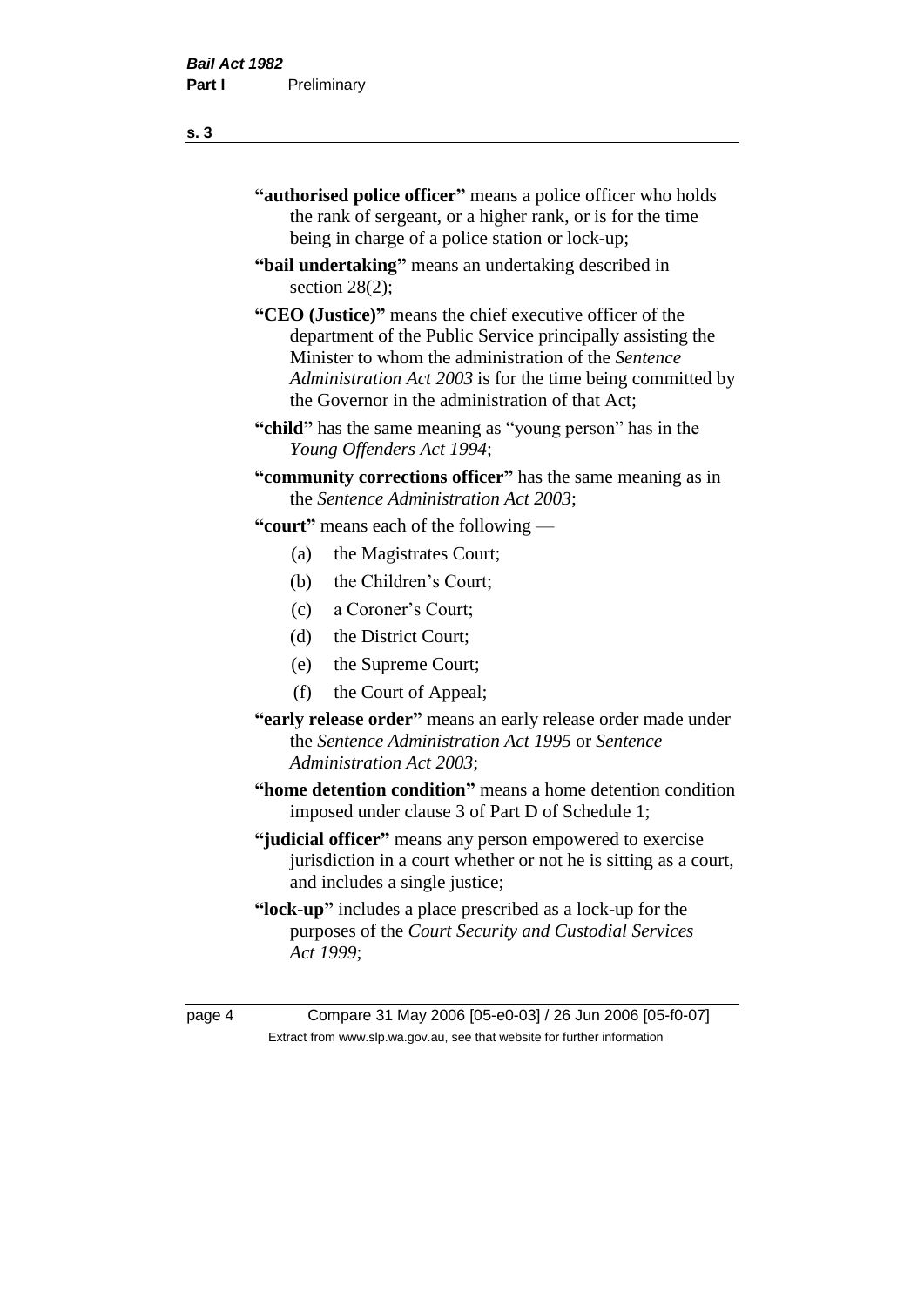**"authorised police officer"** means a police officer who holds the rank of sergeant, or a higher rank, or is for the time being in charge of a police station or lock-up;

**"bail undertaking"** means an undertaking described in section 28(2);

**"CEO (Justice)"** means the chief executive officer of the department of the Public Service principally assisting the Minister to whom the administration of the *Sentence Administration Act 2003* is for the time being committed by the Governor in the administration of that Act;

**"child"** has the same meaning as "young person" has in the *Young Offenders Act 1994*;

**"community corrections officer"** has the same meaning as in the *Sentence Administration Act 2003*;

**"court"** means each of the following —

- (a) the Magistrates Court;
- (b) the Children's Court;
- (c) a Coroner's Court;
- (d) the District Court;
- (e) the Supreme Court;
- (f) the Court of Appeal;

**"early release order"** means an early release order made under the *Sentence Administration Act 1995* or *Sentence Administration Act 2003*;

**"home detention condition"** means a home detention condition imposed under clause 3 of Part D of Schedule 1;

**"judicial officer"** means any person empowered to exercise jurisdiction in a court whether or not he is sitting as a court, and includes a single justice;

**"lock-up"** includes a place prescribed as a lock-up for the purposes of the *Court Security and Custodial Services Act 1999*;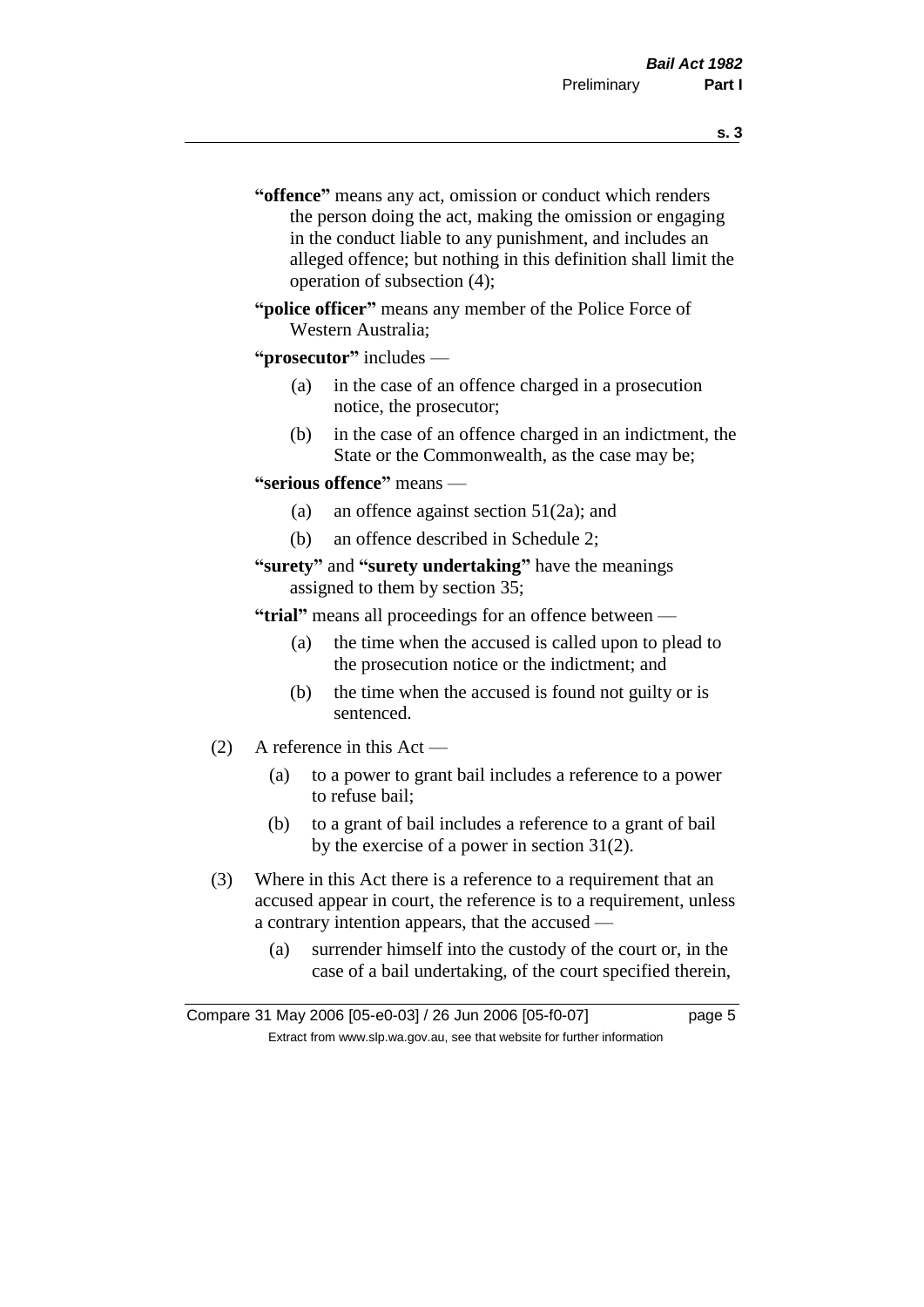**"offence"** means any act, omission or conduct which renders the person doing the act, making the omission or engaging in the conduct liable to any punishment, and includes an alleged offence; but nothing in this definition shall limit the operation of subsection (4);

**"police officer"** means any member of the Police Force of Western Australia;

**"prosecutor"** includes —

(a) in the case of an offence charged in a prosecution notice, the prosecutor;

(b) in the case of an offence charged in an indictment, the State or the Commonwealth, as the case may be;

**"serious offence"** means —

(a) an offence against section 51(2a); and

(b) an offence described in Schedule 2;

**"surety"** and **"surety undertaking"** have the meanings assigned to them by section 35;

**"trial"** means all proceedings for an offence between —

(a) the time when the accused is called upon to plead to the prosecution notice or the indictment; and

(b) the time when the accused is found not guilty or is sentenced.

(2) A reference in this Act —

(a) to a power to grant bail includes a reference to a power to refuse bail;

(b) to a grant of bail includes a reference to a grant of bail by the exercise of a power in section 31(2).

(3) Where in this Act there is a reference to a requirement that an accused appear in court, the reference is to a requirement, unless a contrary intention appears, that the accused —

(a) surrender himself into the custody of the court or, in the case of a bail undertaking, of the court specified therein,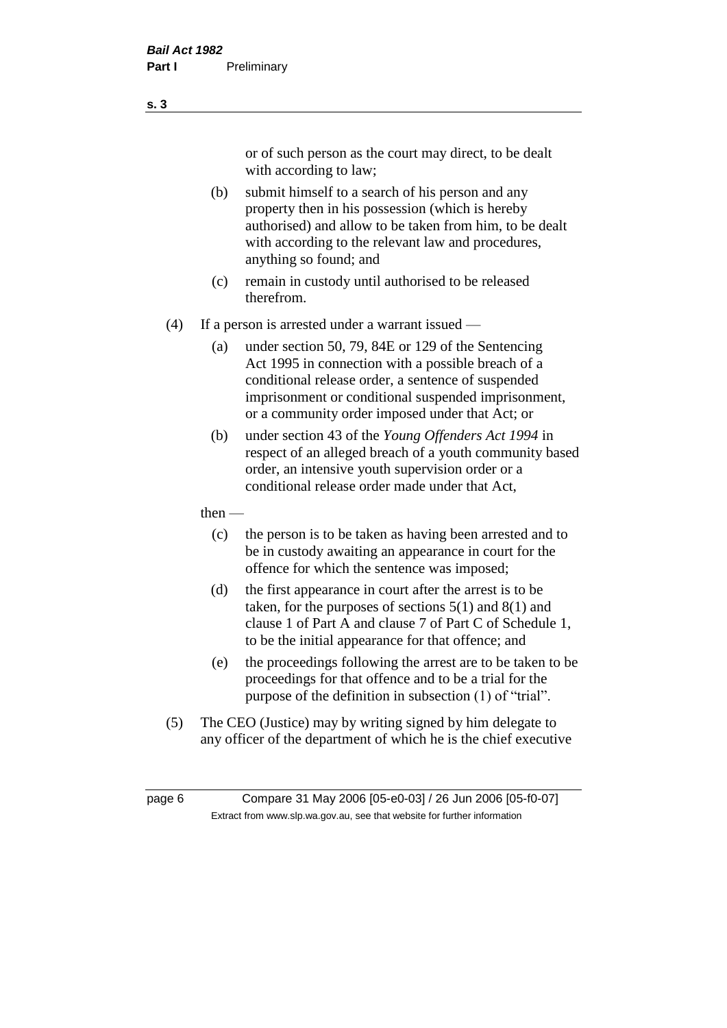or of such person as the court may direct, to be dealt with according to law;

(b) submit himself to a search of his person and any property then in his possession (which is hereby authorised) and allow to be taken from him, to be dealt with according to the relevant law and procedures, anything so found; and

(c) remain in custody until authorised to be released therefrom.

(4) If a person is arrested under a warrant issued —

(a) under section 50, 79, 84E or 129 of the Sentencing Act 1995 in connection with a possible breach of a conditional release order, a sentence of suspended imprisonment or conditional suspended imprisonment, or a community order imposed under that Act; or

(b) under section 43 of the *Young Offenders Act 1994* in respect of an alleged breach of a youth community based order, an intensive youth supervision order or a conditional release order made under that Act,

then —

(c) the person is to be taken as having been arrested and to be in custody awaiting an appearance in court for the offence for which the sentence was imposed;

(d) the first appearance in court after the arrest is to be taken, for the purposes of sections 5(1) and 8(1) and clause 1 of Part A and clause 7 of Part C of Schedule 1, to be the initial appearance for that offence; and

(e) the proceedings following the arrest are to be taken to be proceedings for that offence and to be a trial for the purpose of the definition in subsection (1) of "trial".

(5) The CEO (Justice) may by writing signed by him delegate to any officer of the department of which he is the chief executive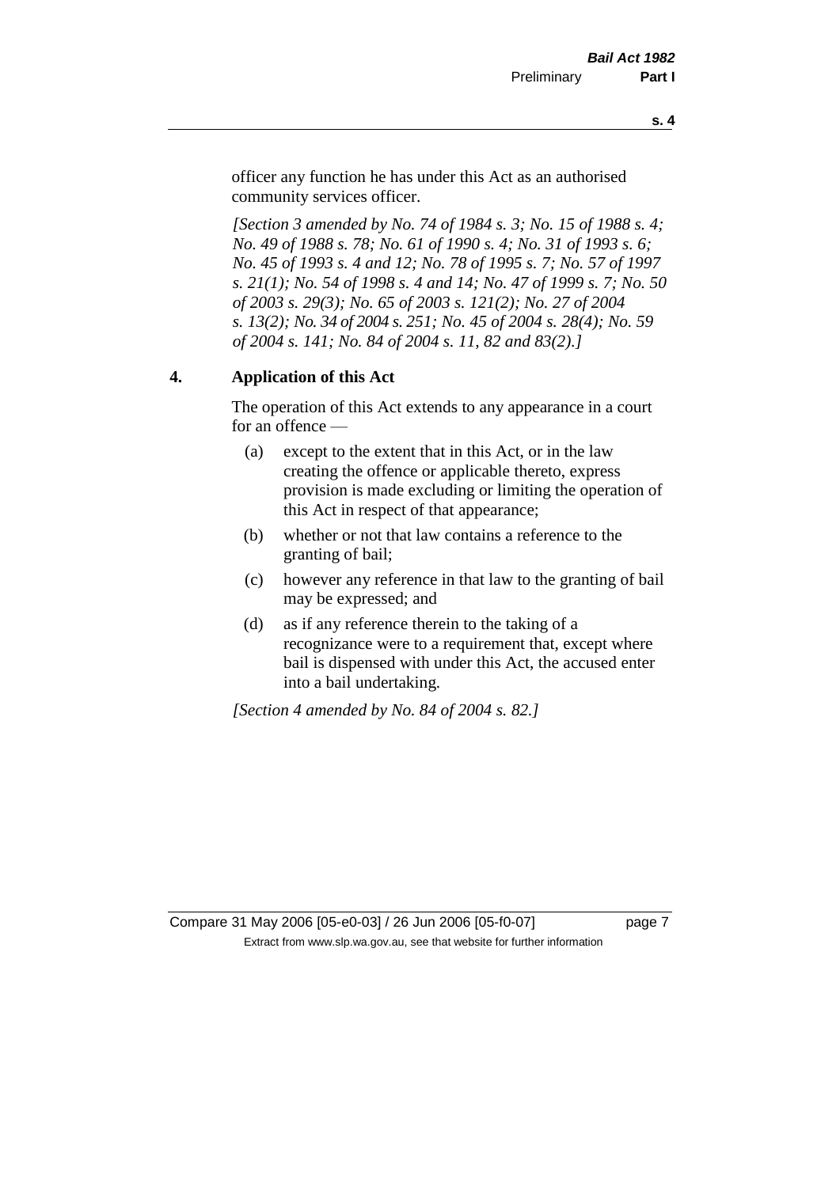officer any function he has under this Act as an authorised community services officer.

*[Section 3 amended by No. 74 of 1984 s. 3; No. 15 of 1988 s. 4; No. 49 of 1988 s. 78; No. 61 of 1990 s. 4; No. 31 of 1993 s. 6; No. 45 of 1993 s. 4 and 12; No. 78 of 1995 s. 7; No. 57 of 1997 s. 21(1); No. 54 of 1998 s. 4 and 14; No. 47 of 1999 s. 7; No. 50 of 2003 s. 29(3); No. 65 of 2003 s. 121(2); No. 27 of 2004 s. 13(2); No. 34 of 2004 s. 251; No. 45 of 2004 s. 28(4); No. 59 of 2004 s. 141; No. 84 of 2004 s. 11, 82 and 83(2).]*

## 4. Application of this Act

The operation of this Act extends to any appearance in a court for an offence —

(a) except to the extent that in this Act, or in the law creating the offence or applicable thereto, express provision is made excluding or limiting the operation of this Act in respect of that appearance;

(b) whether or not that law contains a reference to the granting of bail;

(c) however any reference in that law to the granting of bail may be expressed; and

(d) as if any reference therein to the taking of a recognizance were to a requirement that, except where bail is dispensed with under this Act, the accused enter into a bail undertaking.

*[Section 4 amended by No. 84 of 2004 s. 82.]*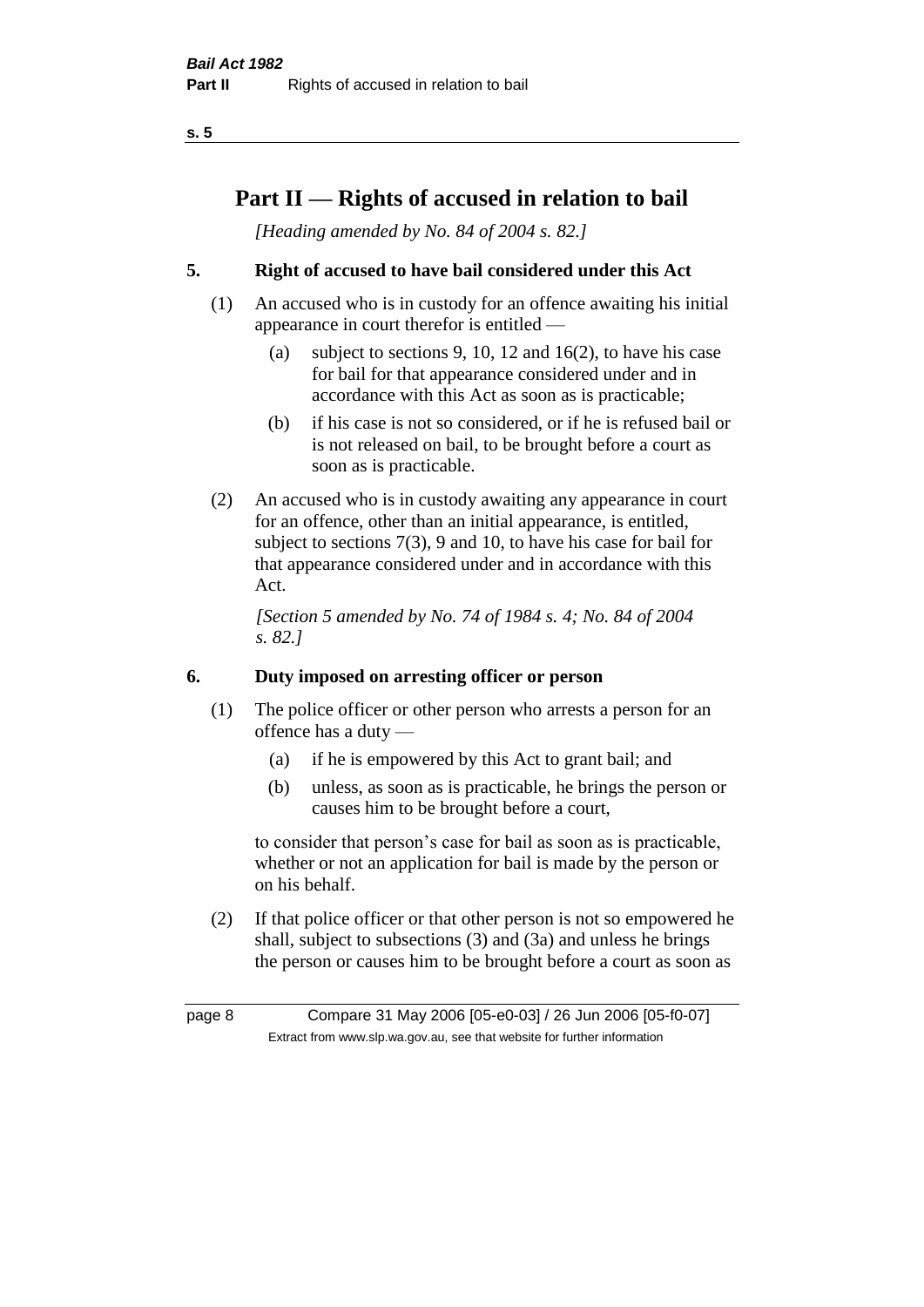# Part II — Rights of accused in relation to bail

*[Heading amended by No. 84 of 2004 s. 82.]*

## 5. Right of accused to have bail considered under this Act

(1) An accused who is in custody for an offence awaiting his initial appearance in court therefor is entitled —

- (a) subject to sections 9, 10, 12 and 16(2), to have his case for bail for that appearance considered under and in accordance with this Act as soon as is practicable;
- (b) if his case is not so considered, or if he is refused bail or is not released on bail, to be brought before a court as soon as is practicable.

(2) An accused who is in custody awaiting any appearance in court for an offence, other than an initial appearance, is entitled, subject to sections 7(3), 9 and 10, to have his case for bail for that appearance considered under and in accordance with this Act.

*[Section 5 amended by No. 74 of 1984 s. 4; No. 84 of 2004 s. 82.]*

## 6. Duty imposed on arresting officer or person

(1) The police officer or other person who arrests a person for an offence has a duty —

- (a) if he is empowered by this Act to grant bail; and
- (b) unless, as soon as is practicable, he brings the person or causes him to be brought before a court,

to consider that person's case for bail as soon as is practicable, whether or not an application for bail is made by the person or on his behalf.

(2) If that police officer or that other person is not so empowered he shall, subject to subsections (3) and (3a) and unless he brings the person or causes him to be brought before a court as soon as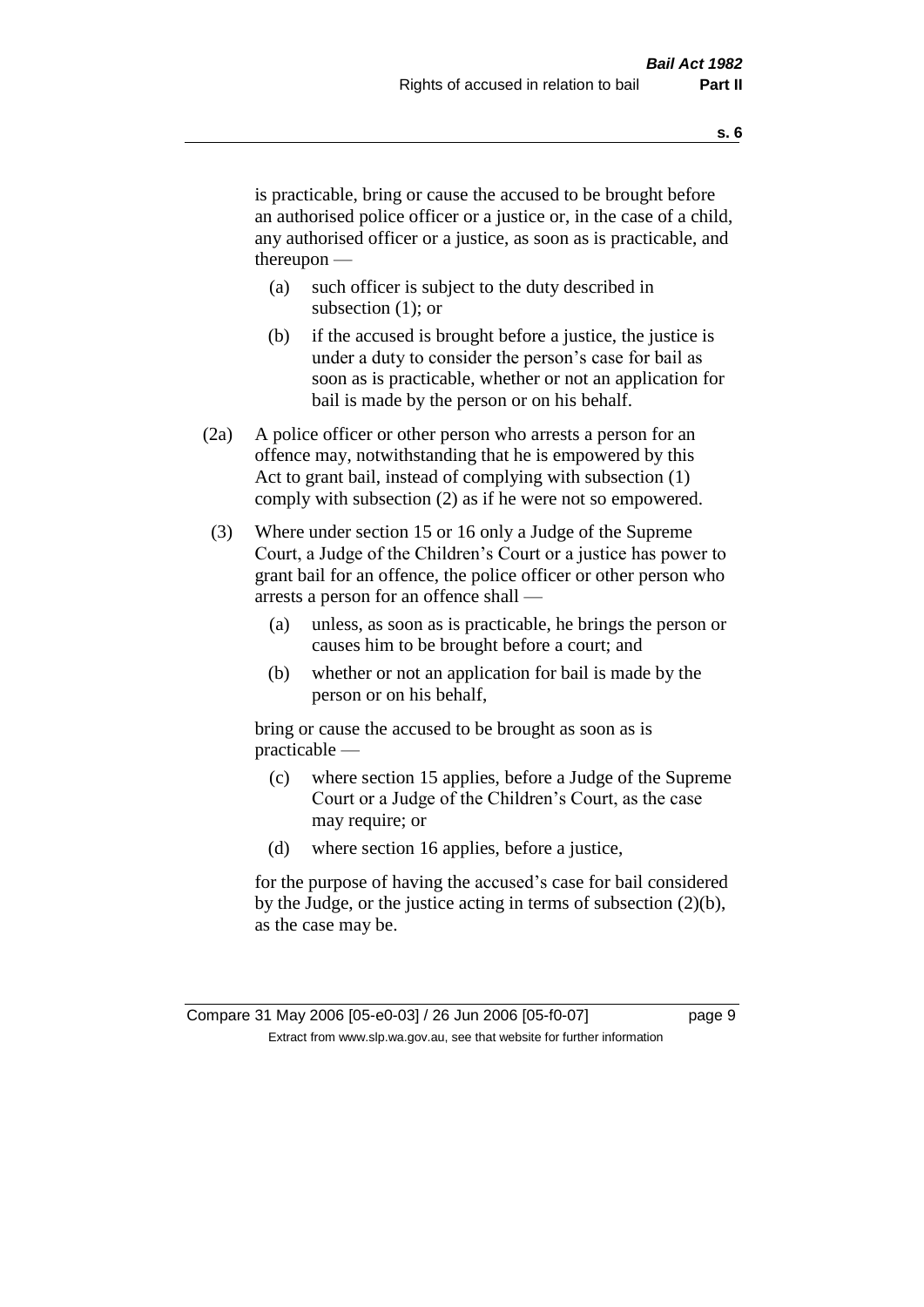is practicable, bring or cause the accused to be brought before an authorised police officer or a justice or, in the case of a child, any authorised officer or a justice, as soon as is practicable, and thereupon —

(a) such officer is subject to the duty described in subsection (1); or

(b) if the accused is brought before a justice, the justice is under a duty to consider the person's case for bail as soon as is practicable, whether or not an application for bail is made by the person or on his behalf.

(2a) A police officer or other person who arrests a person for an offence may, notwithstanding that he is empowered by this Act to grant bail, instead of complying with subsection (1) comply with subsection (2) as if he were not so empowered.

(3) Where under section 15 or 16 only a Judge of the Supreme Court, a Judge of the Children's Court or a justice has power to grant bail for an offence, the police officer or other person who arrests a person for an offence shall —

(a) unless, as soon as is practicable, he brings the person or causes him to be brought before a court; and

(b) whether or not an application for bail is made by the person or on his behalf,

bring or cause the accused to be brought as soon as is practicable —

(c) where section 15 applies, before a Judge of the Supreme Court or a Judge of the Children's Court, as the case may require; or

(d) where section 16 applies, before a justice,

for the purpose of having the accused's case for bail considered by the Judge, or the justice acting in terms of subsection (2)(b), as the case may be.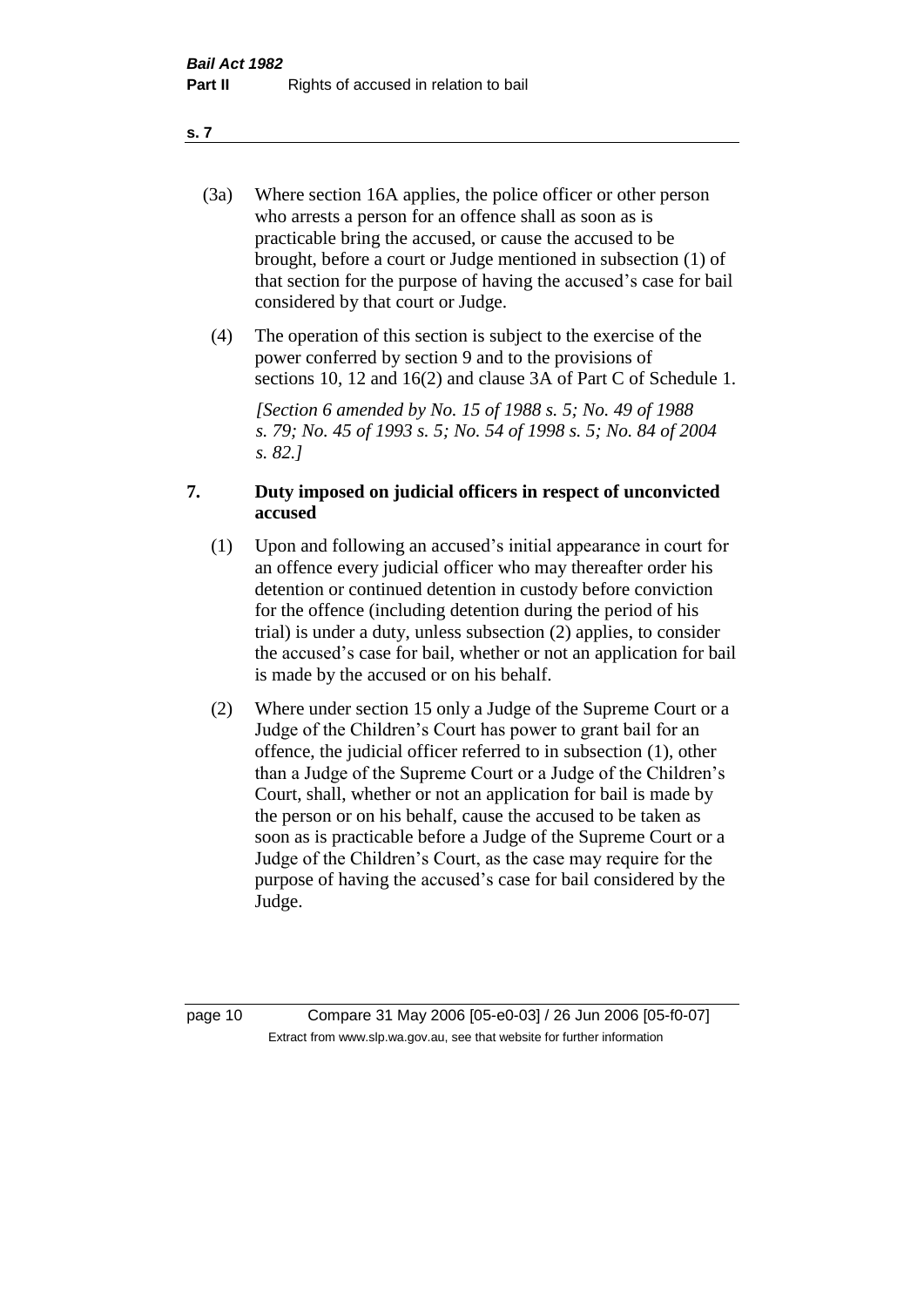(3a) Where section 16A applies, the police officer or other person who arrests a person for an offence shall as soon as is practicable bring the accused, or cause the accused to be brought, before a court or Judge mentioned in subsection (1) of that section for the purpose of having the accused's case for bail considered by that court or Judge.

(4) The operation of this section is subject to the exercise of the power conferred by section 9 and to the provisions of sections 10, 12 and 16(2) and clause 3A of Part C of Schedule 1.

*[Section 6 amended by No. 15 of 1988 s. 5; No. 49 of 1988 s. 79; No. 45 of 1993 s. 5; No. 54 of 1998 s. 5; No. 84 of 2004 s. 82.]*

## 7. Duty imposed on judicial officers in respect of unconvicted accused

(1) Upon and following an accused's initial appearance in court for an offence every judicial officer who may thereafter order his detention or continued detention in custody before conviction for the offence (including detention during the period of his trial) is under a duty, unless subsection (2) applies, to consider the accused's case for bail, whether or not an application for bail is made by the accused or on his behalf.

(2) Where under section 15 only a Judge of the Supreme Court or a Judge of the Children's Court has power to grant bail for an offence, the judicial officer referred to in subsection (1), other than a Judge of the Supreme Court or a Judge of the Children's Court, shall, whether or not an application for bail is made by the person or on his behalf, cause the accused to be taken as soon as is practicable before a Judge of the Supreme Court or a Judge of the Children's Court, as the case may require for the purpose of having the accused's case for bail considered by the Judge.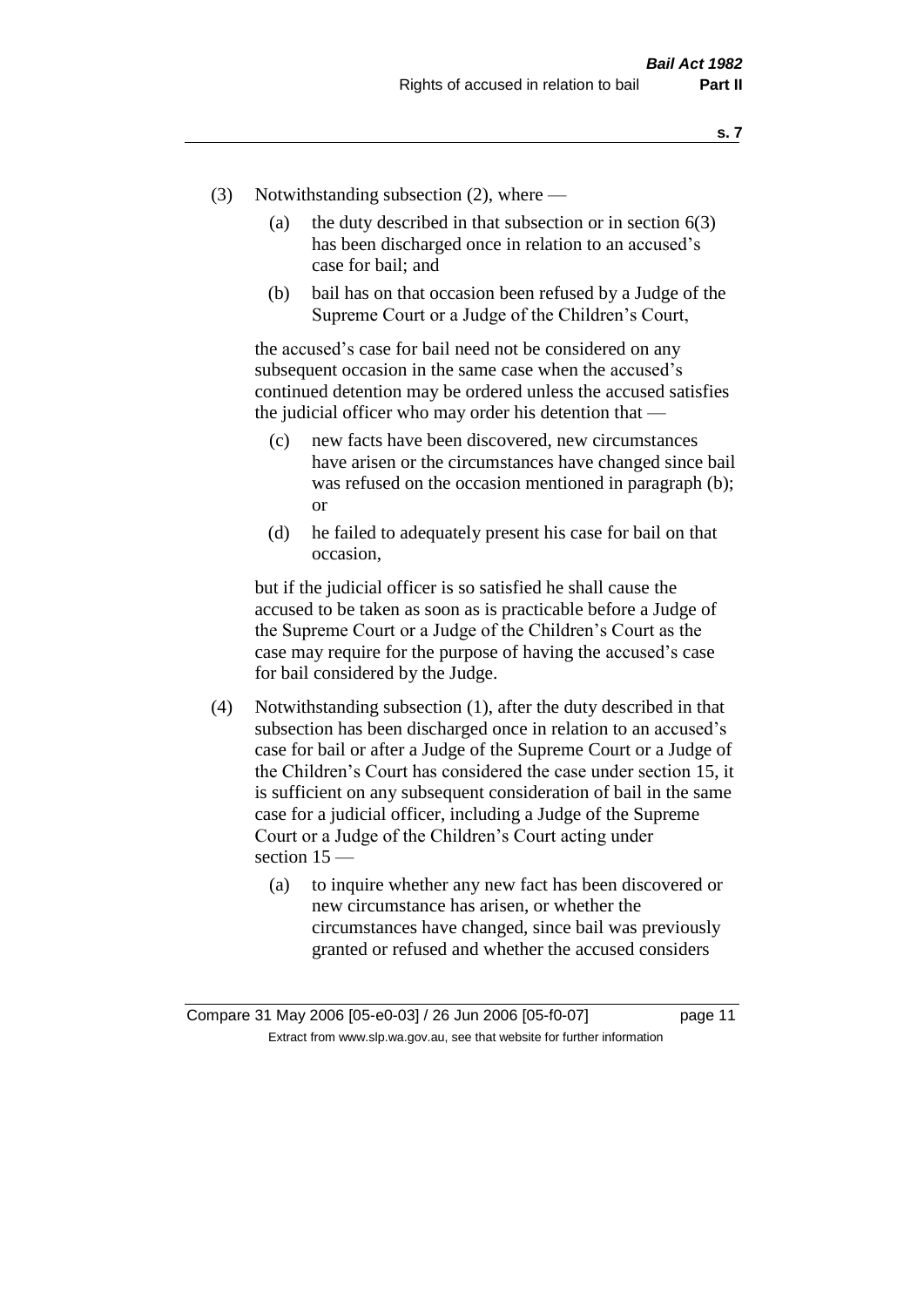(3) Notwithstanding subsection (2), where —

  (a) the duty described in that subsection or in section 6(3) has been discharged once in relation to an accused's case for bail; and

  (b) bail has on that occasion been refused by a Judge of the Supreme Court or a Judge of the Children's Court,

the accused's case for bail need not be considered on any subsequent occasion in the same case when the accused's continued detention may be ordered unless the accused satisfies the judicial officer who may order his detention that —

  (c) new facts have been discovered, new circumstances have arisen or the circumstances have changed since bail was refused on the occasion mentioned in paragraph (b); or

  (d) he failed to adequately present his case for bail on that occasion,

but if the judicial officer is so satisfied he shall cause the accused to be taken as soon as is practicable before a Judge of the Supreme Court or a Judge of the Children's Court as the case may require for the purpose of having the accused's case for bail considered by the Judge.

(4) Notwithstanding subsection (1), after the duty described in that subsection has been discharged once in relation to an accused's case for bail or after a Judge of the Supreme Court or a Judge of the Children's Court has considered the case under section 15, it is sufficient on any subsequent consideration of bail in the same case for a judicial officer, including a Judge of the Supreme Court or a Judge of the Children's Court acting under section 15 —

  (a) to inquire whether any new fact has been discovered or new circumstance has arisen, or whether the circumstances have changed, since bail was previously granted or refused and whether the accused considers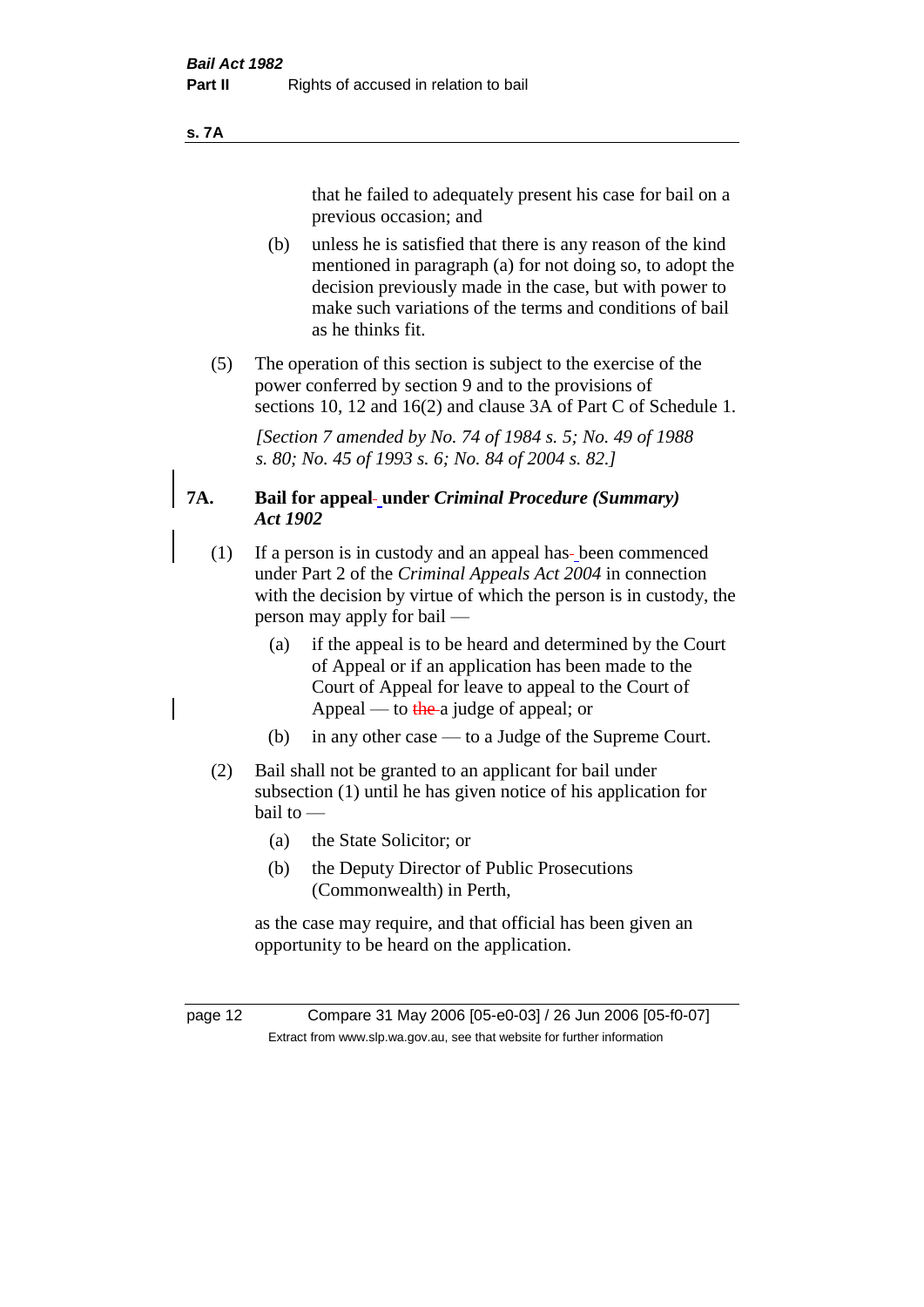that he failed to adequately present his case for bail on a previous occasion; and

(b) unless he is satisfied that there is any reason of the kind mentioned in paragraph (a) for not doing so, to adopt the decision previously made in the case, but with power to make such variations of the terms and conditions of bail as he thinks fit.

(5) The operation of this section is subject to the exercise of the power conferred by section 9 and to the provisions of sections 10, 12 and 16(2) and clause 3A of Part C of Schedule 1.

*[Section 7 amended by No. 74 of 1984 s. 5; No. 49 of 1988 s. 80; No. 45 of 1993 s. 6; No. 84 of 2004 s. 82.]*

## 7A. Bail for appeal under *Criminal Procedure (Summary) Act 1902*

(1) If a person is in custody and an appeal has been commenced under Part 2 of the *Criminal Appeals Act 2004* in connection with the decision by virtue of which the person is in custody, the person may apply for bail —

(a) if the appeal is to be heard and determined by the Court of Appeal or if an application has been made to the Court of Appeal for leave to appeal to the Court of Appeal — to ~~the~~ a judge of appeal; or

(b) in any other case — to a Judge of the Supreme Court.

(2) Bail shall not be granted to an applicant for bail under subsection (1) until he has given notice of his application for bail to —

(a) the State Solicitor; or

(b) the Deputy Director of Public Prosecutions (Commonwealth) in Perth,

as the case may require, and that official has been given an opportunity to be heard on the application.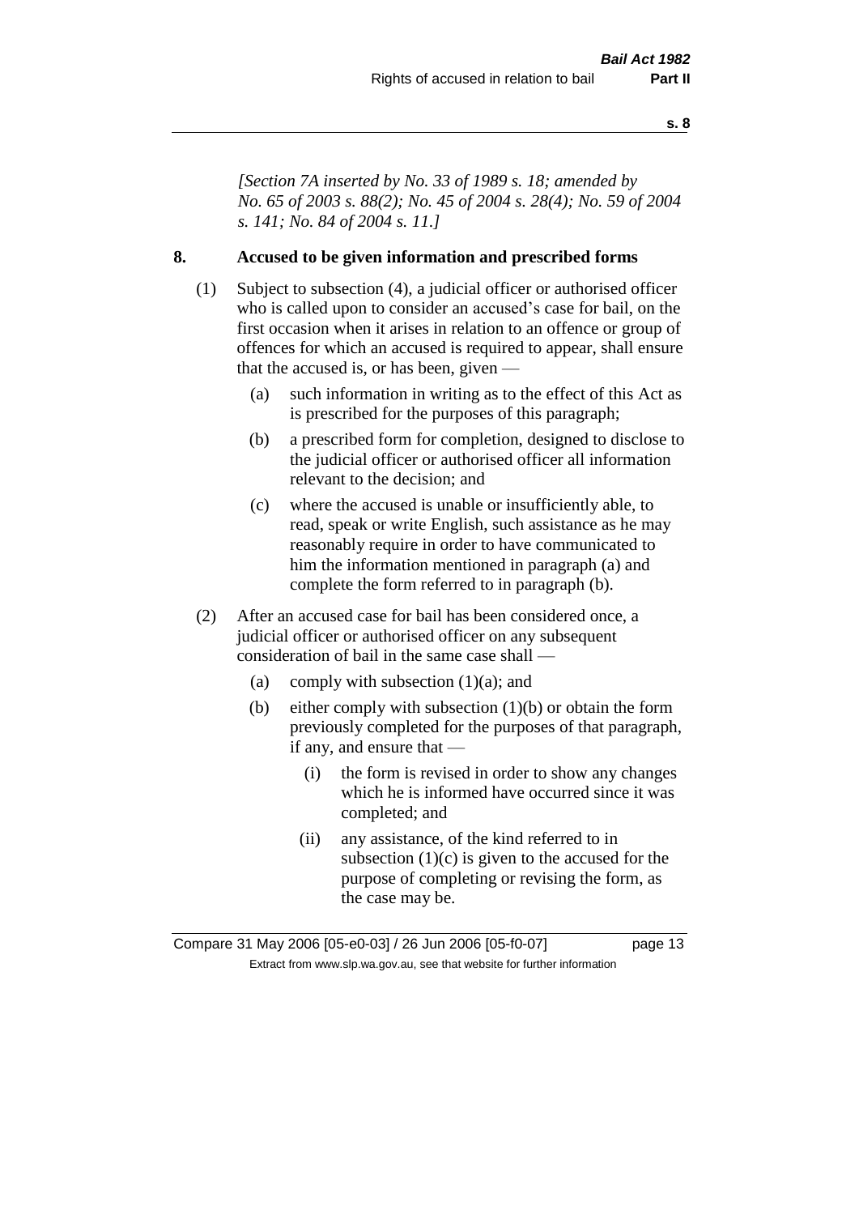*[Section 7A inserted by No. 33 of 1989 s. 18; amended by No. 65 of 2003 s. 88(2); No. 45 of 2004 s. 28(4); No. 59 of 2004 s. 141; No. 84 of 2004 s. 11.]*

## 8. Accused to be given information and prescribed forms

(1) Subject to subsection (4), a judicial officer or authorised officer who is called upon to consider an accused's case for bail, on the first occasion when it arises in relation to an offence or group of offences for which an accused is required to appear, shall ensure that the accused is, or has been, given —

- (a) such information in writing as to the effect of this Act as is prescribed for the purposes of this paragraph;
- (b) a prescribed form for completion, designed to disclose to the judicial officer or authorised officer all information relevant to the decision; and
- (c) where the accused is unable or insufficiently able, to read, speak or write English, such assistance as he may reasonably require in order to have communicated to him the information mentioned in paragraph (a) and complete the form referred to in paragraph (b).

(2) After an accused case for bail has been considered once, a judicial officer or authorised officer on any subsequent consideration of bail in the same case shall —

- (a) comply with subsection (1)(a); and
- (b) either comply with subsection (1)(b) or obtain the form previously completed for the purposes of that paragraph, if any, and ensure that —
  - (i) the form is revised in order to show any changes which he is informed have occurred since it was completed; and
  - (ii) any assistance, of the kind referred to in subsection (1)(c) is given to the accused for the purpose of completing or revising the form, as the case may be.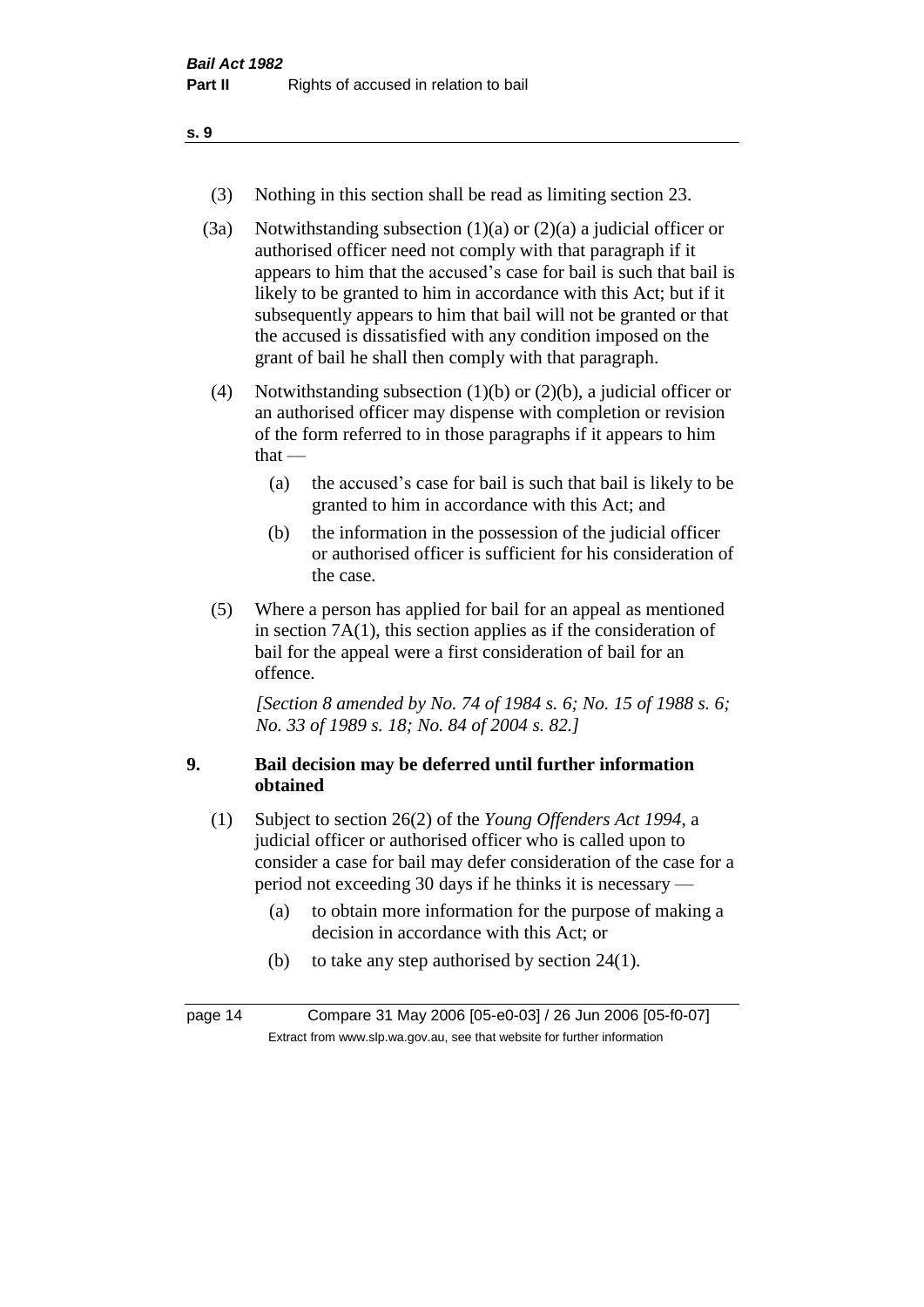(3) Nothing in this section shall be read as limiting section 23.

(3a) Notwithstanding subsection (1)(a) or (2)(a) a judicial officer or authorised officer need not comply with that paragraph if it appears to him that the accused's case for bail is such that bail is likely to be granted to him in accordance with this Act; but if it subsequently appears to him that bail will not be granted or that the accused is dissatisfied with any condition imposed on the grant of bail he shall then comply with that paragraph.

(4) Notwithstanding subsection (1)(b) or (2)(b), a judicial officer or an authorised officer may dispense with completion or revision of the form referred to in those paragraphs if it appears to him that —

- (a) the accused's case for bail is such that bail is likely to be granted to him in accordance with this Act; and
- (b) the information in the possession of the judicial officer or authorised officer is sufficient for his consideration of the case.

(5) Where a person has applied for bail for an appeal as mentioned in section 7A(1), this section applies as if the consideration of bail for the appeal were a first consideration of bail for an offence.

*[Section 8 amended by No. 74 of 1984 s. 6; No. 15 of 1988 s. 6; No. 33 of 1989 s. 18; No. 84 of 2004 s. 82.]*

### 9. Bail decision may be deferred until further information obtained

(1) Subject to section 26(2) of the *Young Offenders Act 1994*, a judicial officer or authorised officer who is called upon to consider a case for bail may defer consideration of the case for a period not exceeding 30 days if he thinks it is necessary —

- (a) to obtain more information for the purpose of making a decision in accordance with this Act; or
- (b) to take any step authorised by section 24(1).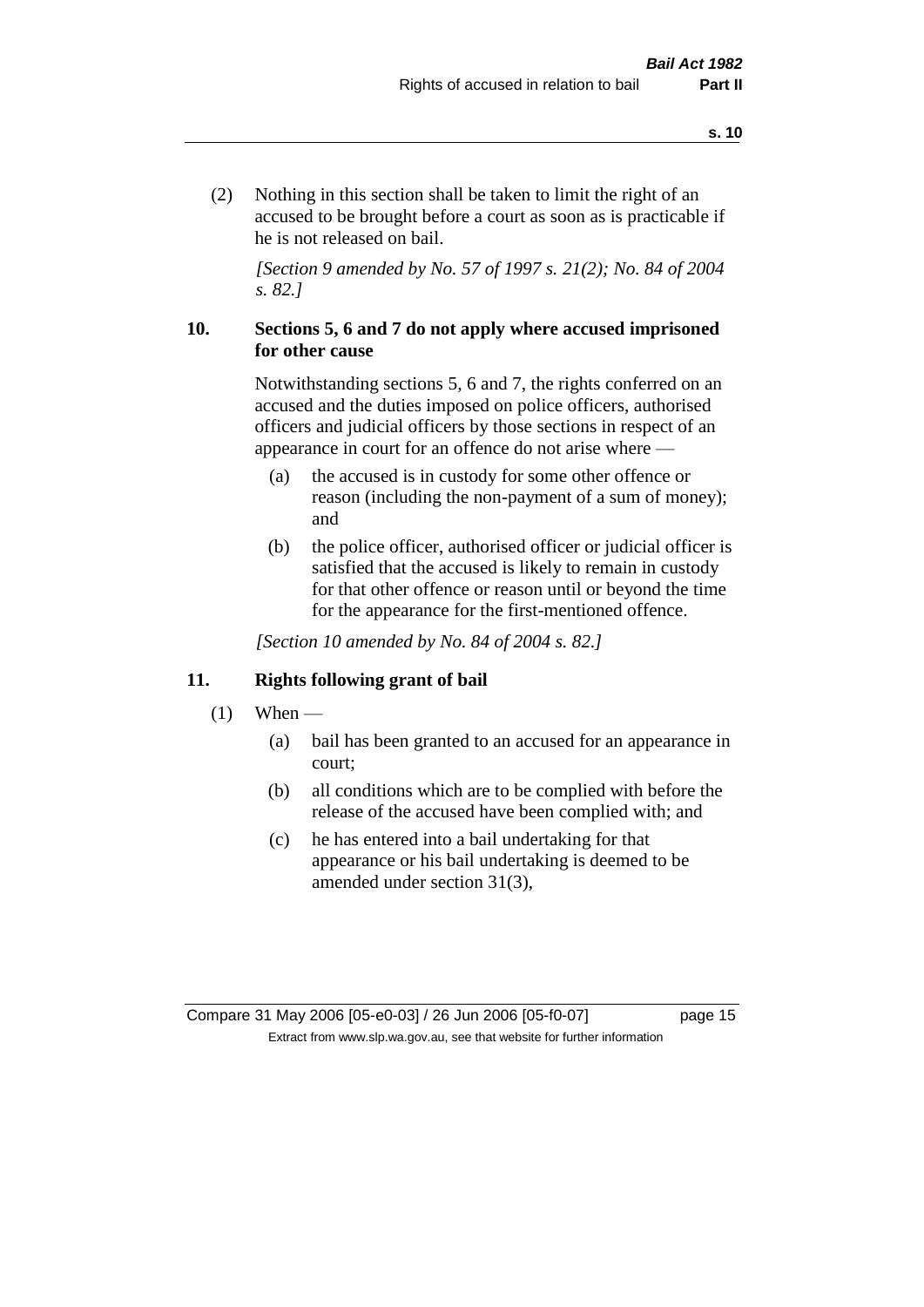(2) Nothing in this section shall be taken to limit the right of an accused to be brought before a court as soon as is practicable if he is not released on bail.

*[Section 9 amended by No. 57 of 1997 s. 21(2); No. 84 of 2004 s. 82.]*

### 10. Sections 5, 6 and 7 do not apply where accused imprisoned for other cause

Notwithstanding sections 5, 6 and 7, the rights conferred on an accused and the duties imposed on police officers, authorised officers and judicial officers by those sections in respect of an appearance in court for an offence do not arise where —

(a) the accused is in custody for some other offence or reason (including the non-payment of a sum of money); and

(b) the police officer, authorised officer or judicial officer is satisfied that the accused is likely to remain in custody for that other offence or reason until or beyond the time for the appearance for the first-mentioned offence.

*[Section 10 amended by No. 84 of 2004 s. 82.]*

### 11. Rights following grant of bail

(1) When —

(a) bail has been granted to an accused for an appearance in court;

(b) all conditions which are to be complied with before the release of the accused have been complied with; and

(c) he has entered into a bail undertaking for that appearance or his bail undertaking is deemed to be amended under section 31(3),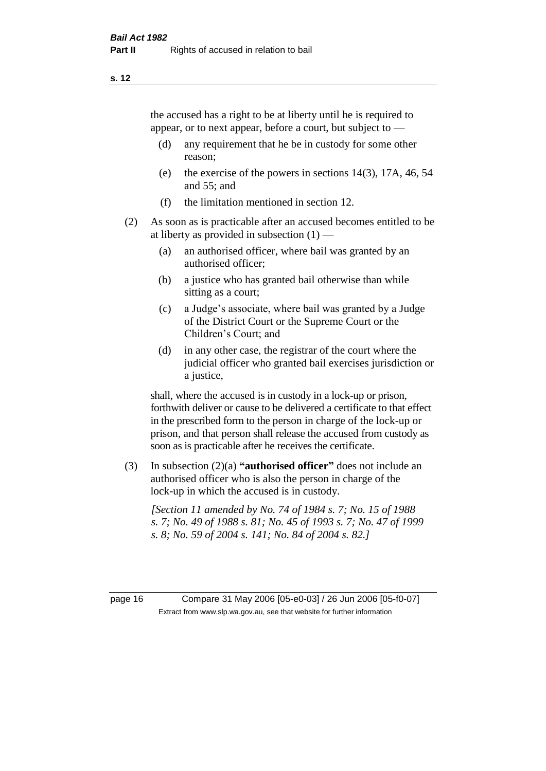the accused has a right to be at liberty until he is required to appear, or to next appear, before a court, but subject to —

(d) any requirement that he be in custody for some other reason;

(e) the exercise of the powers in sections 14(3), 17A, 46, 54 and 55; and

(f) the limitation mentioned in section 12.

(2) As soon as is practicable after an accused becomes entitled to be at liberty as provided in subsection (1) —

(a) an authorised officer, where bail was granted by an authorised officer;

(b) a justice who has granted bail otherwise than while sitting as a court;

(c) a Judge's associate, where bail was granted by a Judge of the District Court or the Supreme Court or the Children's Court; and

(d) in any other case, the registrar of the court where the judicial officer who granted bail exercises jurisdiction or a justice,

shall, where the accused is in custody in a lock-up or prison, forthwith deliver or cause to be delivered a certificate to that effect in the prescribed form to the person in charge of the lock-up or prison, and that person shall release the accused from custody as soon as is practicable after he receives the certificate.

(3) In subsection (2)(a) **"authorised officer"** does not include an authorised officer who is also the person in charge of the lock-up in which the accused is in custody.

*[Section 11 amended by No. 74 of 1984 s. 7; No. 15 of 1988 s. 7; No. 49 of 1988 s. 81; No. 45 of 1993 s. 7; No. 47 of 1999 s. 8; No. 59 of 2004 s. 141; No. 84 of 2004 s. 82.]*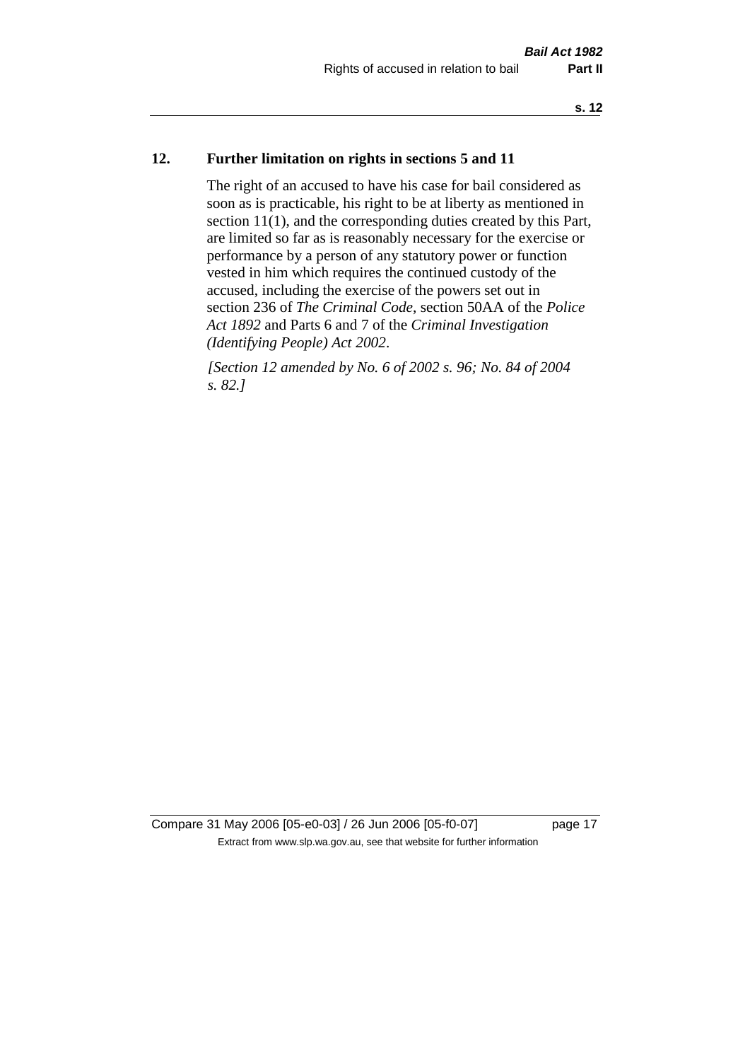## 12. Further limitation on rights in sections 5 and 11

The right of an accused to have his case for bail considered as soon as is practicable, his right to be at liberty as mentioned in section 11(1), and the corresponding duties created by this Part, are limited so far as is reasonably necessary for the exercise or performance by a person of any statutory power or function vested in him which requires the continued custody of the accused, including the exercise of the powers set out in section 236 of *The Criminal Code*, section 50AA of the *Police Act 1892* and Parts 6 and 7 of the *Criminal Investigation (Identifying People) Act 2002*.

*[Section 12 amended by No. 6 of 2002 s. 96; No. 84 of 2004 s. 82.]*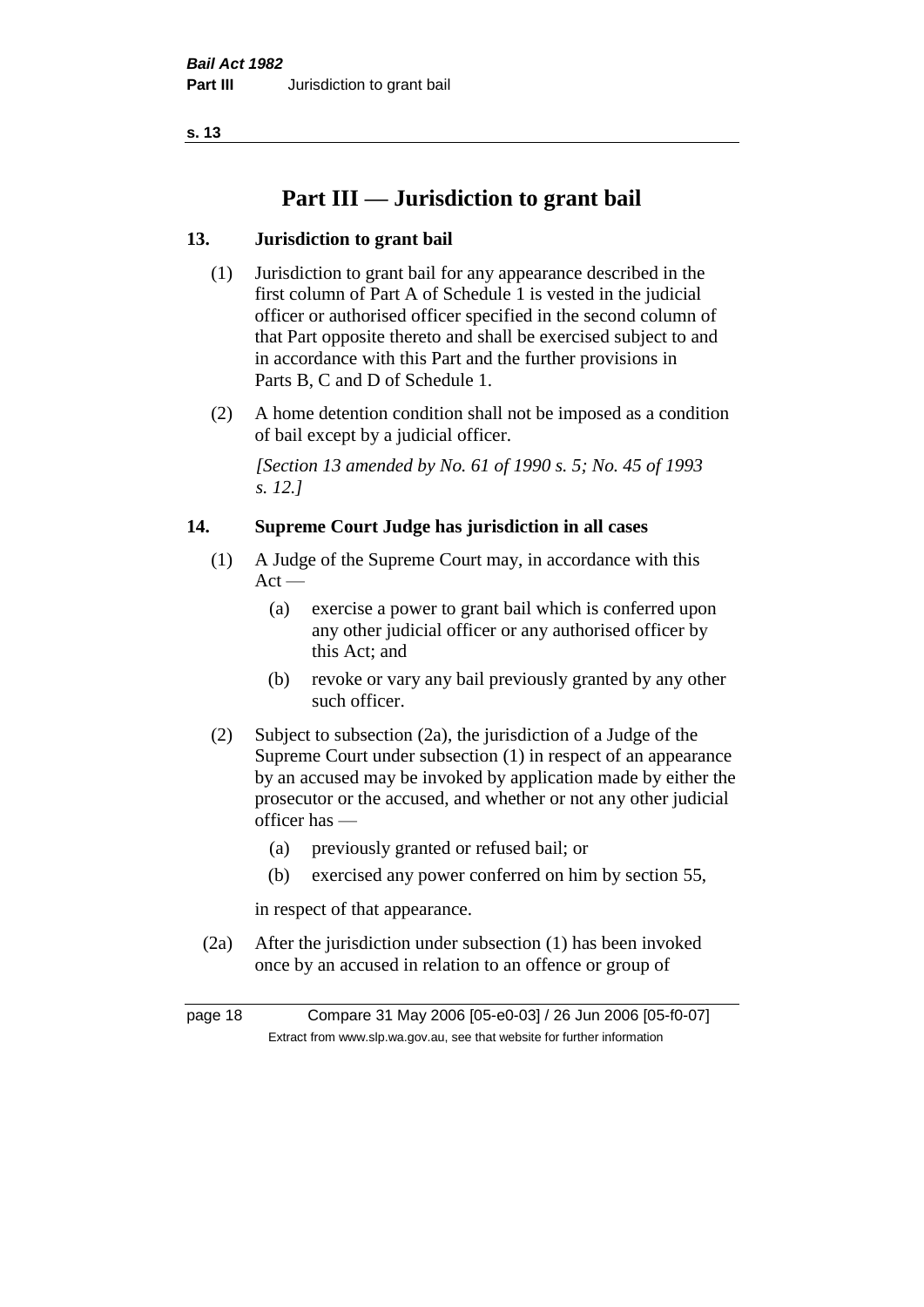# Part III — Jurisdiction to grant bail

### 13. Jurisdiction to grant bail

(1) Jurisdiction to grant bail for any appearance described in the first column of Part A of Schedule 1 is vested in the judicial officer or authorised officer specified in the second column of that Part opposite thereto and shall be exercised subject to and in accordance with this Part and the further provisions in Parts B, C and D of Schedule 1.

(2) A home detention condition shall not be imposed as a condition of bail except by a judicial officer.

*[Section 13 amended by No. 61 of 1990 s. 5; No. 45 of 1993 s. 12.]*

### 14. Supreme Court Judge has jurisdiction in all cases

(1) A Judge of the Supreme Court may, in accordance with this Act —

- (a) exercise a power to grant bail which is conferred upon any other judicial officer or any authorised officer by this Act; and
- (b) revoke or vary any bail previously granted by any other such officer.

(2) Subject to subsection (2a), the jurisdiction of a Judge of the Supreme Court under subsection (1) in respect of an appearance by an accused may be invoked by application made by either the prosecutor or the accused, and whether or not any other judicial officer has —

- (a) previously granted or refused bail; or
- (b) exercised any power conferred on him by section 55,

in respect of that appearance.

(2a) After the jurisdiction under subsection (1) has been invoked once by an accused in relation to an offence or group of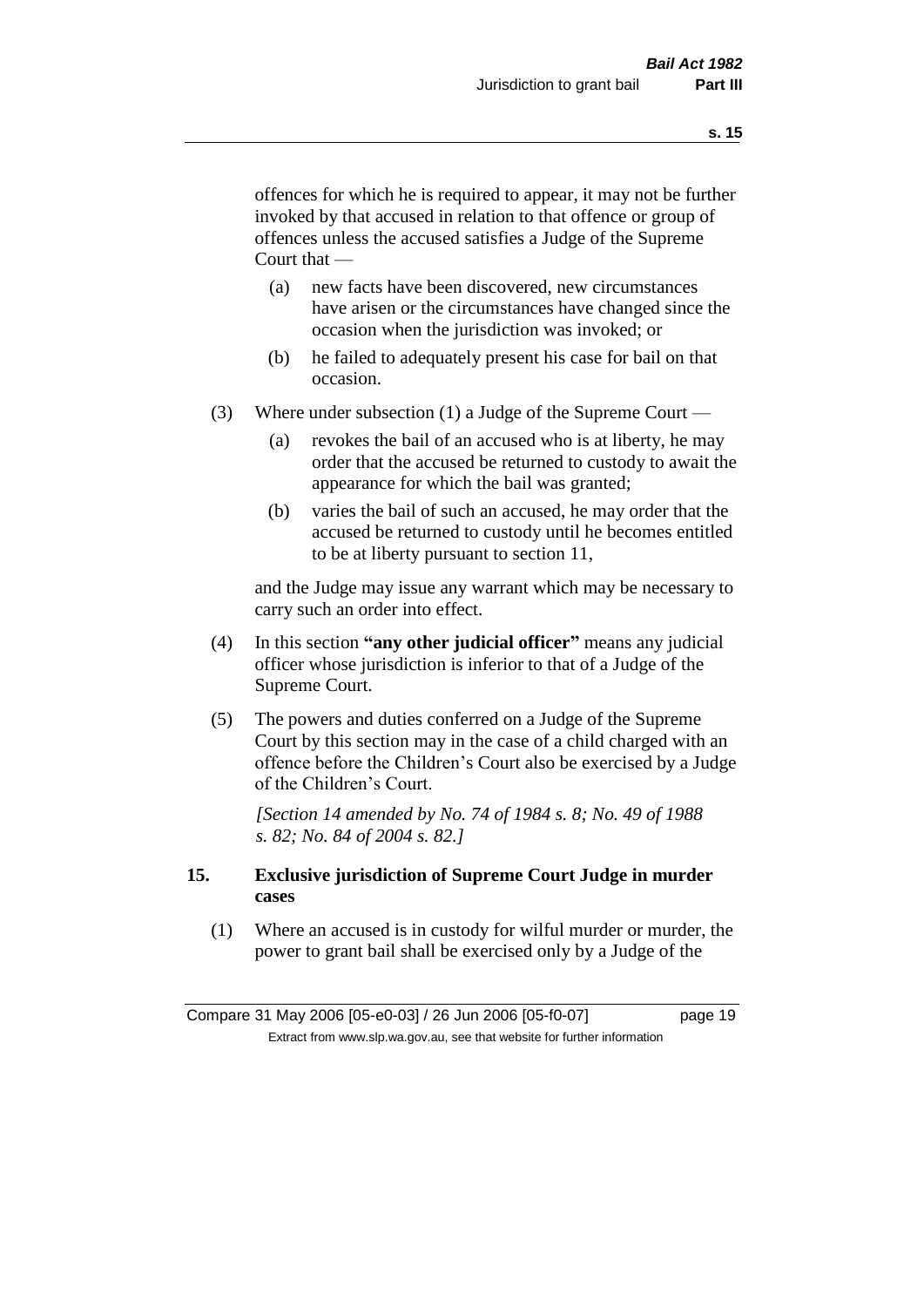offences for which he is required to appear, it may not be further invoked by that accused in relation to that offence or group of offences unless the accused satisfies a Judge of the Supreme Court that —

(a) new facts have been discovered, new circumstances have arisen or the circumstances have changed since the occasion when the jurisdiction was invoked; or

(b) he failed to adequately present his case for bail on that occasion.

(3) Where under subsection (1) a Judge of the Supreme Court —

(a) revokes the bail of an accused who is at liberty, he may order that the accused be returned to custody to await the appearance for which the bail was granted;

(b) varies the bail of such an accused, he may order that the accused be returned to custody until he becomes entitled to be at liberty pursuant to section 11,

and the Judge may issue any warrant which may be necessary to carry such an order into effect.

(4) In this section **"any other judicial officer"** means any judicial officer whose jurisdiction is inferior to that of a Judge of the Supreme Court.

(5) The powers and duties conferred on a Judge of the Supreme Court by this section may in the case of a child charged with an offence before the Children's Court also be exercised by a Judge of the Children's Court.

*[Section 14 amended by No. 74 of 1984 s. 8; No. 49 of 1988 s. 82; No. 84 of 2004 s. 82.]*

## 15. Exclusive jurisdiction of Supreme Court Judge in murder cases

(1) Where an accused is in custody for wilful murder or murder, the power to grant bail shall be exercised only by a Judge of the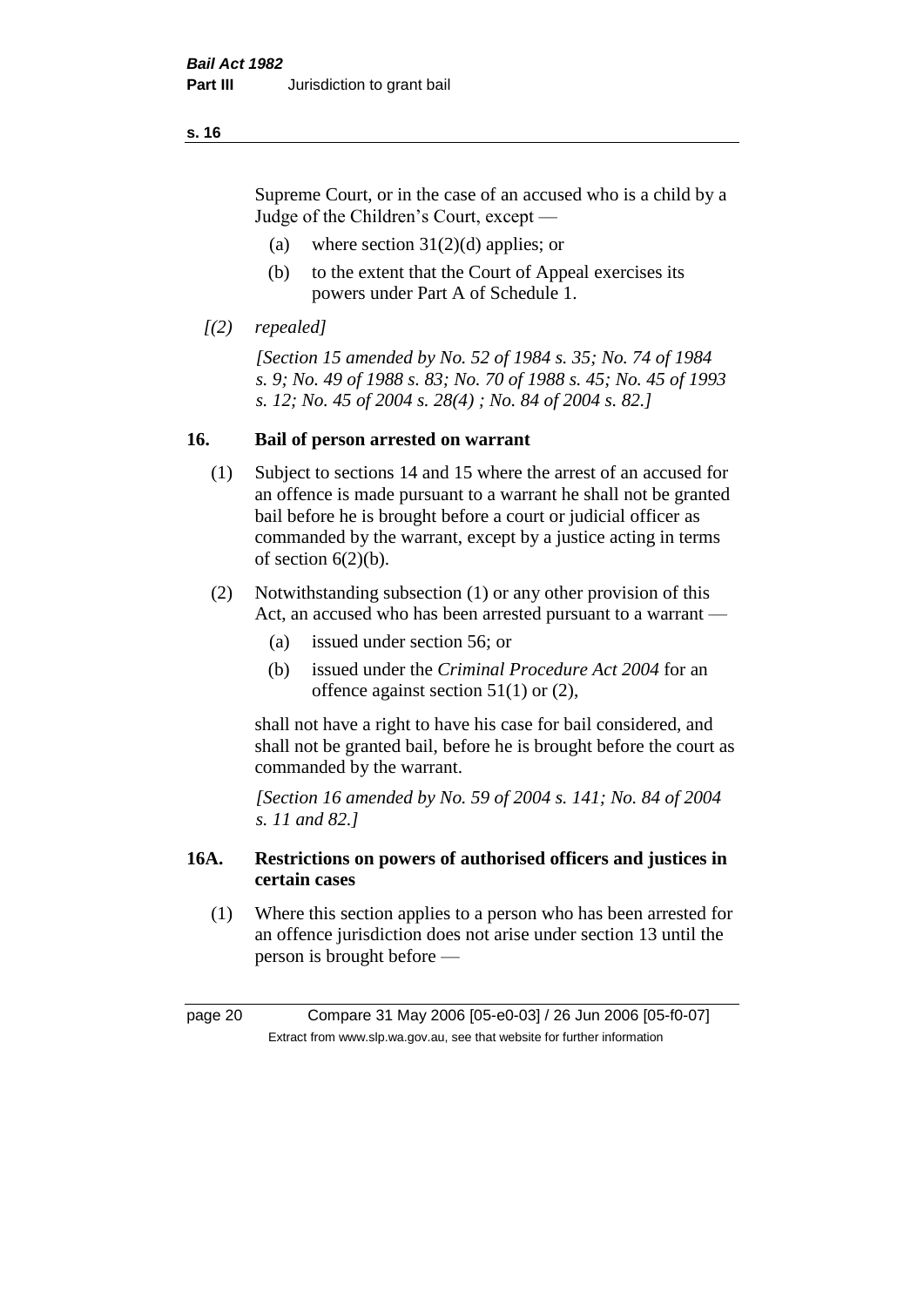Supreme Court, or in the case of an accused who is a child by a Judge of the Children's Court, except —

(a) where section 31(2)(d) applies; or

(b) to the extent that the Court of Appeal exercises its powers under Part A of Schedule 1.

*[(2) repealed]*

*[Section 15 amended by No. 52 of 1984 s. 35; No. 74 of 1984 s. 9; No. 49 of 1988 s. 83; No. 70 of 1988 s. 45; No. 45 of 1993 s. 12; No. 45 of 2004 s. 28(4) ; No. 84 of 2004 s. 82.]*

## 16. Bail of person arrested on warrant

(1) Subject to sections 14 and 15 where the arrest of an accused for an offence is made pursuant to a warrant he shall not be granted bail before he is brought before a court or judicial officer as commanded by the warrant, except by a justice acting in terms of section 6(2)(b).

(2) Notwithstanding subsection (1) or any other provision of this Act, an accused who has been arrested pursuant to a warrant —

(a) issued under section 56; or

(b) issued under the *Criminal Procedure Act 2004* for an offence against section 51(1) or (2),

shall not have a right to have his case for bail considered, and shall not be granted bail, before he is brought before the court as commanded by the warrant.

*[Section 16 amended by No. 59 of 2004 s. 141; No. 84 of 2004 s. 11 and 82.]*

## 16A. Restrictions on powers of authorised officers and justices in certain cases

(1) Where this section applies to a person who has been arrested for an offence jurisdiction does not arise under section 13 until the person is brought before —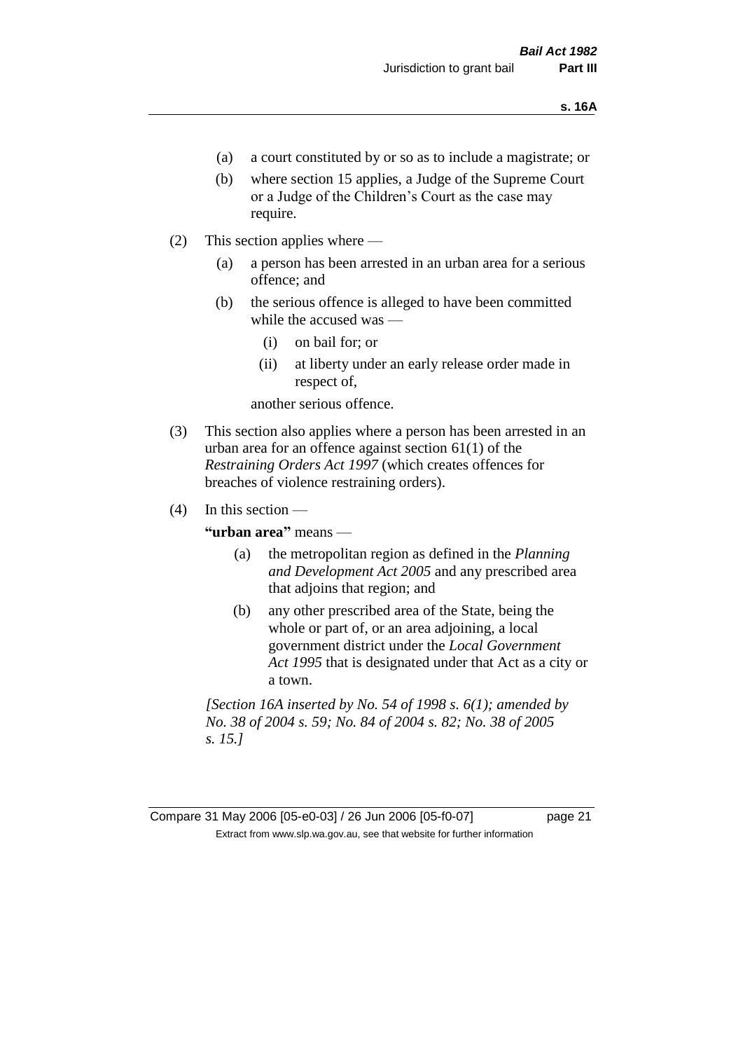(a) a court constituted by or so as to include a magistrate; or

(b) where section 15 applies, a Judge of the Supreme Court or a Judge of the Children's Court as the case may require.

(2) This section applies where —

(a) a person has been arrested in an urban area for a serious offence; and

(b) the serious offence is alleged to have been committed while the accused was —

(i) on bail for; or

(ii) at liberty under an early release order made in respect of,

another serious offence.

(3) This section also applies where a person has been arrested in an urban area for an offence against section 61(1) of the *Restraining Orders Act 1997* (which creates offences for breaches of violence restraining orders).

(4) In this section —

**"urban area"** means —

(a) the metropolitan region as defined in the *Planning and Development Act 2005* and any prescribed area that adjoins that region; and

(b) any other prescribed area of the State, being the whole or part of, or an area adjoining, a local government district under the *Local Government Act 1995* that is designated under that Act as a city or a town.

*[Section 16A inserted by No. 54 of 1998 s. 6(1); amended by No. 38 of 2004 s. 59; No. 84 of 2004 s. 82; No. 38 of 2005 s. 15.]*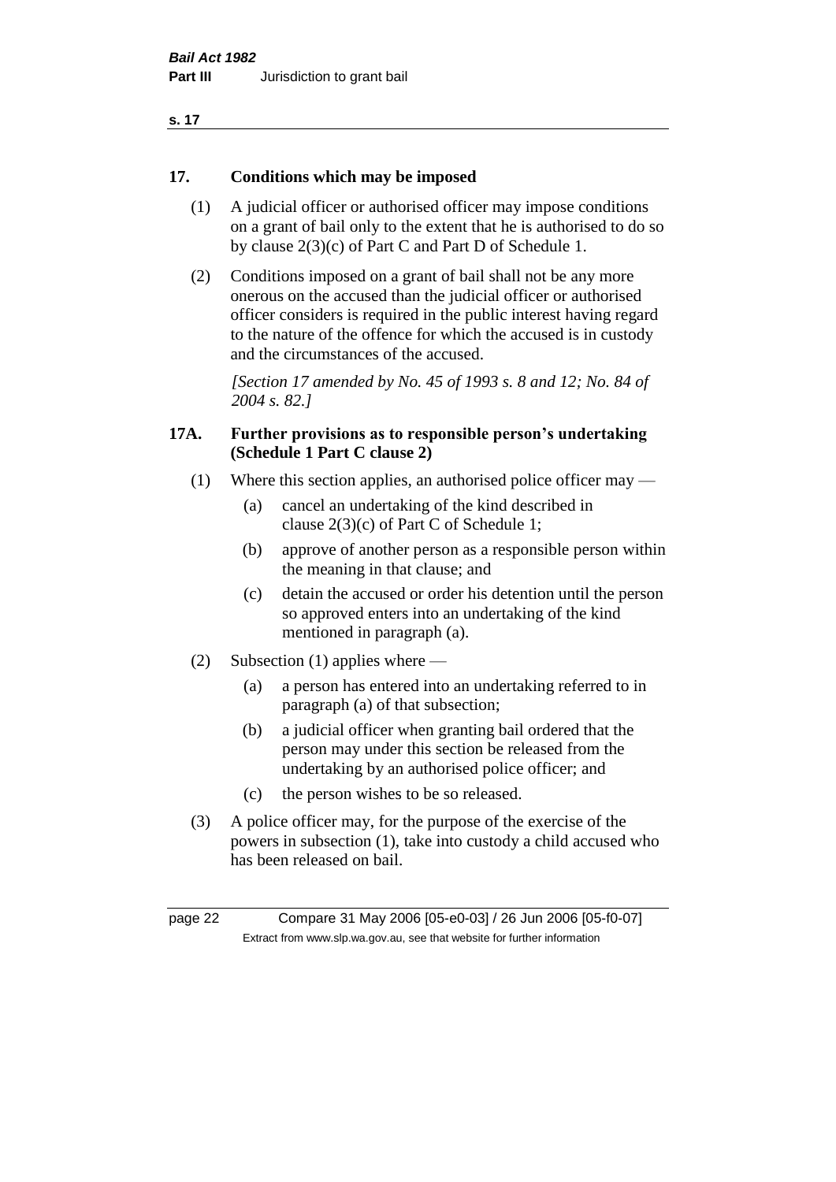## 17. Conditions which may be imposed

(1) A judicial officer or authorised officer may impose conditions on a grant of bail only to the extent that he is authorised to do so by clause 2(3)(c) of Part C and Part D of Schedule 1.

(2) Conditions imposed on a grant of bail shall not be any more onerous on the accused than the judicial officer or authorised officer considers is required in the public interest having regard to the nature of the offence for which the accused is in custody and the circumstances of the accused.

*[Section 17 amended by No. 45 of 1993 s. 8 and 12; No. 84 of 2004 s. 82.]*

## 17A. Further provisions as to responsible person's undertaking (Schedule 1 Part C clause 2)

(1) Where this section applies, an authorised police officer may —

- (a) cancel an undertaking of the kind described in clause 2(3)(c) of Part C of Schedule 1;
- (b) approve of another person as a responsible person within the meaning in that clause; and
- (c) detain the accused or order his detention until the person so approved enters into an undertaking of the kind mentioned in paragraph (a).

(2) Subsection (1) applies where —

- (a) a person has entered into an undertaking referred to in paragraph (a) of that subsection;
- (b) a judicial officer when granting bail ordered that the person may under this section be released from the undertaking by an authorised police officer; and
- (c) the person wishes to be so released.

(3) A police officer may, for the purpose of the exercise of the powers in subsection (1), take into custody a child accused who has been released on bail.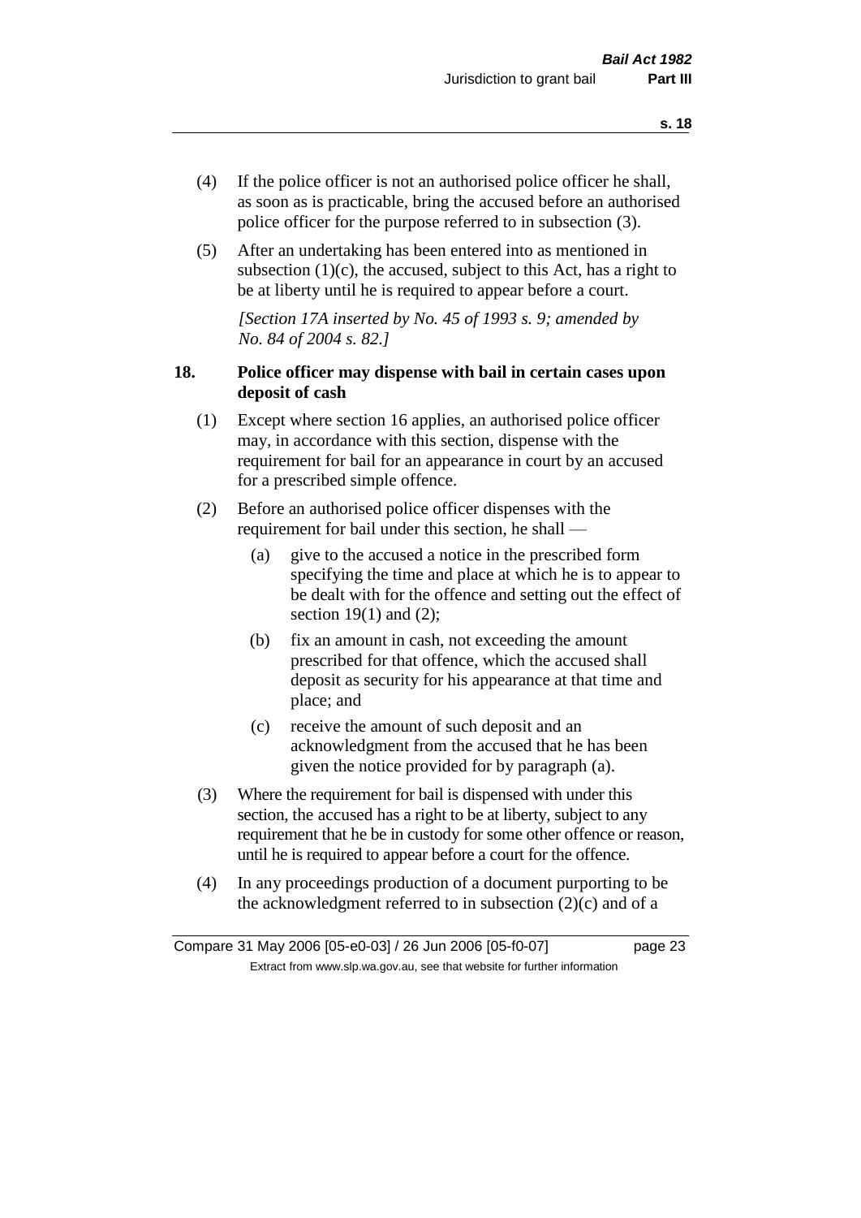(4) If the police officer is not an authorised police officer he shall, as soon as is practicable, bring the accused before an authorised police officer for the purpose referred to in subsection (3).

(5) After an undertaking has been entered into as mentioned in subsection (1)(c), the accused, subject to this Act, has a right to be at liberty until he is required to appear before a court.

*[Section 17A inserted by No. 45 of 1993 s. 9; amended by No. 84 of 2004 s. 82.]*

## 18. Police officer may dispense with bail in certain cases upon deposit of cash

(1) Except where section 16 applies, an authorised police officer may, in accordance with this section, dispense with the requirement for bail for an appearance in court by an accused for a prescribed simple offence.

(2) Before an authorised police officer dispenses with the requirement for bail under this section, he shall —

(a) give to the accused a notice in the prescribed form specifying the time and place at which he is to appear to be dealt with for the offence and setting out the effect of section 19(1) and (2);

(b) fix an amount in cash, not exceeding the amount prescribed for that offence, which the accused shall deposit as security for his appearance at that time and place; and

(c) receive the amount of such deposit and an acknowledgment from the accused that he has been given the notice provided for by paragraph (a).

(3) Where the requirement for bail is dispensed with under this section, the accused has a right to be at liberty, subject to any requirement that he be in custody for some other offence or reason, until he is required to appear before a court for the offence.

(4) In any proceedings production of a document purporting to be the acknowledgment referred to in subsection (2)(c) and of a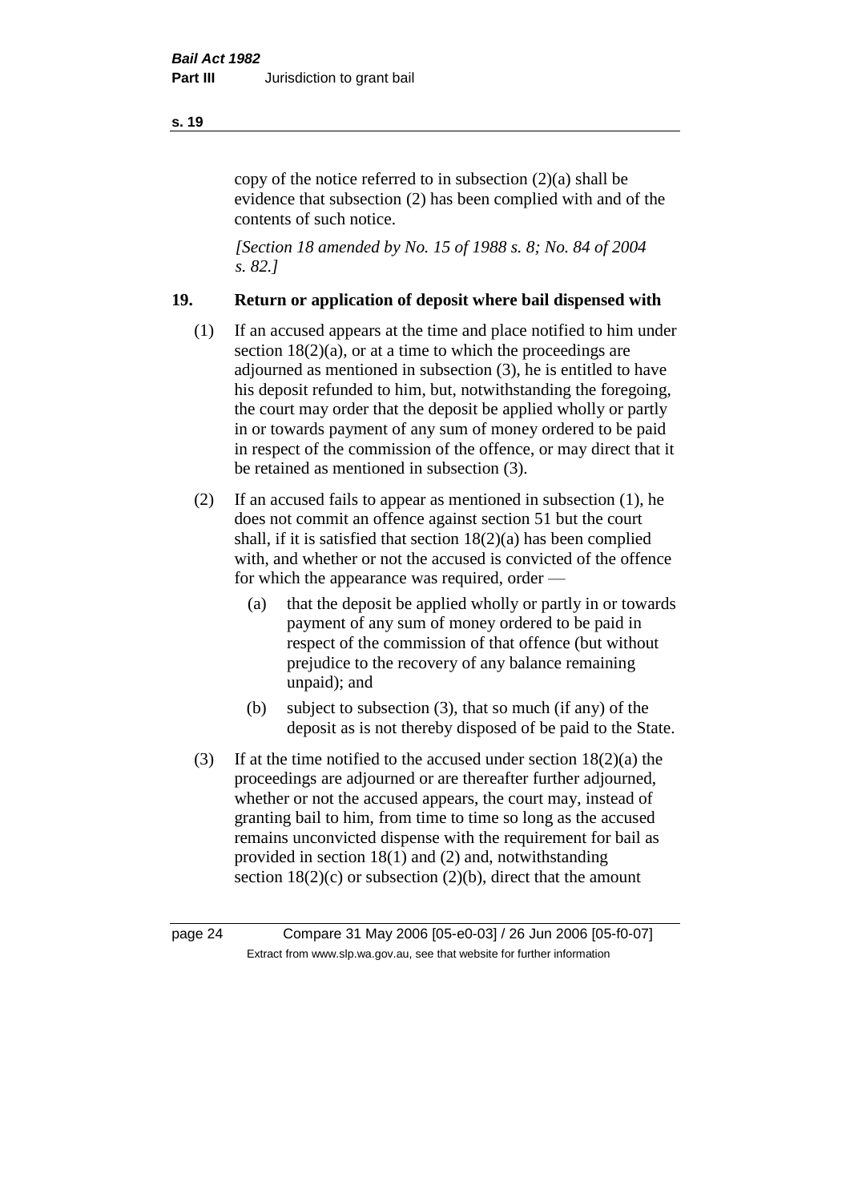copy of the notice referred to in subsection (2)(a) shall be evidence that subsection (2) has been complied with and of the contents of such notice.

*[Section 18 amended by No. 15 of 1988 s. 8; No. 84 of 2004 s. 82.]*

## 19. Return or application of deposit where bail dispensed with

(1) If an accused appears at the time and place notified to him under section 18(2)(a), or at a time to which the proceedings are adjourned as mentioned in subsection (3), he is entitled to have his deposit refunded to him, but, notwithstanding the foregoing, the court may order that the deposit be applied wholly or partly in or towards payment of any sum of money ordered to be paid in respect of the commission of the offence, or may direct that it be retained as mentioned in subsection (3).

(2) If an accused fails to appear as mentioned in subsection (1), he does not commit an offence against section 51 but the court shall, if it is satisfied that section 18(2)(a) has been complied with, and whether or not the accused is convicted of the offence for which the appearance was required, order —

- (a) that the deposit be applied wholly or partly in or towards payment of any sum of money ordered to be paid in respect of the commission of that offence (but without prejudice to the recovery of any balance remaining unpaid); and
- (b) subject to subsection (3), that so much (if any) of the deposit as is not thereby disposed of be paid to the State.

(3) If at the time notified to the accused under section 18(2)(a) the proceedings are adjourned or are thereafter further adjourned, whether or not the accused appears, the court may, instead of granting bail to him, from time to time so long as the accused remains unconvicted dispense with the requirement for bail as provided in section 18(1) and (2) and, notwithstanding section 18(2)(c) or subsection (2)(b), direct that the amount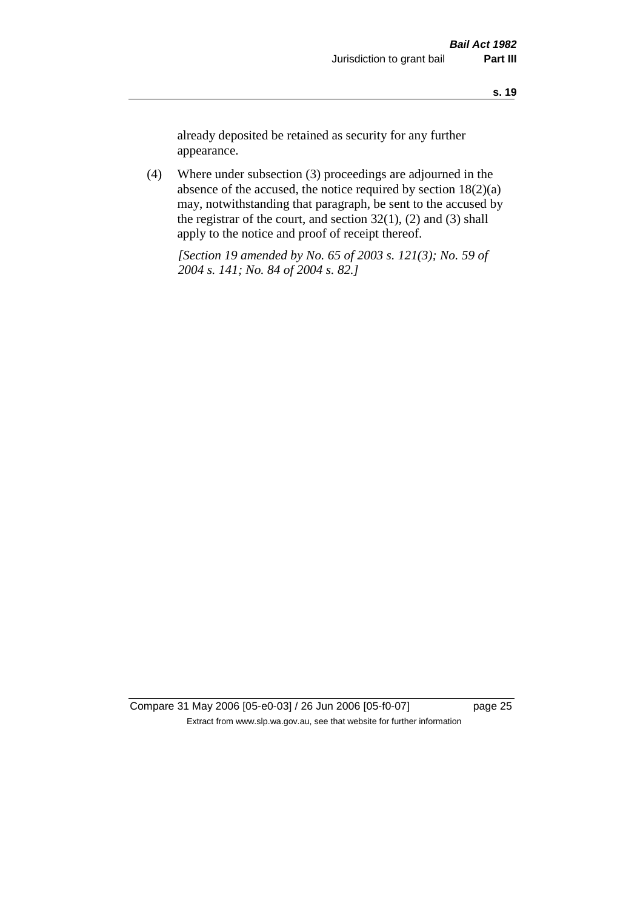already deposited be retained as security for any further appearance.

(4) Where under subsection (3) proceedings are adjourned in the absence of the accused, the notice required by section 18(2)(a) may, notwithstanding that paragraph, be sent to the accused by the registrar of the court, and section 32(1), (2) and (3) shall apply to the notice and proof of receipt thereof.

*[Section 19 amended by No. 65 of 2003 s. 121(3); No. 59 of 2004 s. 141; No. 84 of 2004 s. 82.]*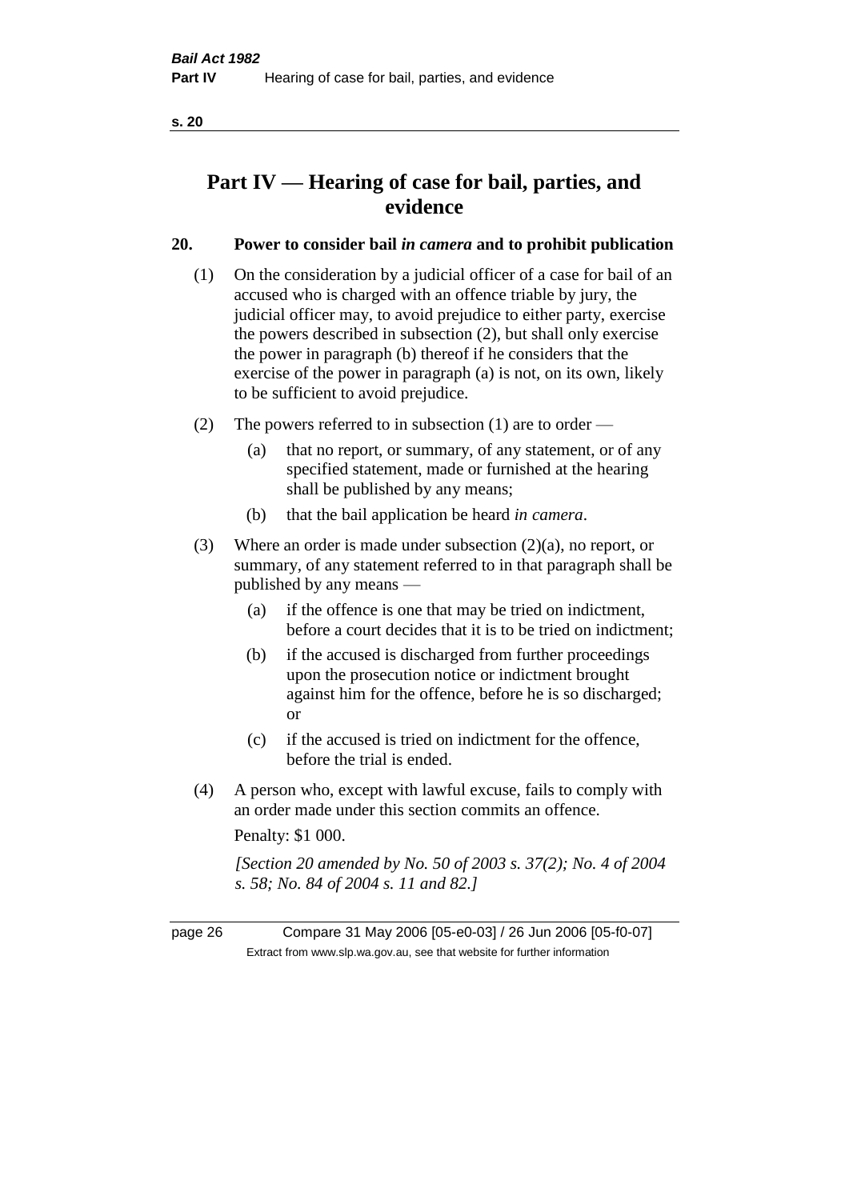# Part IV — Hearing of case for bail, parties, and evidence

## 20. Power to consider bail *in camera* and to prohibit publication

(1) On the consideration by a judicial officer of a case for bail of an accused who is charged with an offence triable by jury, the judicial officer may, to avoid prejudice to either party, exercise the powers described in subsection (2), but shall only exercise the power in paragraph (b) thereof if he considers that the exercise of the power in paragraph (a) is not, on its own, likely to be sufficient to avoid prejudice.

(2) The powers referred to in subsection (1) are to order —

- (a) that no report, or summary, of any statement, or of any specified statement, made or furnished at the hearing shall be published by any means;
- (b) that the bail application be heard *in camera*.

(3) Where an order is made under subsection (2)(a), no report, or summary, of any statement referred to in that paragraph shall be published by any means —

- (a) if the offence is one that may be tried on indictment, before a court decides that it is to be tried on indictment;
- (b) if the accused is discharged from further proceedings upon the prosecution notice or indictment brought against him for the offence, before he is so discharged; or
- (c) if the accused is tried on indictment for the offence, before the trial is ended.

(4) A person who, except with lawful excuse, fails to comply with an order made under this section commits an offence.

Penalty: $1 000.

*[Section 20 amended by No. 50 of 2003 s. 37(2); No. 4 of 2004 s. 58; No. 84 of 2004 s. 11 and 82.]*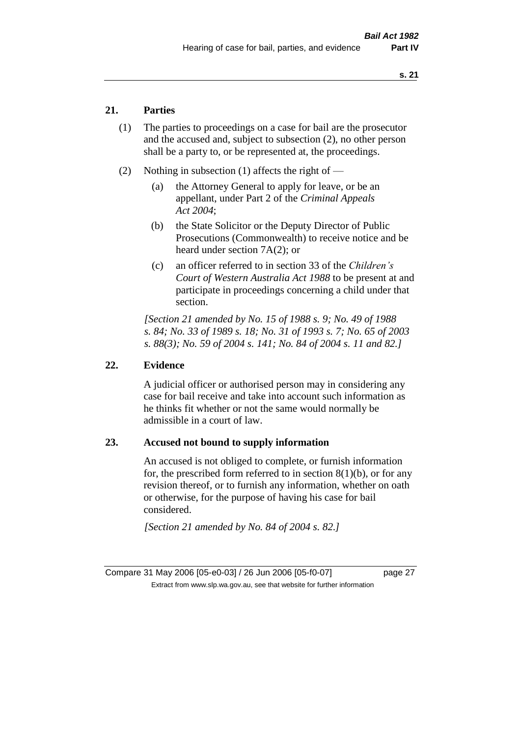## 21. Parties

(1) The parties to proceedings on a case for bail are the prosecutor and the accused and, subject to subsection (2), no other person shall be a party to, or be represented at, the proceedings.

(2) Nothing in subsection (1) affects the right of —

(a) the Attorney General to apply for leave, or be an appellant, under Part 2 of the *Criminal Appeals Act 2004*;

(b) the State Solicitor or the Deputy Director of Public Prosecutions (Commonwealth) to receive notice and be heard under section 7A(2); or

(c) an officer referred to in section 33 of the *Children's Court of Western Australia Act 1988* to be present at and participate in proceedings concerning a child under that section.

*[Section 21 amended by No. 15 of 1988 s. 9; No. 49 of 1988 s. 84; No. 33 of 1989 s. 18; No. 31 of 1993 s. 7; No. 65 of 2003 s. 88(3); No. 59 of 2004 s. 141; No. 84 of 2004 s. 11 and 82.]*

## 22. Evidence

A judicial officer or authorised person may in considering any case for bail receive and take into account such information as he thinks fit whether or not the same would normally be admissible in a court of law.

## 23. Accused not bound to supply information

An accused is not obliged to complete, or furnish information for, the prescribed form referred to in section 8(1)(b), or for any revision thereof, or to furnish any information, whether on oath or otherwise, for the purpose of having his case for bail considered.

*[Section 21 amended by No. 84 of 2004 s. 82.]*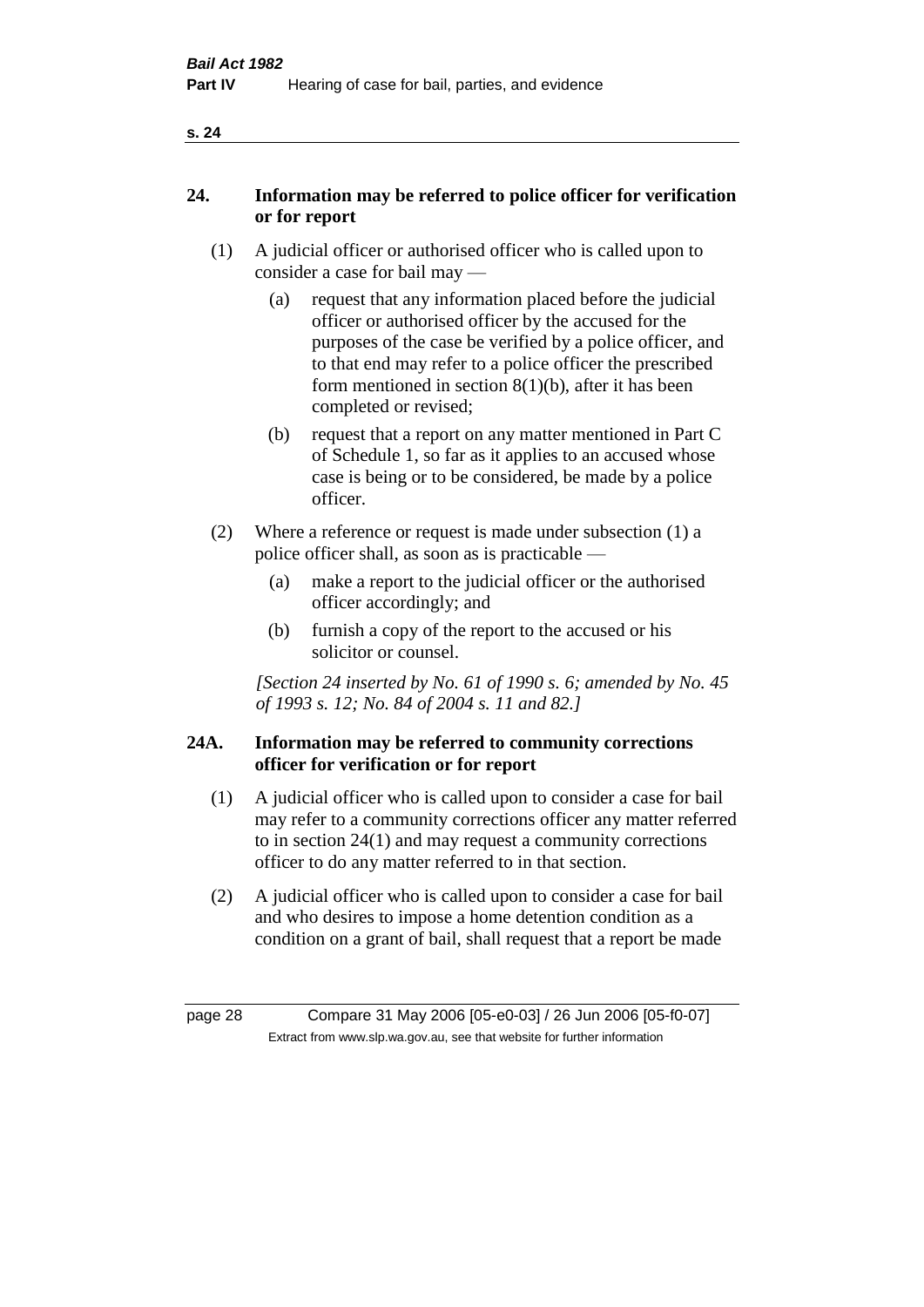## 24. Information may be referred to police officer for verification or for report

(1) A judicial officer or authorised officer who is called upon to consider a case for bail may —

(a) request that any information placed before the judicial officer or authorised officer by the accused for the purposes of the case be verified by a police officer, and to that end may refer to a police officer the prescribed form mentioned in section 8(1)(b), after it has been completed or revised;

(b) request that a report on any matter mentioned in Part C of Schedule 1, so far as it applies to an accused whose case is being or to be considered, be made by a police officer.

(2) Where a reference or request is made under subsection (1) a police officer shall, as soon as is practicable —

(a) make a report to the judicial officer or the authorised officer accordingly; and

(b) furnish a copy of the report to the accused or his solicitor or counsel.

*[Section 24 inserted by No. 61 of 1990 s. 6; amended by No. 45 of 1993 s. 12; No. 84 of 2004 s. 11 and 82.]*

## 24A. Information may be referred to community corrections officer for verification or for report

(1) A judicial officer who is called upon to consider a case for bail may refer to a community corrections officer any matter referred to in section 24(1) and may request a community corrections officer to do any matter referred to in that section.

(2) A judicial officer who is called upon to consider a case for bail and who desires to impose a home detention condition as a condition on a grant of bail, shall request that a report be made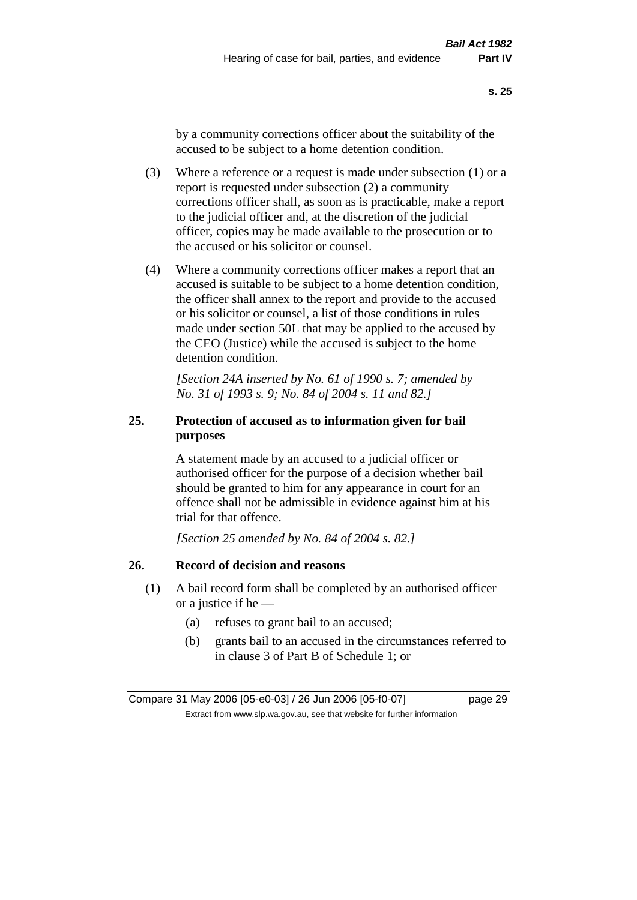by a community corrections officer about the suitability of the accused to be subject to a home detention condition.

(3) Where a reference or a request is made under subsection (1) or a report is requested under subsection (2) a community corrections officer shall, as soon as is practicable, make a report to the judicial officer and, at the discretion of the judicial officer, copies may be made available to the prosecution or to the accused or his solicitor or counsel.

(4) Where a community corrections officer makes a report that an accused is suitable to be subject to a home detention condition, the officer shall annex to the report and provide to the accused or his solicitor or counsel, a list of those conditions in rules made under section 50L that may be applied to the accused by the CEO (Justice) while the accused is subject to the home detention condition.

*[Section 24A inserted by No. 61 of 1990 s. 7; amended by No. 31 of 1993 s. 9; No. 84 of 2004 s. 11 and 82.]*

### 25. Protection of accused as to information given for bail purposes

A statement made by an accused to a judicial officer or authorised officer for the purpose of a decision whether bail should be granted to him for any appearance in court for an offence shall not be admissible in evidence against him at his trial for that offence.

*[Section 25 amended by No. 84 of 2004 s. 82.]*

### 26. Record of decision and reasons

(1) A bail record form shall be completed by an authorised officer or a justice if he —

- (a) refuses to grant bail to an accused;
- (b) grants bail to an accused in the circumstances referred to in clause 3 of Part B of Schedule 1; or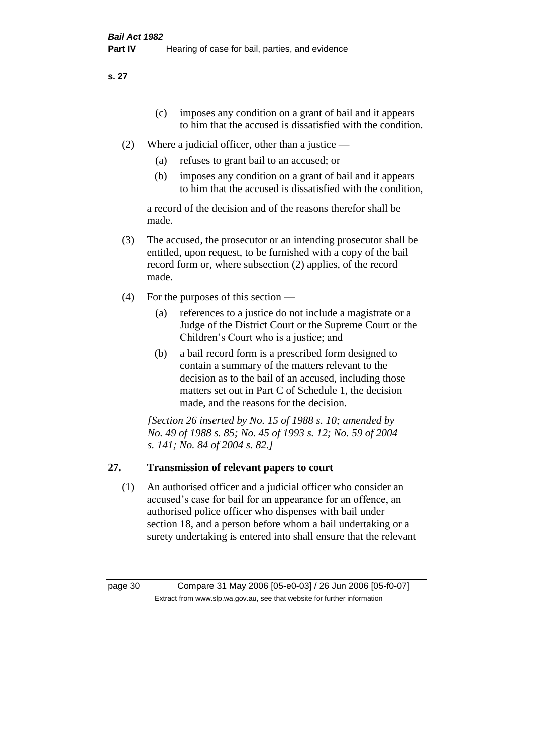(c) imposes any condition on a grant of bail and it appears to him that the accused is dissatisfied with the condition.

(2) Where a judicial officer, other than a justice —

(a) refuses to grant bail to an accused; or

(b) imposes any condition on a grant of bail and it appears to him that the accused is dissatisfied with the condition,

a record of the decision and of the reasons therefor shall be made.

(3) The accused, the prosecutor or an intending prosecutor shall be entitled, upon request, to be furnished with a copy of the bail record form or, where subsection (2) applies, of the record made.

(4) For the purposes of this section —

(a) references to a justice do not include a magistrate or a Judge of the District Court or the Supreme Court or the Children's Court who is a justice; and

(b) a bail record form is a prescribed form designed to contain a summary of the matters relevant to the decision as to the bail of an accused, including those matters set out in Part C of Schedule 1, the decision made, and the reasons for the decision.

*[Section 26 inserted by No. 15 of 1988 s. 10; amended by No. 49 of 1988 s. 85; No. 45 of 1993 s. 12; No. 59 of 2004 s. 141; No. 84 of 2004 s. 82.]*

## 27. Transmission of relevant papers to court

(1) An authorised officer and a judicial officer who consider an accused's case for bail for an appearance for an offence, an authorised police officer who dispenses with bail under section 18, and a person before whom a bail undertaking or a surety undertaking is entered into shall ensure that the relevant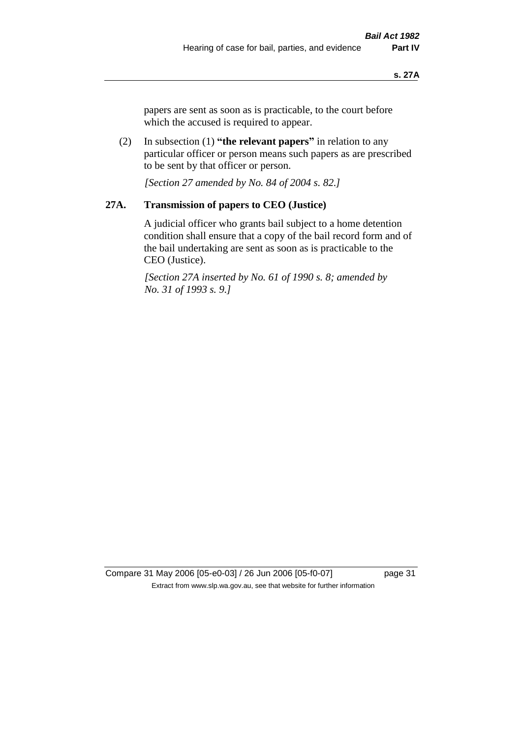papers are sent as soon as is practicable, to the court before which the accused is required to appear.

(2) In subsection (1) **"the relevant papers"** in relation to any particular officer or person means such papers as are prescribed to be sent by that officer or person.

*[Section 27 amended by No. 84 of 2004 s. 82.]*

## 27A. Transmission of papers to CEO (Justice)

A judicial officer who grants bail subject to a home detention condition shall ensure that a copy of the bail record form and of the bail undertaking are sent as soon as is practicable to the CEO (Justice).

*[Section 27A inserted by No. 61 of 1990 s. 8; amended by No. 31 of 1993 s. 9.]*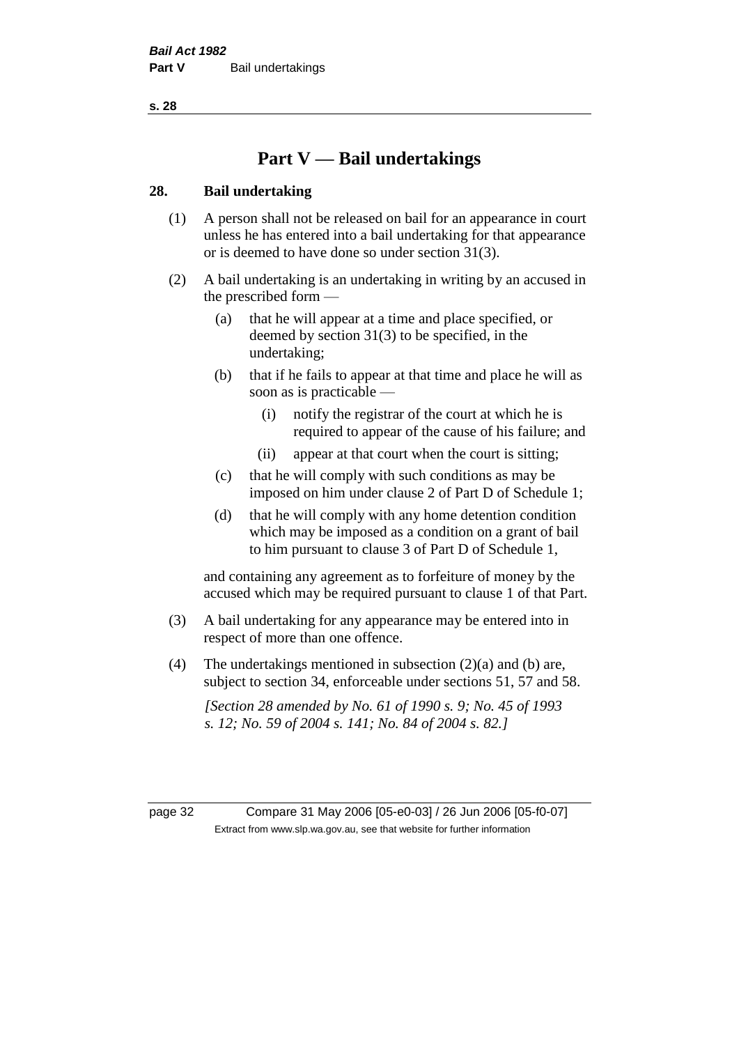# Part V — Bail undertakings

## 28. Bail undertaking

(1) A person shall not be released on bail for an appearance in court unless he has entered into a bail undertaking for that appearance or is deemed to have done so under section 31(3).

(2) A bail undertaking is an undertaking in writing by an accused in the prescribed form —

- (a) that he will appear at a time and place specified, or deemed by section 31(3) to be specified, in the undertaking;
- (b) that if he fails to appear at that time and place he will as soon as is practicable —
  - (i) notify the registrar of the court at which he is required to appear of the cause of his failure; and
  - (ii) appear at that court when the court is sitting;
- (c) that he will comply with such conditions as may be imposed on him under clause 2 of Part D of Schedule 1;
- (d) that he will comply with any home detention condition which may be imposed as a condition on a grant of bail to him pursuant to clause 3 of Part D of Schedule 1,

and containing any agreement as to forfeiture of money by the accused which may be required pursuant to clause 1 of that Part.

(3) A bail undertaking for any appearance may be entered into in respect of more than one offence.

(4) The undertakings mentioned in subsection (2)(a) and (b) are, subject to section 34, enforceable under sections 51, 57 and 58.

*[Section 28 amended by No. 61 of 1990 s. 9; No. 45 of 1993 s. 12; No. 59 of 2004 s. 141; No. 84 of 2004 s. 82.]*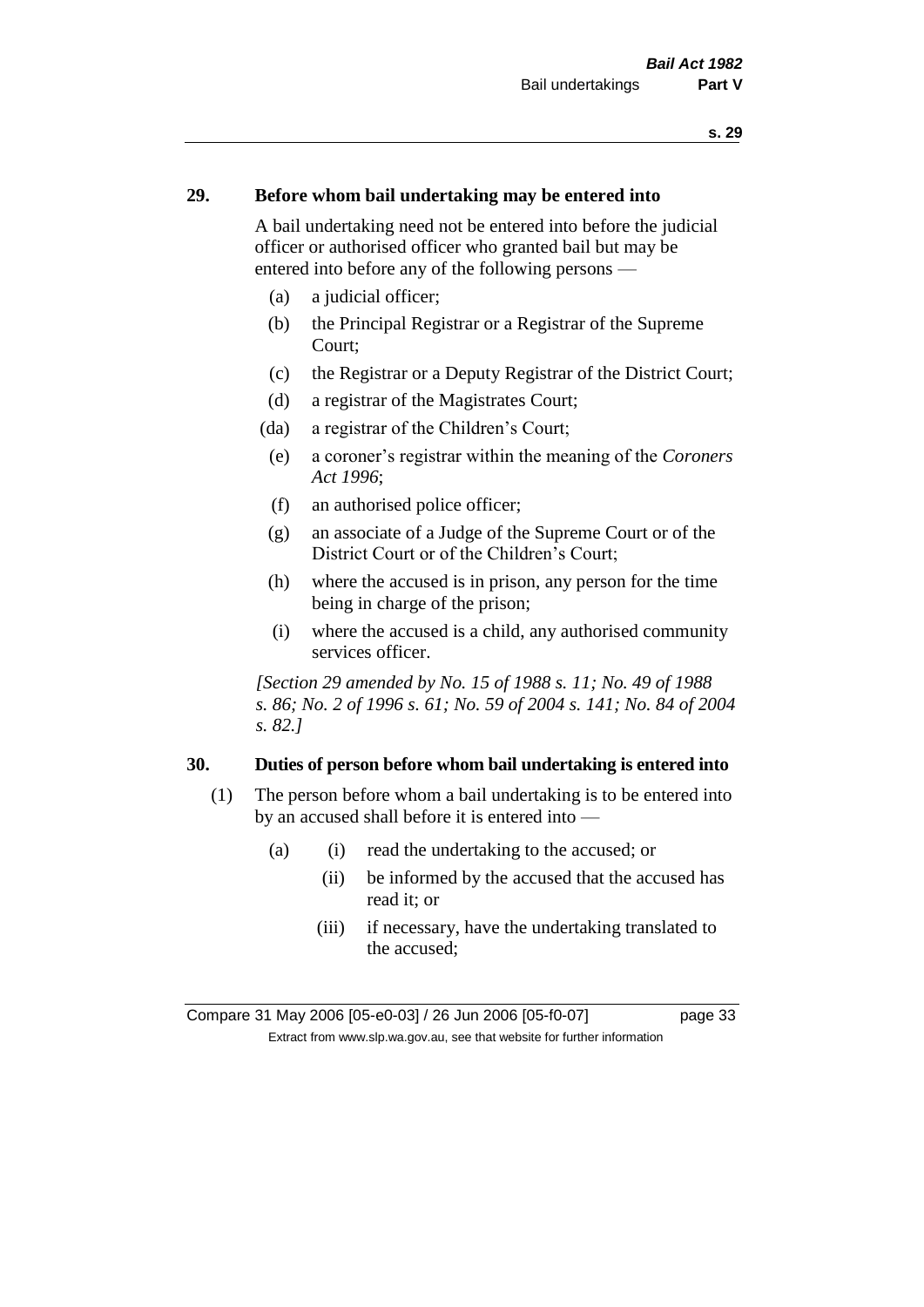## 29. Before whom bail undertaking may be entered into

A bail undertaking need not be entered into before the judicial officer or authorised officer who granted bail but may be entered into before any of the following persons —

(a) a judicial officer;

(b) the Principal Registrar or a Registrar of the Supreme Court;

(c) the Registrar or a Deputy Registrar of the District Court;

(d) a registrar of the Magistrates Court;

(da) a registrar of the Children's Court;

(e) a coroner's registrar within the meaning of the *Coroners Act 1996*;

(f) an authorised police officer;

(g) an associate of a Judge of the Supreme Court or of the District Court or of the Children's Court;

(h) where the accused is in prison, any person for the time being in charge of the prison;

(i) where the accused is a child, any authorised community services officer.

*[Section 29 amended by No. 15 of 1988 s. 11; No. 49 of 1988 s. 86; No. 2 of 1996 s. 61; No. 59 of 2004 s. 141; No. 84 of 2004 s. 82.]*

## 30. Duties of person before whom bail undertaking is entered into

(1) The person before whom a bail undertaking is to be entered into by an accused shall before it is entered into —

(a) (i) read the undertaking to the accused; or

(ii) be informed by the accused that the accused has read it; or

(iii) if necessary, have the undertaking translated to the accused;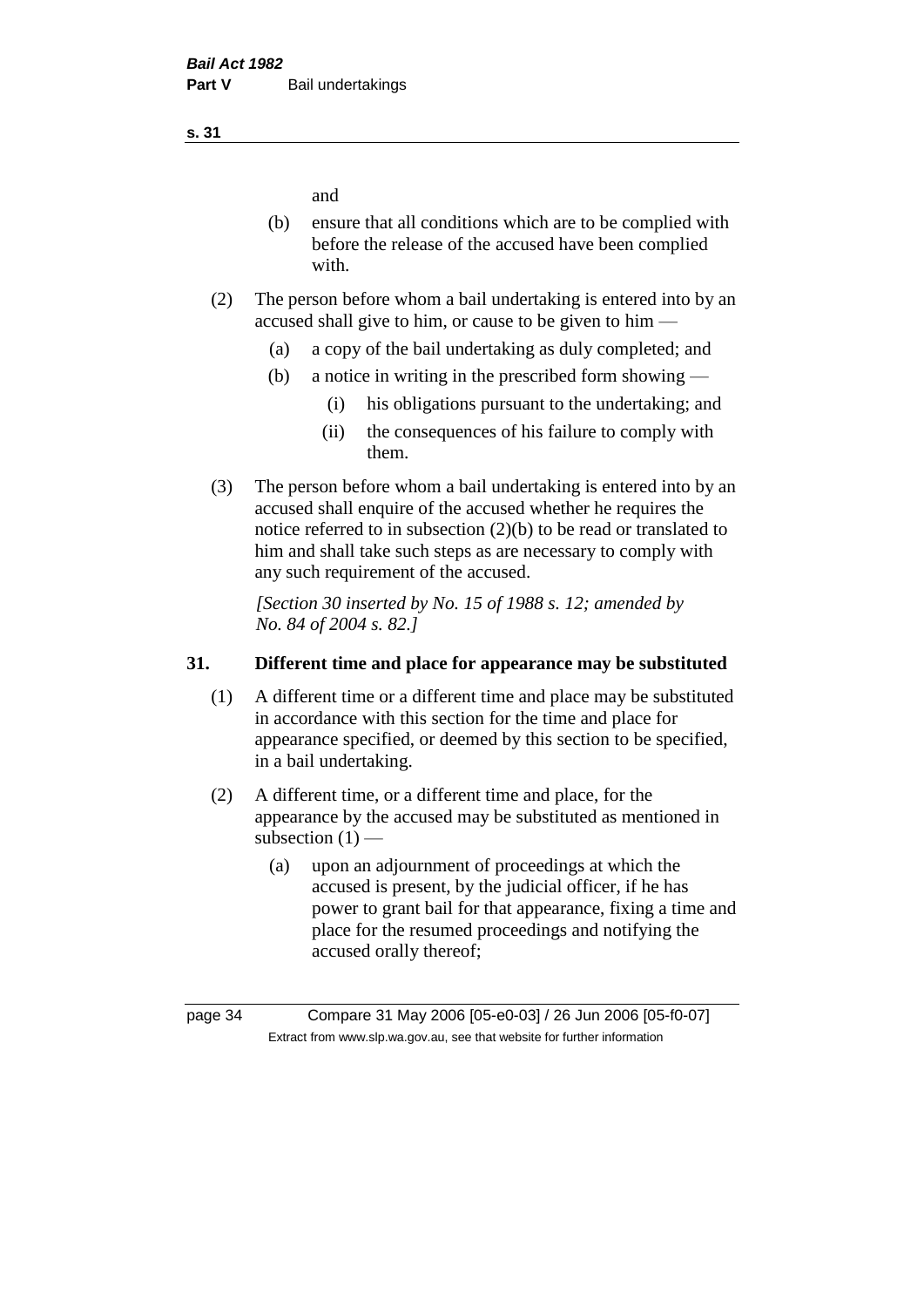and

(b) ensure that all conditions which are to be complied with before the release of the accused have been complied with.

(2) The person before whom a bail undertaking is entered into by an accused shall give to him, or cause to be given to him —

(a) a copy of the bail undertaking as duly completed; and

(b) a notice in writing in the prescribed form showing —

(i) his obligations pursuant to the undertaking; and

(ii) the consequences of his failure to comply with them.

(3) The person before whom a bail undertaking is entered into by an accused shall enquire of the accused whether he requires the notice referred to in subsection (2)(b) to be read or translated to him and shall take such steps as are necessary to comply with any such requirement of the accused.

*[Section 30 inserted by No. 15 of 1988 s. 12; amended by No. 84 of 2004 s. 82.]*

## 31. Different time and place for appearance may be substituted

(1) A different time or a different time and place may be substituted in accordance with this section for the time and place for appearance specified, or deemed by this section to be specified, in a bail undertaking.

(2) A different time, or a different time and place, for the appearance by the accused may be substituted as mentioned in subsection (1) —

(a) upon an adjournment of proceedings at which the accused is present, by the judicial officer, if he has power to grant bail for that appearance, fixing a time and place for the resumed proceedings and notifying the accused orally thereof;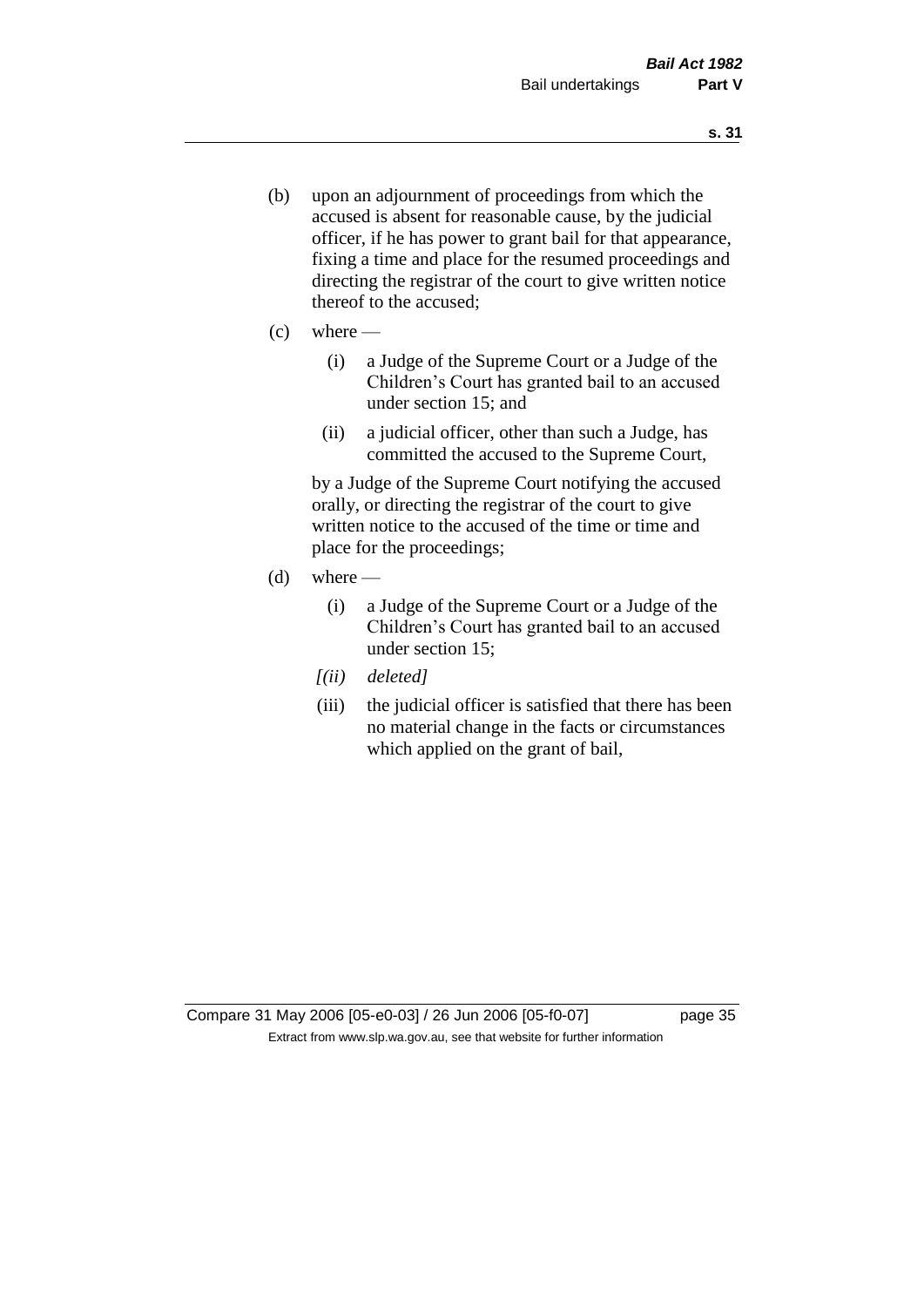(b) upon an adjournment of proceedings from which the accused is absent for reasonable cause, by the judicial officer, if he has power to grant bail for that appearance, fixing a time and place for the resumed proceedings and directing the registrar of the court to give written notice thereof to the accused;

(c) where —

   (i) a Judge of the Supreme Court or a Judge of the Children's Court has granted bail to an accused under section 15; and

   (ii) a judicial officer, other than such a Judge, has committed the accused to the Supreme Court,

   by a Judge of the Supreme Court notifying the accused orally, or directing the registrar of the court to give written notice to the accused of the time or time and place for the proceedings;

(d) where —

   (i) a Judge of the Supreme Court or a Judge of the Children's Court has granted bail to an accused under section 15;

   *[(ii) deleted]*

   (iii) the judicial officer is satisfied that there has been no material change in the facts or circumstances which applied on the grant of bail,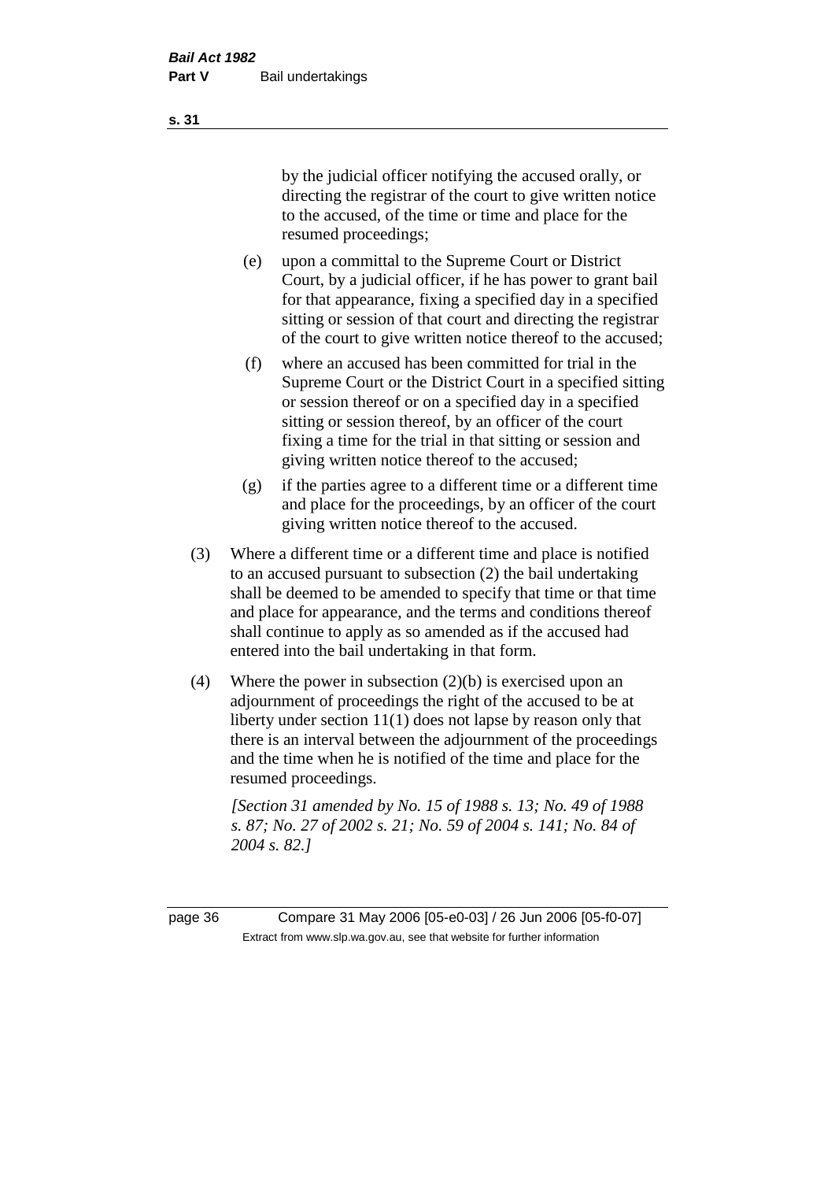by the judicial officer notifying the accused orally, or directing the registrar of the court to give written notice to the accused, of the time or time and place for the resumed proceedings;

(e) upon a committal to the Supreme Court or District Court, by a judicial officer, if he has power to grant bail for that appearance, fixing a specified day in a specified sitting or session of that court and directing the registrar of the court to give written notice thereof to the accused;

(f) where an accused has been committed for trial in the Supreme Court or the District Court in a specified sitting or session thereof or on a specified day in a specified sitting or session thereof, by an officer of the court fixing a time for the trial in that sitting or session and giving written notice thereof to the accused;

(g) if the parties agree to a different time or a different time and place for the proceedings, by an officer of the court giving written notice thereof to the accused.

(3) Where a different time or a different time and place is notified to an accused pursuant to subsection (2) the bail undertaking shall be deemed to be amended to specify that time or that time and place for appearance, and the terms and conditions thereof shall continue to apply as so amended as if the accused had entered into the bail undertaking in that form.

(4) Where the power in subsection (2)(b) is exercised upon an adjournment of proceedings the right of the accused to be at liberty under section 11(1) does not lapse by reason only that there is an interval between the adjournment of the proceedings and the time when he is notified of the time and place for the resumed proceedings.

*[Section 31 amended by No. 15 of 1988 s. 13; No. 49 of 1988 s. 87; No. 27 of 2002 s. 21; No. 59 of 2004 s. 141; No. 84 of 2004 s. 82.]*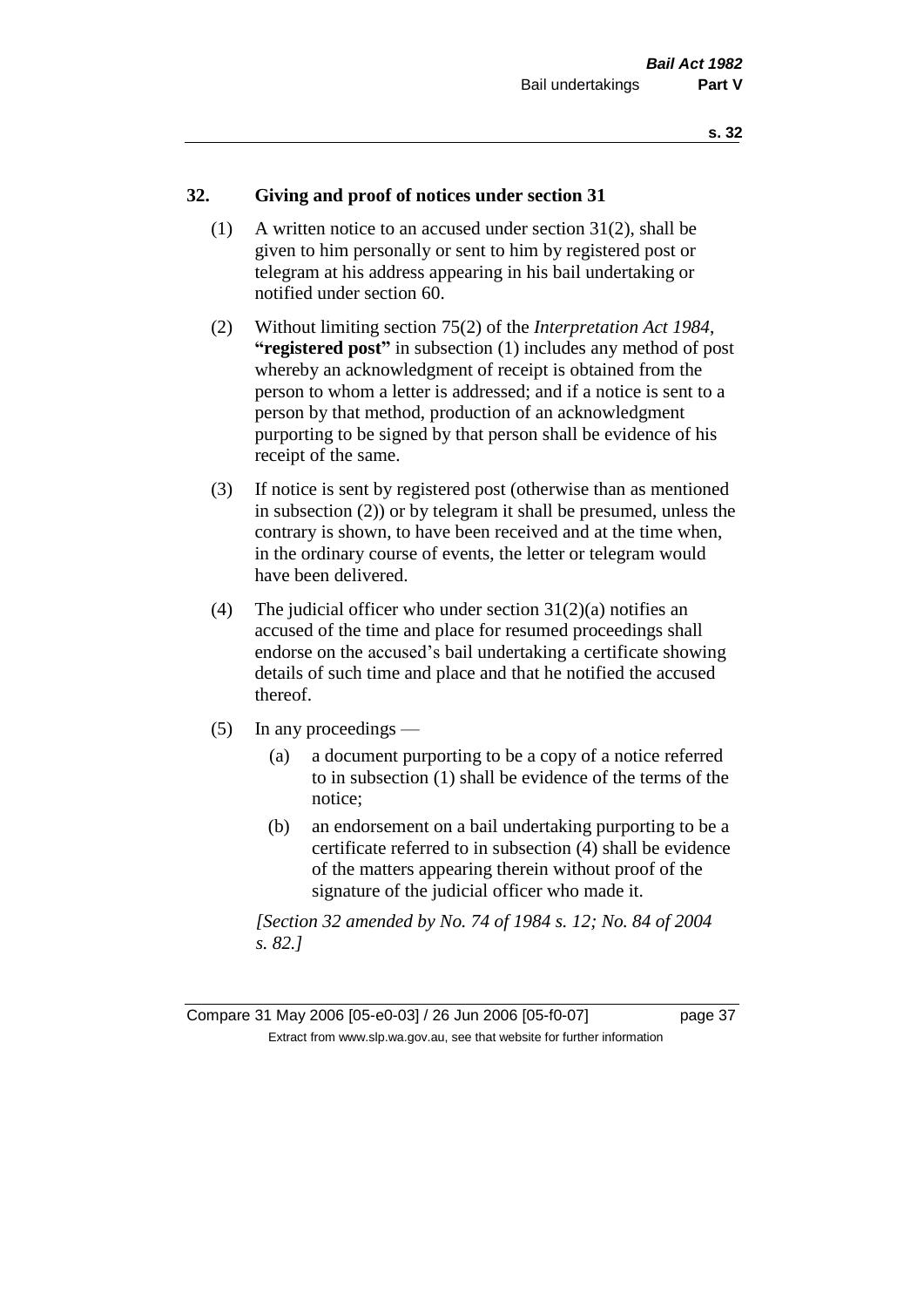## 32. Giving and proof of notices under section 31

(1) A written notice to an accused under section 31(2), shall be given to him personally or sent to him by registered post or telegram at his address appearing in his bail undertaking or notified under section 60.

(2) Without limiting section 75(2) of the *Interpretation Act 1984*, **"registered post"** in subsection (1) includes any method of post whereby an acknowledgment of receipt is obtained from the person to whom a letter is addressed; and if a notice is sent to a person by that method, production of an acknowledgment purporting to be signed by that person shall be evidence of his receipt of the same.

(3) If notice is sent by registered post (otherwise than as mentioned in subsection (2)) or by telegram it shall be presumed, unless the contrary is shown, to have been received and at the time when, in the ordinary course of events, the letter or telegram would have been delivered.

(4) The judicial officer who under section 31(2)(a) notifies an accused of the time and place for resumed proceedings shall endorse on the accused's bail undertaking a certificate showing details of such time and place and that he notified the accused thereof.

(5) In any proceedings —

   (a) a document purporting to be a copy of a notice referred to in subsection (1) shall be evidence of the terms of the notice;

   (b) an endorsement on a bail undertaking purporting to be a certificate referred to in subsection (4) shall be evidence of the matters appearing therein without proof of the signature of the judicial officer who made it.

*[Section 32 amended by No. 74 of 1984 s. 12; No. 84 of 2004 s. 82.]*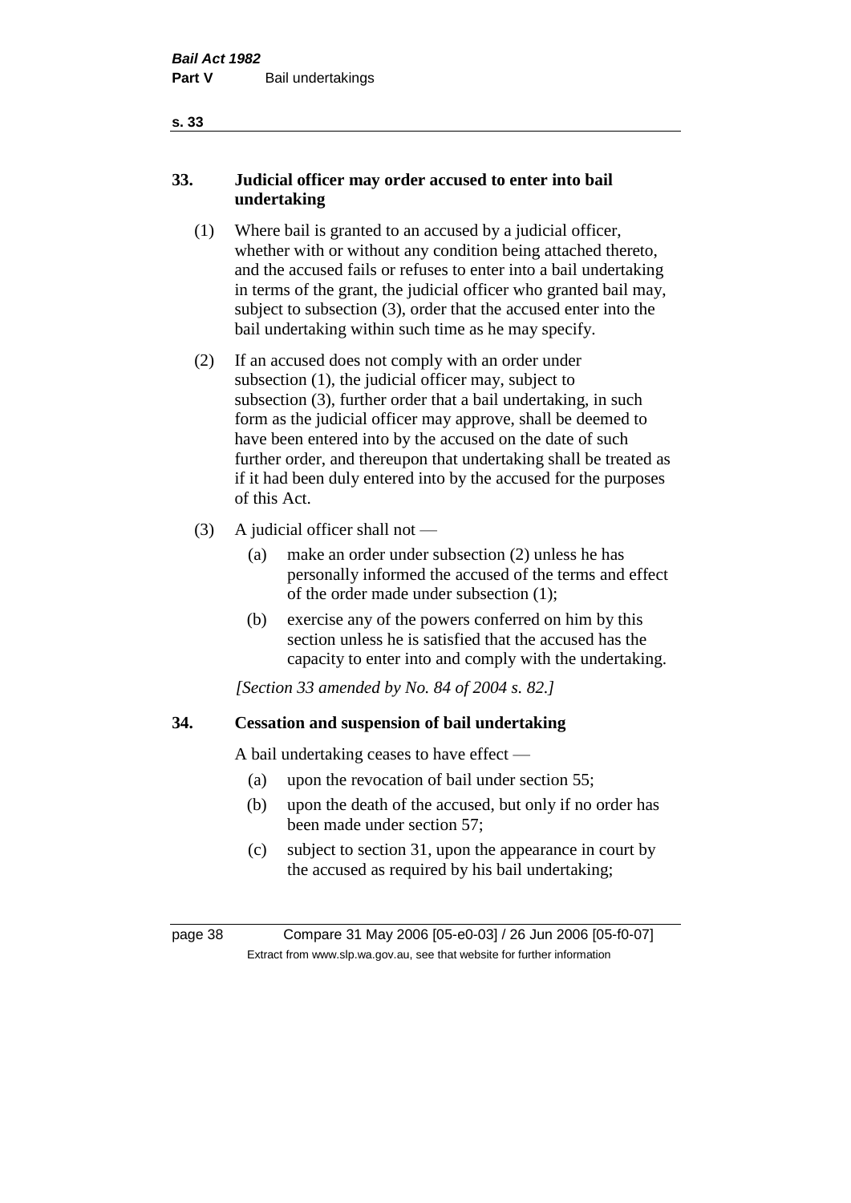## 33. Judicial officer may order accused to enter into bail undertaking

(1) Where bail is granted to an accused by a judicial officer, whether with or without any condition being attached thereto, and the accused fails or refuses to enter into a bail undertaking in terms of the grant, the judicial officer who granted bail may, subject to subsection (3), order that the accused enter into the bail undertaking within such time as he may specify.

(2) If an accused does not comply with an order under subsection (1), the judicial officer may, subject to subsection (3), further order that a bail undertaking, in such form as the judicial officer may approve, shall be deemed to have been entered into by the accused on the date of such further order, and thereupon that undertaking shall be treated as if it had been duly entered into by the accused for the purposes of this Act.

(3) A judicial officer shall not —

(a) make an order under subsection (2) unless he has personally informed the accused of the terms and effect of the order made under subsection (1);

(b) exercise any of the powers conferred on him by this section unless he is satisfied that the accused has the capacity to enter into and comply with the undertaking.

*[Section 33 amended by No. 84 of 2004 s. 82.]*

## 34. Cessation and suspension of bail undertaking

A bail undertaking ceases to have effect —

(a) upon the revocation of bail under section 55;

(b) upon the death of the accused, but only if no order has been made under section 57;

(c) subject to section 31, upon the appearance in court by the accused as required by his bail undertaking;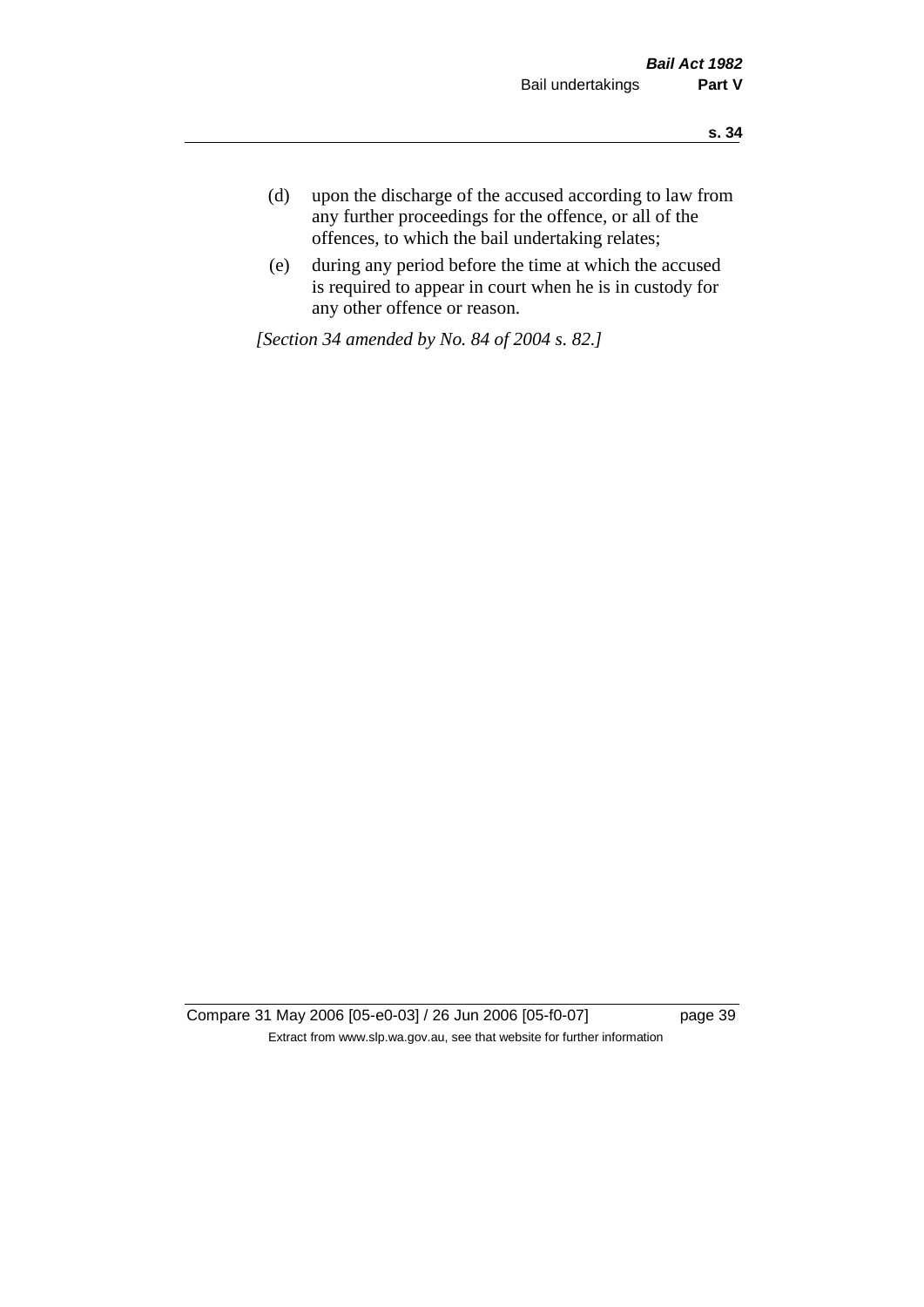(d) upon the discharge of the accused according to law from any further proceedings for the offence, or all of the offences, to which the bail undertaking relates;

(e) during any period before the time at which the accused is required to appear in court when he is in custody for any other offence or reason.

*[Section 34 amended by No. 84 of 2004 s. 82.]*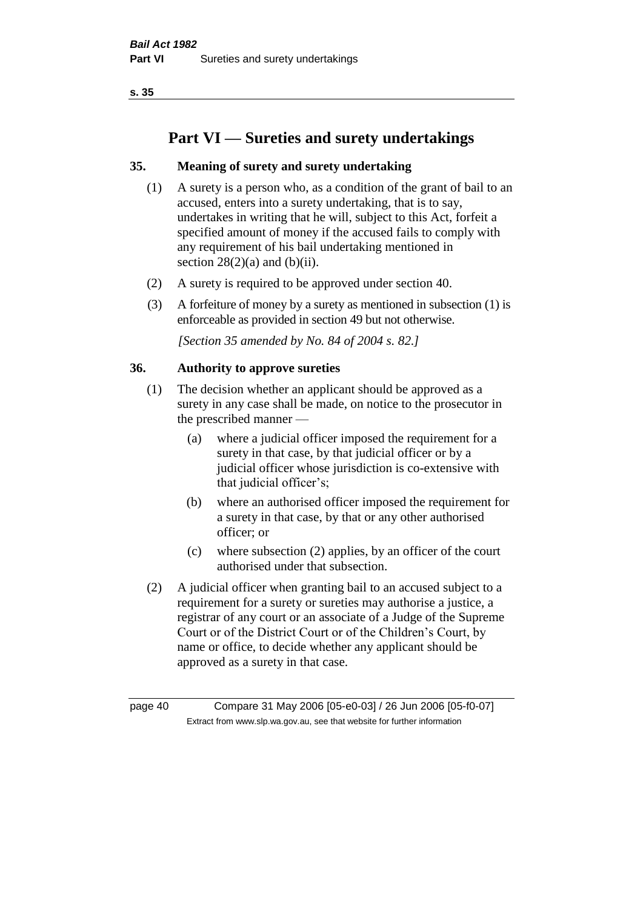# Part VI — Sureties and surety undertakings

## 35. Meaning of surety and surety undertaking

(1) A surety is a person who, as a condition of the grant of bail to an accused, enters into a surety undertaking, that is to say, undertakes in writing that he will, subject to this Act, forfeit a specified amount of money if the accused fails to comply with any requirement of his bail undertaking mentioned in section 28(2)(a) and (b)(ii).

(2) A surety is required to be approved under section 40.

(3) A forfeiture of money by a surety as mentioned in subsection (1) is enforceable as provided in section 49 but not otherwise.

*[Section 35 amended by No. 84 of 2004 s. 82.]*

## 36. Authority to approve sureties

(1) The decision whether an applicant should be approved as a surety in any case shall be made, on notice to the prosecutor in the prescribed manner —

- (a) where a judicial officer imposed the requirement for a surety in that case, by that judicial officer or by a judicial officer whose jurisdiction is co-extensive with that judicial officer's;
- (b) where an authorised officer imposed the requirement for a surety in that case, by that or any other authorised officer; or
- (c) where subsection (2) applies, by an officer of the court authorised under that subsection.

(2) A judicial officer when granting bail to an accused subject to a requirement for a surety or sureties may authorise a justice, a registrar of any court or an associate of a Judge of the Supreme Court or of the District Court or of the Children's Court, by name or office, to decide whether any applicant should be approved as a surety in that case.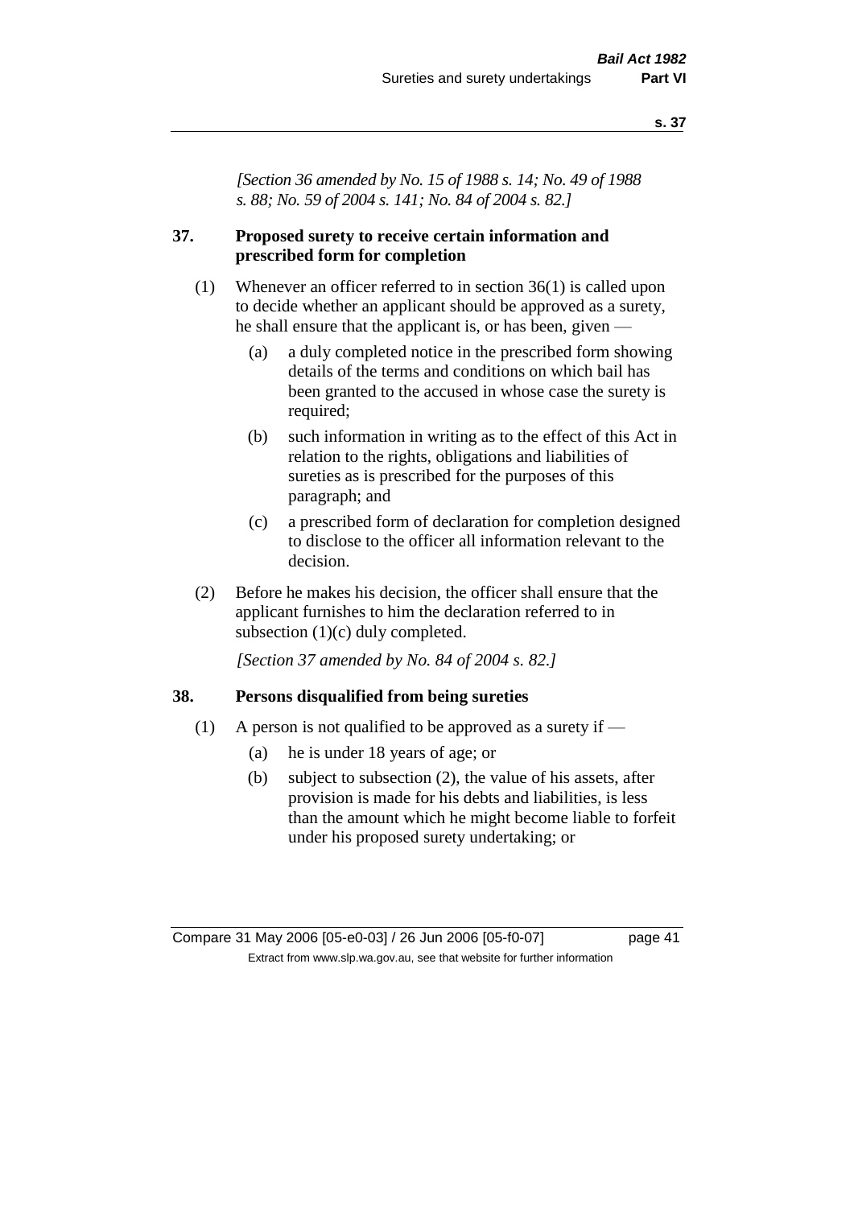*[Section 36 amended by No. 15 of 1988 s. 14; No. 49 of 1988 s. 88; No. 59 of 2004 s. 141; No. 84 of 2004 s. 82.]*

## 37. Proposed surety to receive certain information and prescribed form for completion

(1) Whenever an officer referred to in section 36(1) is called upon to decide whether an applicant should be approved as a surety, he shall ensure that the applicant is, or has been, given —

- (a) a duly completed notice in the prescribed form showing details of the terms and conditions on which bail has been granted to the accused in whose case the surety is required;
- (b) such information in writing as to the effect of this Act in relation to the rights, obligations and liabilities of sureties as is prescribed for the purposes of this paragraph; and
- (c) a prescribed form of declaration for completion designed to disclose to the officer all information relevant to the decision.

(2) Before he makes his decision, the officer shall ensure that the applicant furnishes to him the declaration referred to in subsection (1)(c) duly completed.

*[Section 37 amended by No. 84 of 2004 s. 82.]*

## 38. Persons disqualified from being sureties

(1) A person is not qualified to be approved as a surety if —

- (a) he is under 18 years of age; or
- (b) subject to subsection (2), the value of his assets, after provision is made for his debts and liabilities, is less than the amount which he might become liable to forfeit under his proposed surety undertaking; or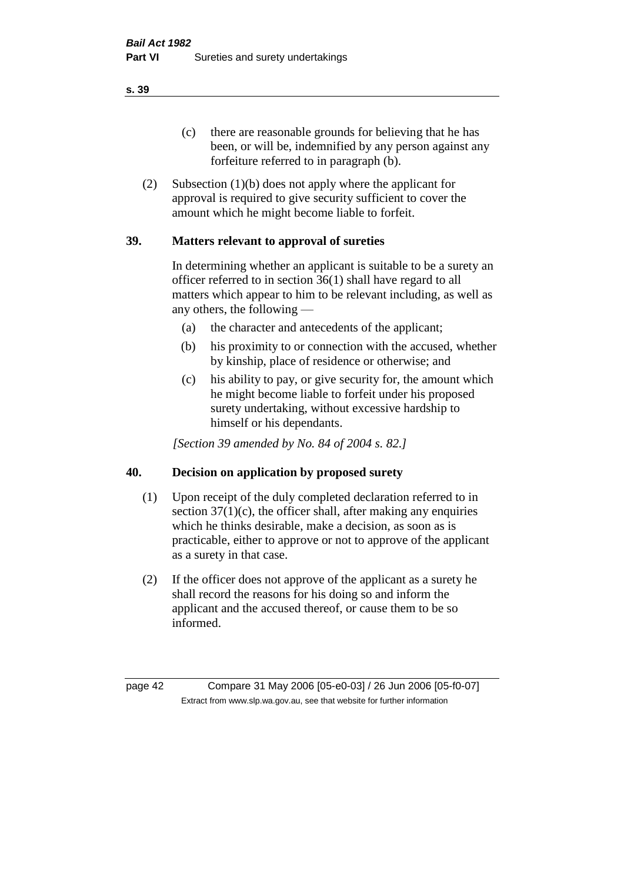(c) there are reasonable grounds for believing that he has been, or will be, indemnified by any person against any forfeiture referred to in paragraph (b).

(2) Subsection (1)(b) does not apply where the applicant for approval is required to give security sufficient to cover the amount which he might become liable to forfeit.

## 39. Matters relevant to approval of sureties

In determining whether an applicant is suitable to be a surety an officer referred to in section 36(1) shall have regard to all matters which appear to him to be relevant including, as well as any others, the following —

(a) the character and antecedents of the applicant;

(b) his proximity to or connection with the accused, whether by kinship, place of residence or otherwise; and

(c) his ability to pay, or give security for, the amount which he might become liable to forfeit under his proposed surety undertaking, without excessive hardship to himself or his dependants.

*[Section 39 amended by No. 84 of 2004 s. 82.]*

## 40. Decision on application by proposed surety

(1) Upon receipt of the duly completed declaration referred to in section 37(1)(c), the officer shall, after making any enquiries which he thinks desirable, make a decision, as soon as is practicable, either to approve or not to approve of the applicant as a surety in that case.

(2) If the officer does not approve of the applicant as a surety he shall record the reasons for his doing so and inform the applicant and the accused thereof, or cause them to be so informed.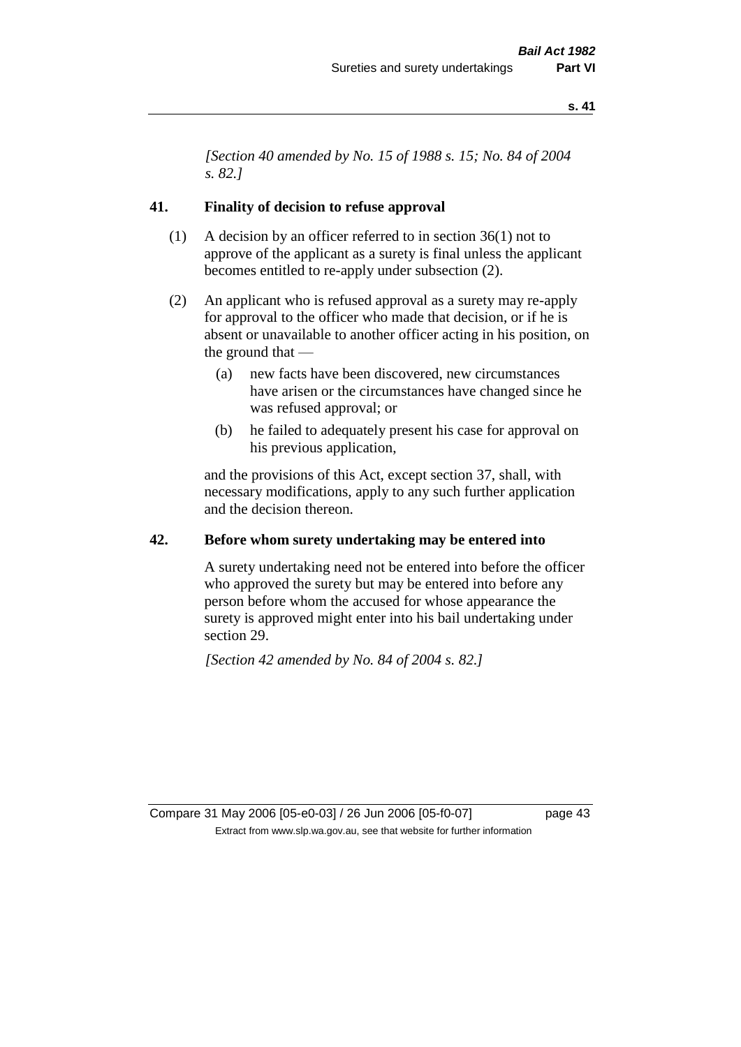*[Section 40 amended by No. 15 of 1988 s. 15; No. 84 of 2004 s. 82.]*

## 41. Finality of decision to refuse approval

(1) A decision by an officer referred to in section 36(1) not to approve of the applicant as a surety is final unless the applicant becomes entitled to re-apply under subsection (2).

(2) An applicant who is refused approval as a surety may re-apply for approval to the officer who made that decision, or if he is absent or unavailable to another officer acting in his position, on the ground that —

(a) new facts have been discovered, new circumstances have arisen or the circumstances have changed since he was refused approval; or

(b) he failed to adequately present his case for approval on his previous application,

and the provisions of this Act, except section 37, shall, with necessary modifications, apply to any such further application and the decision thereon.

## 42. Before whom surety undertaking may be entered into

A surety undertaking need not be entered into before the officer who approved the surety but may be entered into before any person before whom the accused for whose appearance the surety is approved might enter into his bail undertaking under section 29.

*[Section 42 amended by No. 84 of 2004 s. 82.]*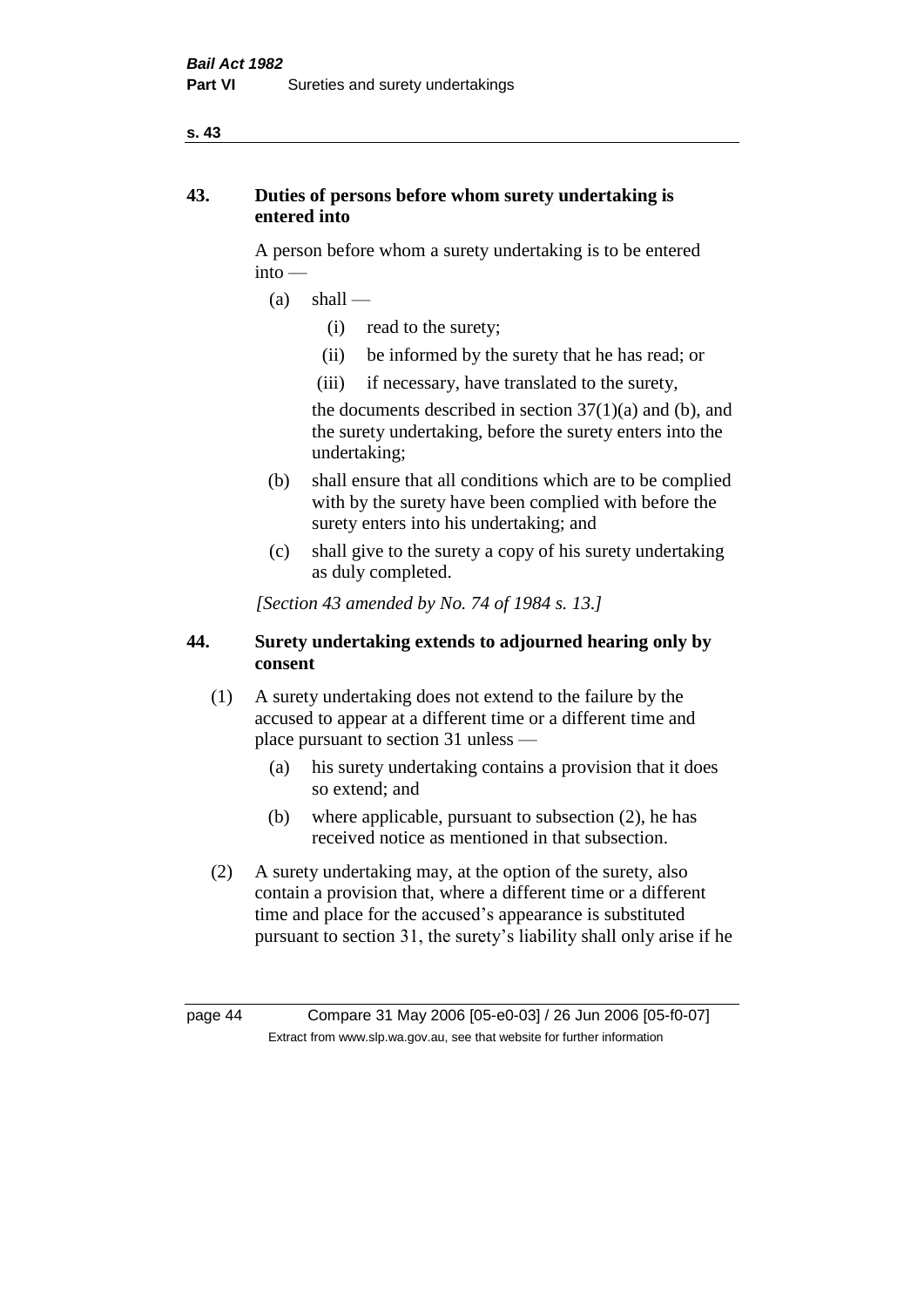## 43. Duties of persons before whom surety undertaking is entered into

A person before whom a surety undertaking is to be entered into —

(a) shall —

  (i) read to the surety;

  (ii) be informed by the surety that he has read; or

  (iii) if necessary, have translated to the surety,

 the documents described in section 37(1)(a) and (b), and the surety undertaking, before the surety enters into the undertaking;

(b) shall ensure that all conditions which are to be complied with by the surety have been complied with before the surety enters into his undertaking; and

(c) shall give to the surety a copy of his surety undertaking as duly completed.

*[Section 43 amended by No. 74 of 1984 s. 13.]*

## 44. Surety undertaking extends to adjourned hearing only by consent

(1) A surety undertaking does not extend to the failure by the accused to appear at a different time or a different time and place pursuant to section 31 unless —

  (a) his surety undertaking contains a provision that it does so extend; and

  (b) where applicable, pursuant to subsection (2), he has received notice as mentioned in that subsection.

(2) A surety undertaking may, at the option of the surety, also contain a provision that, where a different time or a different time and place for the accused's appearance is substituted pursuant to section 31, the surety's liability shall only arise if he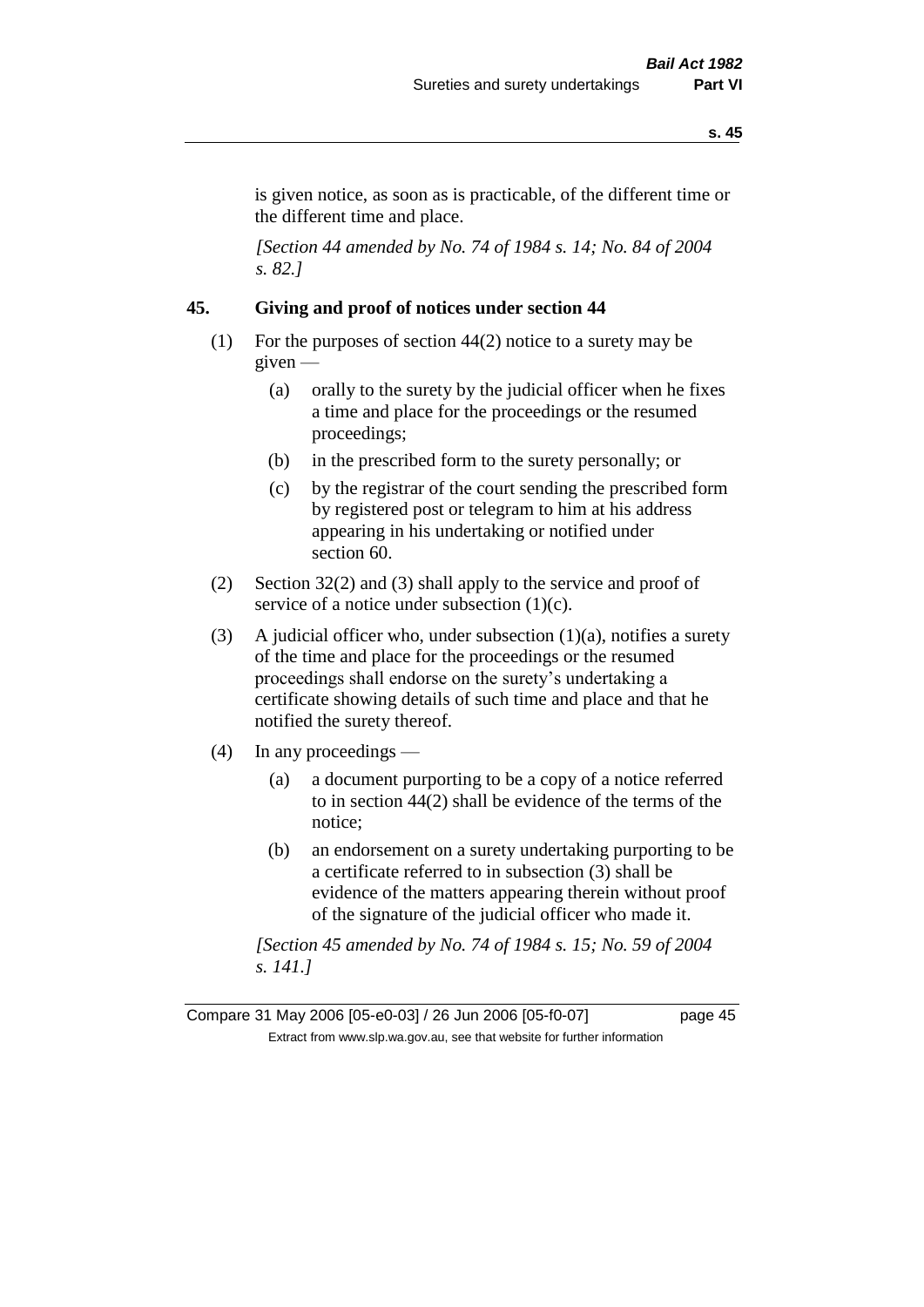is given notice, as soon as is practicable, of the different time or the different time and place.

*[Section 44 amended by No. 74 of 1984 s. 14; No. 84 of 2004 s. 82.]*

## 45. Giving and proof of notices under section 44

(1) For the purposes of section 44(2) notice to a surety may be given —

- (a) orally to the surety by the judicial officer when he fixes a time and place for the proceedings or the resumed proceedings;
- (b) in the prescribed form to the surety personally; or
- (c) by the registrar of the court sending the prescribed form by registered post or telegram to him at his address appearing in his undertaking or notified under section 60.

(2) Section 32(2) and (3) shall apply to the service and proof of service of a notice under subsection (1)(c).

(3) A judicial officer who, under subsection (1)(a), notifies a surety of the time and place for the proceedings or the resumed proceedings shall endorse on the surety's undertaking a certificate showing details of such time and place and that he notified the surety thereof.

(4) In any proceedings —

- (a) a document purporting to be a copy of a notice referred to in section 44(2) shall be evidence of the terms of the notice;
- (b) an endorsement on a surety undertaking purporting to be a certificate referred to in subsection (3) shall be evidence of the matters appearing therein without proof of the signature of the judicial officer who made it.

*[Section 45 amended by No. 74 of 1984 s. 15; No. 59 of 2004 s. 141.]*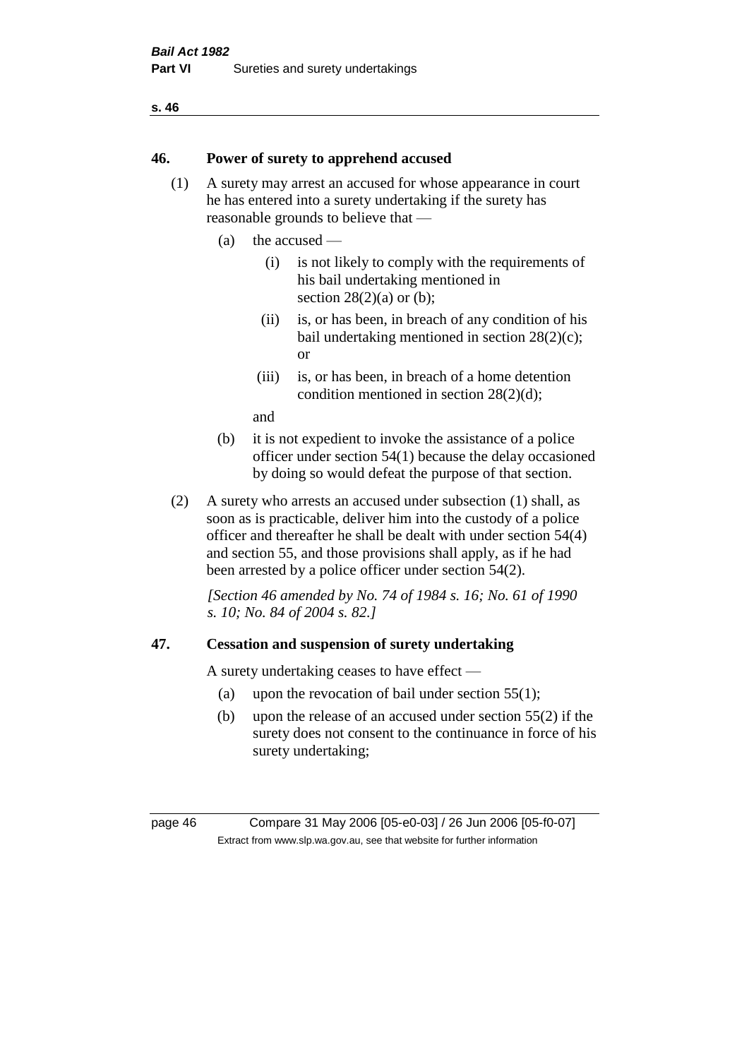## 46. Power of surety to apprehend accused

(1) A surety may arrest an accused for whose appearance in court he has entered into a surety undertaking if the surety has reasonable grounds to believe that —

- (a) the accused —
  - (i) is not likely to comply with the requirements of his bail undertaking mentioned in section 28(2)(a) or (b);
  - (ii) is, or has been, in breach of any condition of his bail undertaking mentioned in section 28(2)(c); or
  - (iii) is, or has been, in breach of a home detention condition mentioned in section 28(2)(d);

  and
- (b) it is not expedient to invoke the assistance of a police officer under section 54(1) because the delay occasioned by doing so would defeat the purpose of that section.

(2) A surety who arrests an accused under subsection (1) shall, as soon as is practicable, deliver him into the custody of a police officer and thereafter he shall be dealt with under section 54(4) and section 55, and those provisions shall apply, as if he had been arrested by a police officer under section 54(2).

*[Section 46 amended by No. 74 of 1984 s. 16; No. 61 of 1990 s. 10; No. 84 of 2004 s. 82.]*

## 47. Cessation and suspension of surety undertaking

A surety undertaking ceases to have effect —

- (a) upon the revocation of bail under section 55(1);
- (b) upon the release of an accused under section 55(2) if the surety does not consent to the continuance in force of his surety undertaking;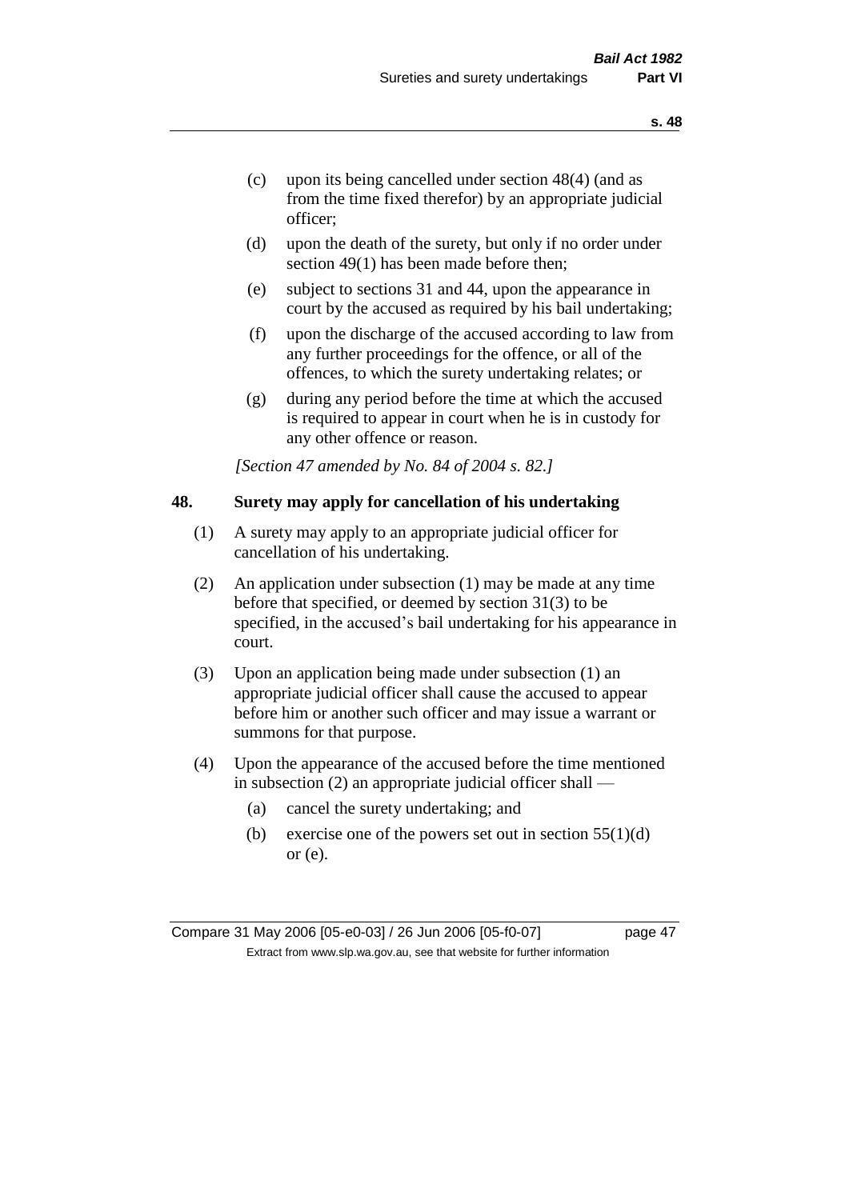(c) upon its being cancelled under section 48(4) (and as from the time fixed therefor) by an appropriate judicial officer;

(d) upon the death of the surety, but only if no order under section 49(1) has been made before then;

(e) subject to sections 31 and 44, upon the appearance in court by the accused as required by his bail undertaking;

(f) upon the discharge of the accused according to law from any further proceedings for the offence, or all of the offences, to which the surety undertaking relates; or

(g) during any period before the time at which the accused is required to appear in court when he is in custody for any other offence or reason.

*[Section 47 amended by No. 84 of 2004 s. 82.]*

## 48. Surety may apply for cancellation of his undertaking

(1) A surety may apply to an appropriate judicial officer for cancellation of his undertaking.

(2) An application under subsection (1) may be made at any time before that specified, or deemed by section 31(3) to be specified, in the accused's bail undertaking for his appearance in court.

(3) Upon an application being made under subsection (1) an appropriate judicial officer shall cause the accused to appear before him or another such officer and may issue a warrant or summons for that purpose.

(4) Upon the appearance of the accused before the time mentioned in subsection (2) an appropriate judicial officer shall —

(a) cancel the surety undertaking; and

(b) exercise one of the powers set out in section 55(1)(d) or (e).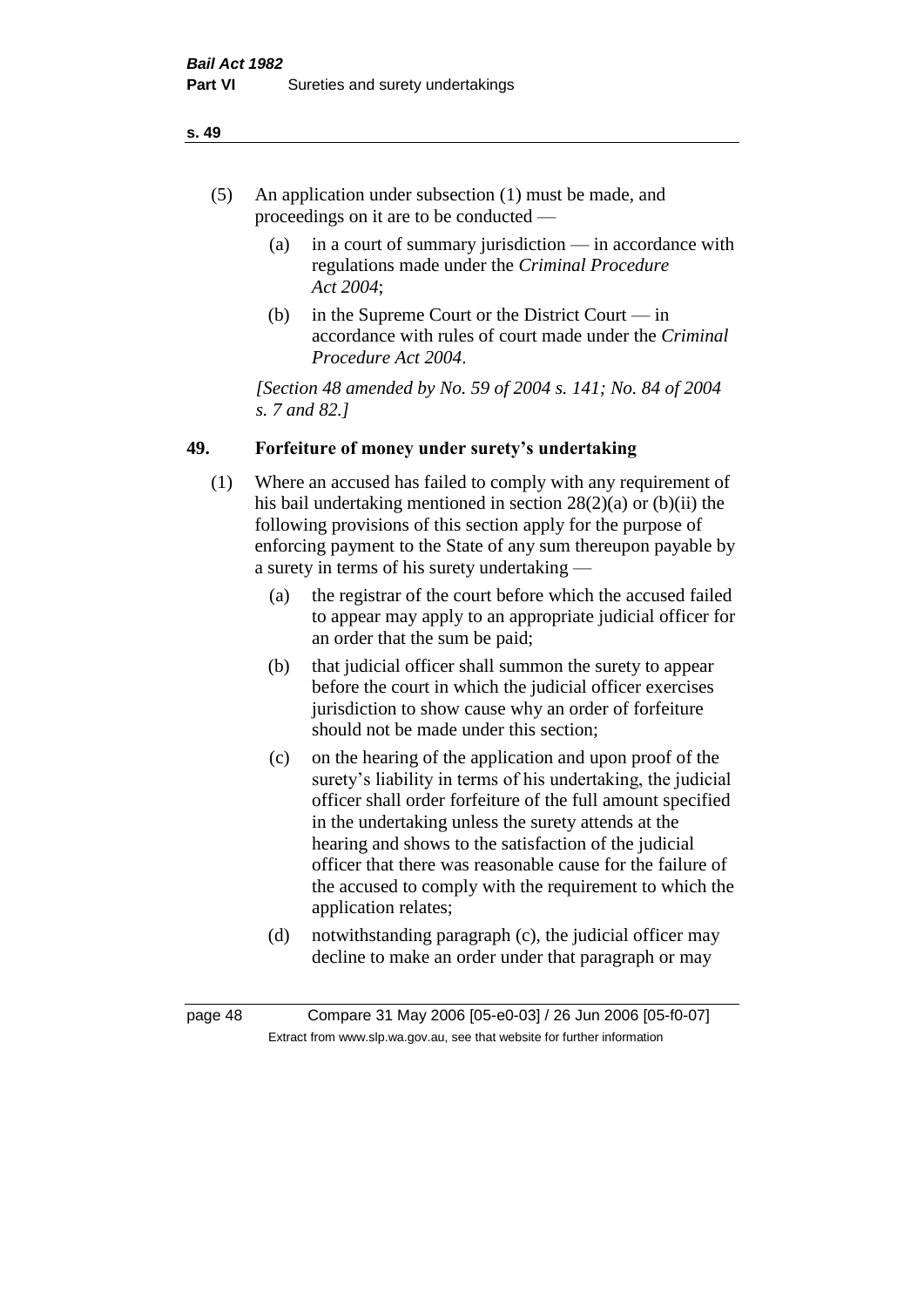(5) An application under subsection (1) must be made, and proceedings on it are to be conducted —

  (a) in a court of summary jurisdiction — in accordance with regulations made under the *Criminal Procedure Act 2004*;

  (b) in the Supreme Court or the District Court — in accordance with rules of court made under the *Criminal Procedure Act 2004*.

*[Section 48 amended by No. 59 of 2004 s. 141; No. 84 of 2004 s. 7 and 82.]*

## 49. Forfeiture of money under surety's undertaking

(1) Where an accused has failed to comply with any requirement of his bail undertaking mentioned in section 28(2)(a) or (b)(ii) the following provisions of this section apply for the purpose of enforcing payment to the State of any sum thereupon payable by a surety in terms of his surety undertaking —

  (a) the registrar of the court before which the accused failed to appear may apply to an appropriate judicial officer for an order that the sum be paid;

  (b) that judicial officer shall summon the surety to appear before the court in which the judicial officer exercises jurisdiction to show cause why an order of forfeiture should not be made under this section;

  (c) on the hearing of the application and upon proof of the surety's liability in terms of his undertaking, the judicial officer shall order forfeiture of the full amount specified in the undertaking unless the surety attends at the hearing and shows to the satisfaction of the judicial officer that there was reasonable cause for the failure of the accused to comply with the requirement to which the application relates;

  (d) notwithstanding paragraph (c), the judicial officer may decline to make an order under that paragraph or may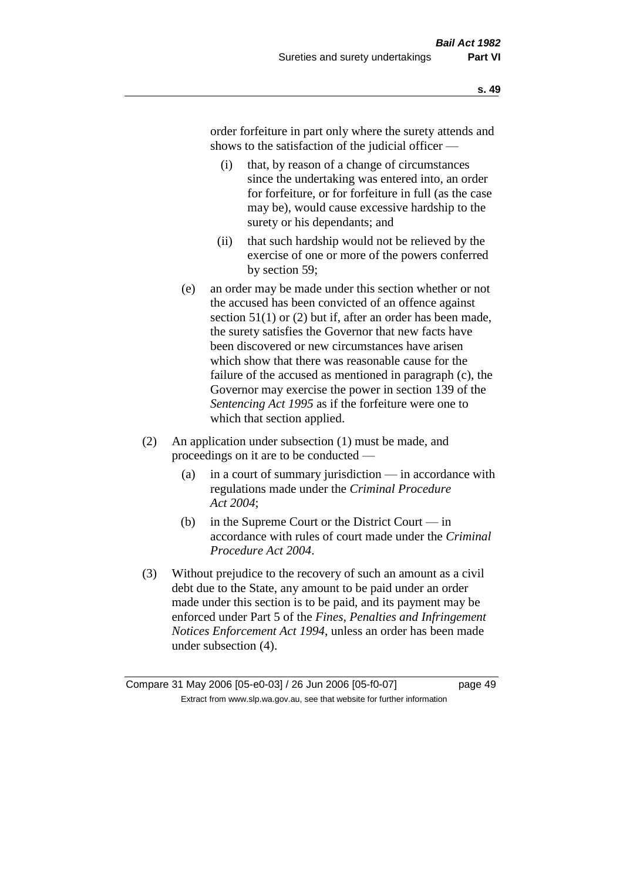order forfeiture in part only where the surety attends and shows to the satisfaction of the judicial officer —

  (i) that, by reason of a change of circumstances since the undertaking was entered into, an order for forfeiture, or for forfeiture in full (as the case may be), would cause excessive hardship to the surety or his dependants; and

  (ii) that such hardship would not be relieved by the exercise of one or more of the powers conferred by section 59;

(e) an order may be made under this section whether or not the accused has been convicted of an offence against section 51(1) or (2) but if, after an order has been made, the surety satisfies the Governor that new facts have been discovered or new circumstances have arisen which show that there was reasonable cause for the failure of the accused as mentioned in paragraph (c), the Governor may exercise the power in section 139 of the *Sentencing Act 1995* as if the forfeiture were one to which that section applied.

(2) An application under subsection (1) must be made, and proceedings on it are to be conducted —

  (a) in a court of summary jurisdiction — in accordance with regulations made under the *Criminal Procedure Act 2004*;

  (b) in the Supreme Court or the District Court — in accordance with rules of court made under the *Criminal Procedure Act 2004*.

(3) Without prejudice to the recovery of such an amount as a civil debt due to the State, any amount to be paid under an order made under this section is to be paid, and its payment may be enforced under Part 5 of the *Fines, Penalties and Infringement Notices Enforcement Act 1994*, unless an order has been made under subsection (4).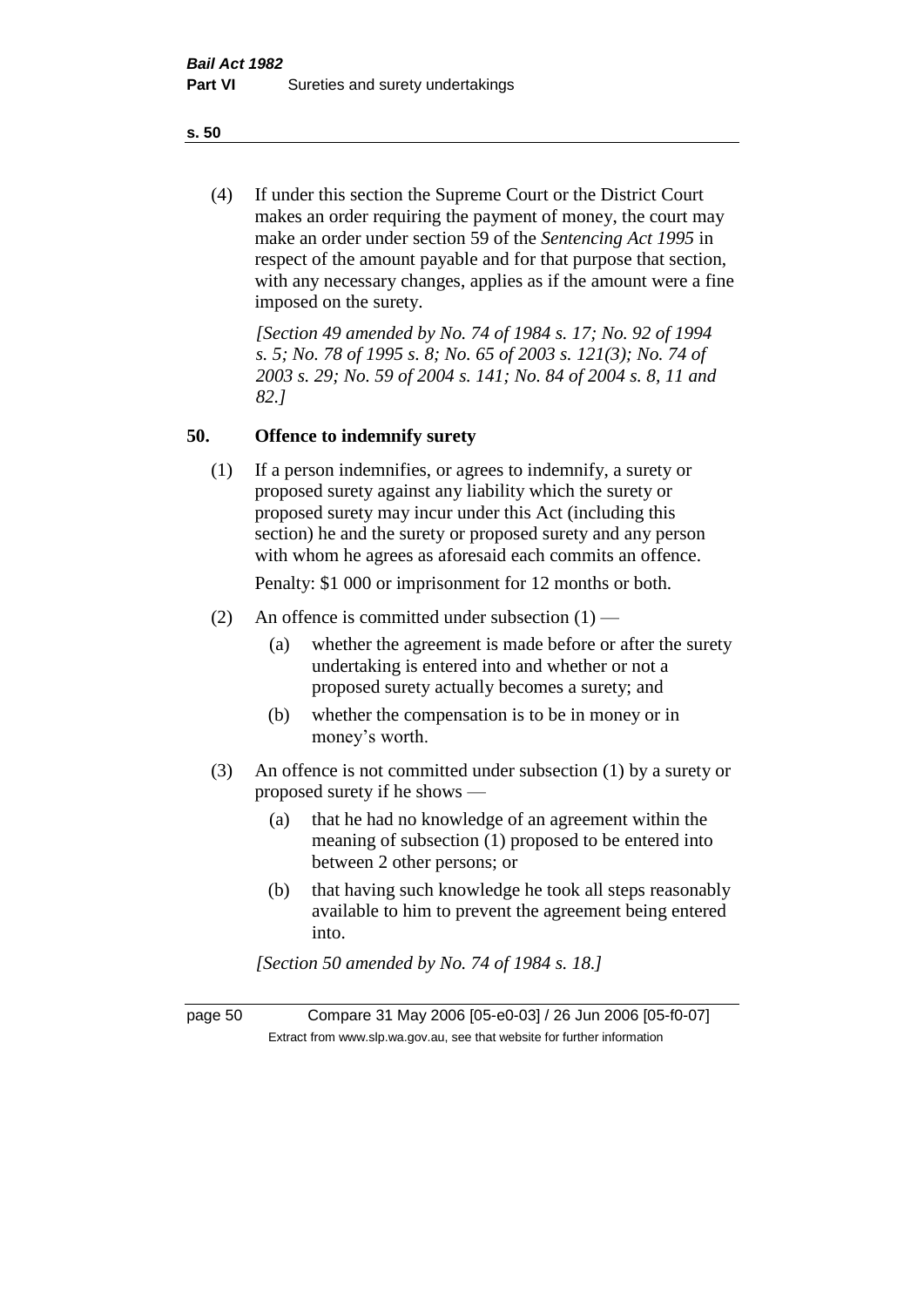(4) If under this section the Supreme Court or the District Court makes an order requiring the payment of money, the court may make an order under section 59 of the *Sentencing Act 1995* in respect of the amount payable and for that purpose that section, with any necessary changes, applies as if the amount were a fine imposed on the surety.

*[Section 49 amended by No. 74 of 1984 s. 17; No. 92 of 1994 s. 5; No. 78 of 1995 s. 8; No. 65 of 2003 s. 121(3); No. 74 of 2003 s. 29; No. 59 of 2004 s. 141; No. 84 of 2004 s. 8, 11 and 82.]*

## 50. Offence to indemnify surety

(1) If a person indemnifies, or agrees to indemnify, a surety or proposed surety against any liability which the surety or proposed surety may incur under this Act (including this section) he and the surety or proposed surety and any person with whom he agrees as aforesaid each commits an offence.

Penalty: $1 000 or imprisonment for 12 months or both.

(2) An offence is committed under subsection (1) —

- (a) whether the agreement is made before or after the surety undertaking is entered into and whether or not a proposed surety actually becomes a surety; and
- (b) whether the compensation is to be in money or in money's worth.

(3) An offence is not committed under subsection (1) by a surety or proposed surety if he shows —

- (a) that he had no knowledge of an agreement within the meaning of subsection (1) proposed to be entered into between 2 other persons; or
- (b) that having such knowledge he took all steps reasonably available to him to prevent the agreement being entered into.

*[Section 50 amended by No. 74 of 1984 s. 18.]*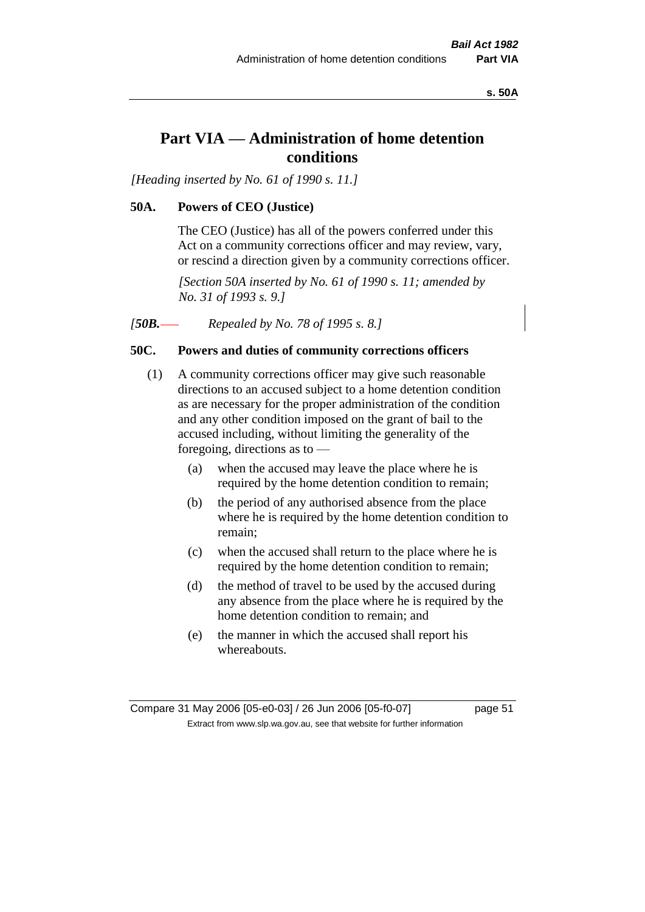# Part VIA — Administration of home detention conditions

*[Heading inserted by No. 61 of 1990 s. 11.]*

## 50A. Powers of CEO (Justice)

The CEO (Justice) has all of the powers conferred under this Act on a community corrections officer and may review, vary, or rescind a direction given by a community corrections officer.

*[Section 50A inserted by No. 61 of 1990 s. 11; amended by No. 31 of 1993 s. 9.]*

*[**50B.** — Repealed by No. 78 of 1995 s. 8.]*

## 50C. Powers and duties of community corrections officers

(1) A community corrections officer may give such reasonable directions to an accused subject to a home detention condition as are necessary for the proper administration of the condition and any other condition imposed on the grant of bail to the accused including, without limiting the generality of the foregoing, directions as to —

(a) when the accused may leave the place where he is required by the home detention condition to remain;

(b) the period of any authorised absence from the place where he is required by the home detention condition to remain;

(c) when the accused shall return to the place where he is required by the home detention condition to remain;

(d) the method of travel to be used by the accused during any absence from the place where he is required by the home detention condition to remain; and

(e) the manner in which the accused shall report his whereabouts.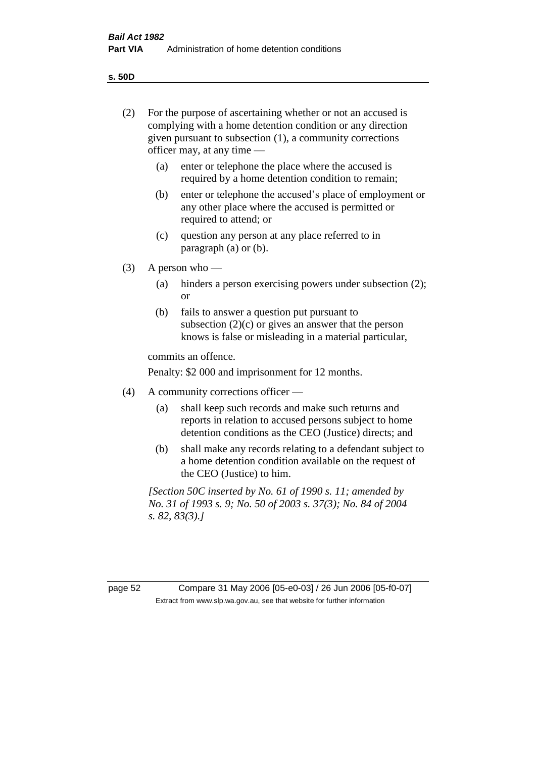(2) For the purpose of ascertaining whether or not an accused is complying with a home detention condition or any direction given pursuant to subsection (1), a community corrections officer may, at any time —

(a) enter or telephone the place where the accused is required by a home detention condition to remain;

(b) enter or telephone the accused's place of employment or any other place where the accused is permitted or required to attend; or

(c) question any person at any place referred to in paragraph (a) or (b).

(3) A person who —

(a) hinders a person exercising powers under subsection (2); or

(b) fails to answer a question put pursuant to subsection (2)(c) or gives an answer that the person knows is false or misleading in a material particular,

commits an offence.

Penalty: $2 000 and imprisonment for 12 months.

(4) A community corrections officer —

(a) shall keep such records and make such returns and reports in relation to accused persons subject to home detention conditions as the CEO (Justice) directs; and

(b) shall make any records relating to a defendant subject to a home detention condition available on the request of the CEO (Justice) to him.

*[Section 50C inserted by No. 61 of 1990 s. 11; amended by No. 31 of 1993 s. 9; No. 50 of 2003 s. 37(3); No. 84 of 2004 s. 82, 83(3).]*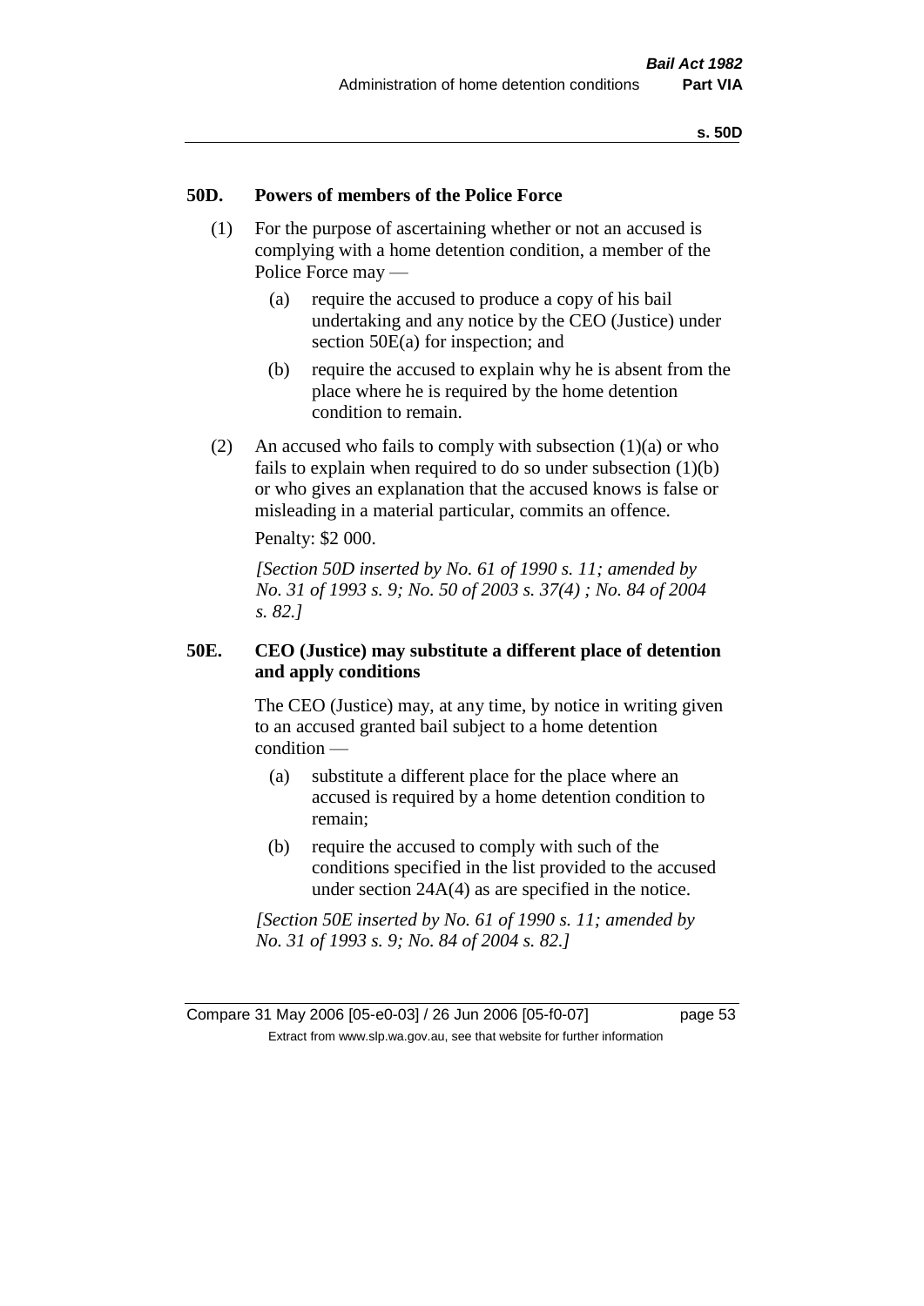## 50D. Powers of members of the Police Force

(1) For the purpose of ascertaining whether or not an accused is complying with a home detention condition, a member of the Police Force may —

(a) require the accused to produce a copy of his bail undertaking and any notice by the CEO (Justice) under section 50E(a) for inspection; and

(b) require the accused to explain why he is absent from the place where he is required by the home detention condition to remain.

(2) An accused who fails to comply with subsection (1)(a) or who fails to explain when required to do so under subsection (1)(b) or who gives an explanation that the accused knows is false or misleading in a material particular, commits an offence.

Penalty: $2 000.

*[Section 50D inserted by No. 61 of 1990 s. 11; amended by No. 31 of 1993 s. 9; No. 50 of 2003 s. 37(4) ; No. 84 of 2004 s. 82.]*

## 50E. CEO (Justice) may substitute a different place of detention and apply conditions

The CEO (Justice) may, at any time, by notice in writing given to an accused granted bail subject to a home detention condition —

(a) substitute a different place for the place where an accused is required by a home detention condition to remain;

(b) require the accused to comply with such of the conditions specified in the list provided to the accused under section 24A(4) as are specified in the notice.

*[Section 50E inserted by No. 61 of 1990 s. 11; amended by No. 31 of 1993 s. 9; No. 84 of 2004 s. 82.]*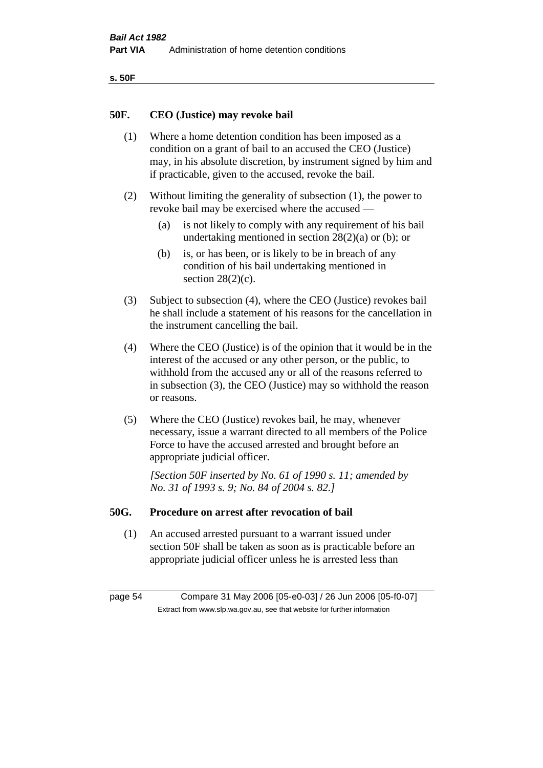## 50F. CEO (Justice) may revoke bail

(1) Where a home detention condition has been imposed as a condition on a grant of bail to an accused the CEO (Justice) may, in his absolute discretion, by instrument signed by him and if practicable, given to the accused, revoke the bail.

(2) Without limiting the generality of subsection (1), the power to revoke bail may be exercised where the accused —

(a) is not likely to comply with any requirement of his bail undertaking mentioned in section 28(2)(a) or (b); or

(b) is, or has been, or is likely to be in breach of any condition of his bail undertaking mentioned in section 28(2)(c).

(3) Subject to subsection (4), where the CEO (Justice) revokes bail he shall include a statement of his reasons for the cancellation in the instrument cancelling the bail.

(4) Where the CEO (Justice) is of the opinion that it would be in the interest of the accused or any other person, or the public, to withhold from the accused any or all of the reasons referred to in subsection (3), the CEO (Justice) may so withhold the reason or reasons.

(5) Where the CEO (Justice) revokes bail, he may, whenever necessary, issue a warrant directed to all members of the Police Force to have the accused arrested and brought before an appropriate judicial officer.

*[Section 50F inserted by No. 61 of 1990 s. 11; amended by No. 31 of 1993 s. 9; No. 84 of 2004 s. 82.]*

## 50G. Procedure on arrest after revocation of bail

(1) An accused arrested pursuant to a warrant issued under section 50F shall be taken as soon as is practicable before an appropriate judicial officer unless he is arrested less than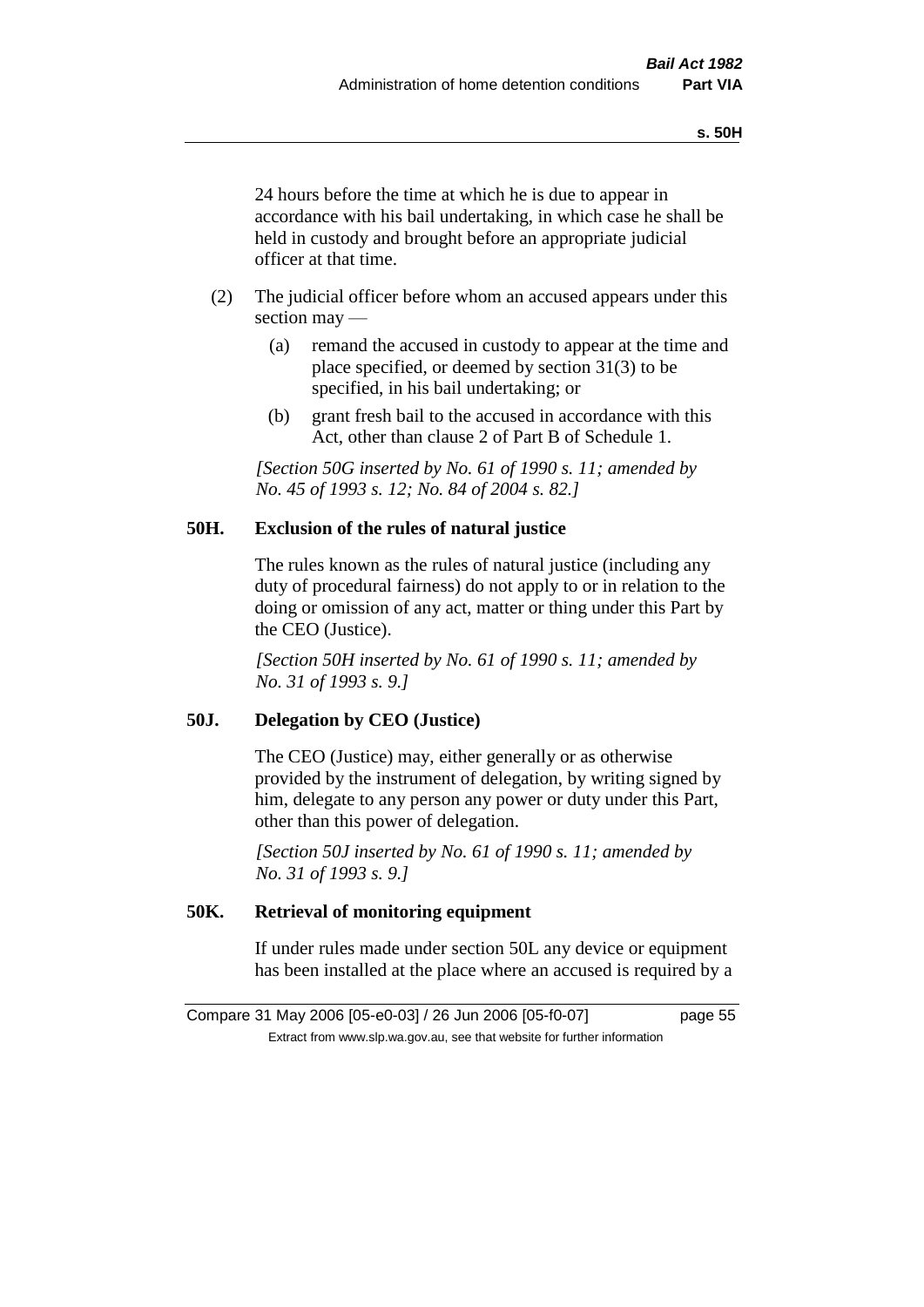24 hours before the time at which he is due to appear in accordance with his bail undertaking, in which case he shall be held in custody and brought before an appropriate judicial officer at that time.

(2) The judicial officer before whom an accused appears under this section may —

(a) remand the accused in custody to appear at the time and place specified, or deemed by section 31(3) to be specified, in his bail undertaking; or

(b) grant fresh bail to the accused in accordance with this Act, other than clause 2 of Part B of Schedule 1.

*[Section 50G inserted by No. 61 of 1990 s. 11; amended by No. 45 of 1993 s. 12; No. 84 of 2004 s. 82.]*

### 50H. Exclusion of the rules of natural justice

The rules known as the rules of natural justice (including any duty of procedural fairness) do not apply to or in relation to the doing or omission of any act, matter or thing under this Part by the CEO (Justice).

*[Section 50H inserted by No. 61 of 1990 s. 11; amended by No. 31 of 1993 s. 9.]*

### 50J. Delegation by CEO (Justice)

The CEO (Justice) may, either generally or as otherwise provided by the instrument of delegation, by writing signed by him, delegate to any person any power or duty under this Part, other than this power of delegation.

*[Section 50J inserted by No. 61 of 1990 s. 11; amended by No. 31 of 1993 s. 9.]*

### 50K. Retrieval of monitoring equipment

If under rules made under section 50L any device or equipment has been installed at the place where an accused is required by a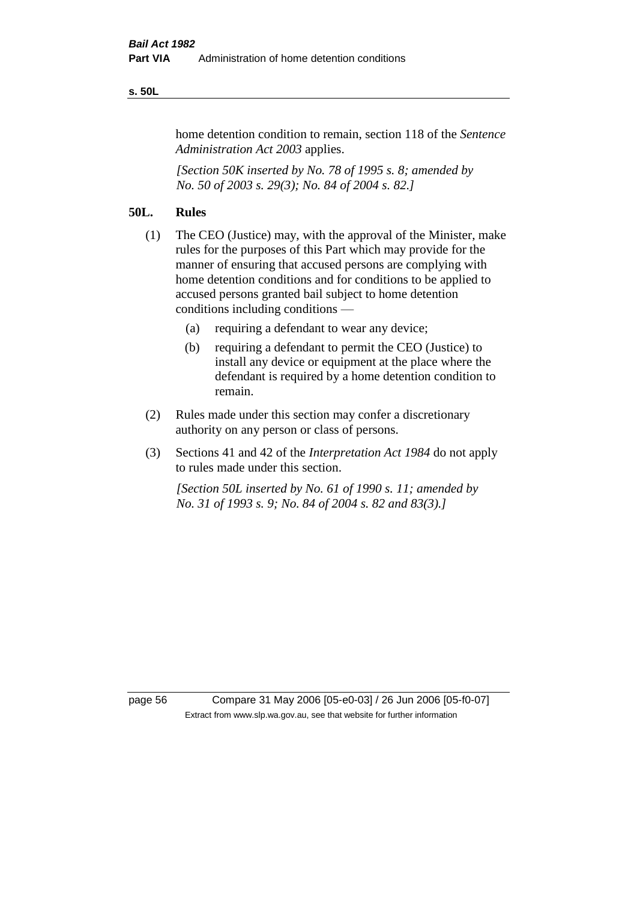home detention condition to remain, section 118 of the *Sentence Administration Act 2003* applies.

*[Section 50K inserted by No. 78 of 1995 s. 8; amended by No. 50 of 2003 s. 29(3); No. 84 of 2004 s. 82.]*

## 50L. Rules

(1) The CEO (Justice) may, with the approval of the Minister, make rules for the purposes of this Part which may provide for the manner of ensuring that accused persons are complying with home detention conditions and for conditions to be applied to accused persons granted bail subject to home detention conditions including conditions —

  (a) requiring a defendant to wear any device;

  (b) requiring a defendant to permit the CEO (Justice) to install any device or equipment at the place where the defendant is required by a home detention condition to remain.

(2) Rules made under this section may confer a discretionary authority on any person or class of persons.

(3) Sections 41 and 42 of the *Interpretation Act 1984* do not apply to rules made under this section.

*[Section 50L inserted by No. 61 of 1990 s. 11; amended by No. 31 of 1993 s. 9; No. 84 of 2004 s. 82 and 83(3).]*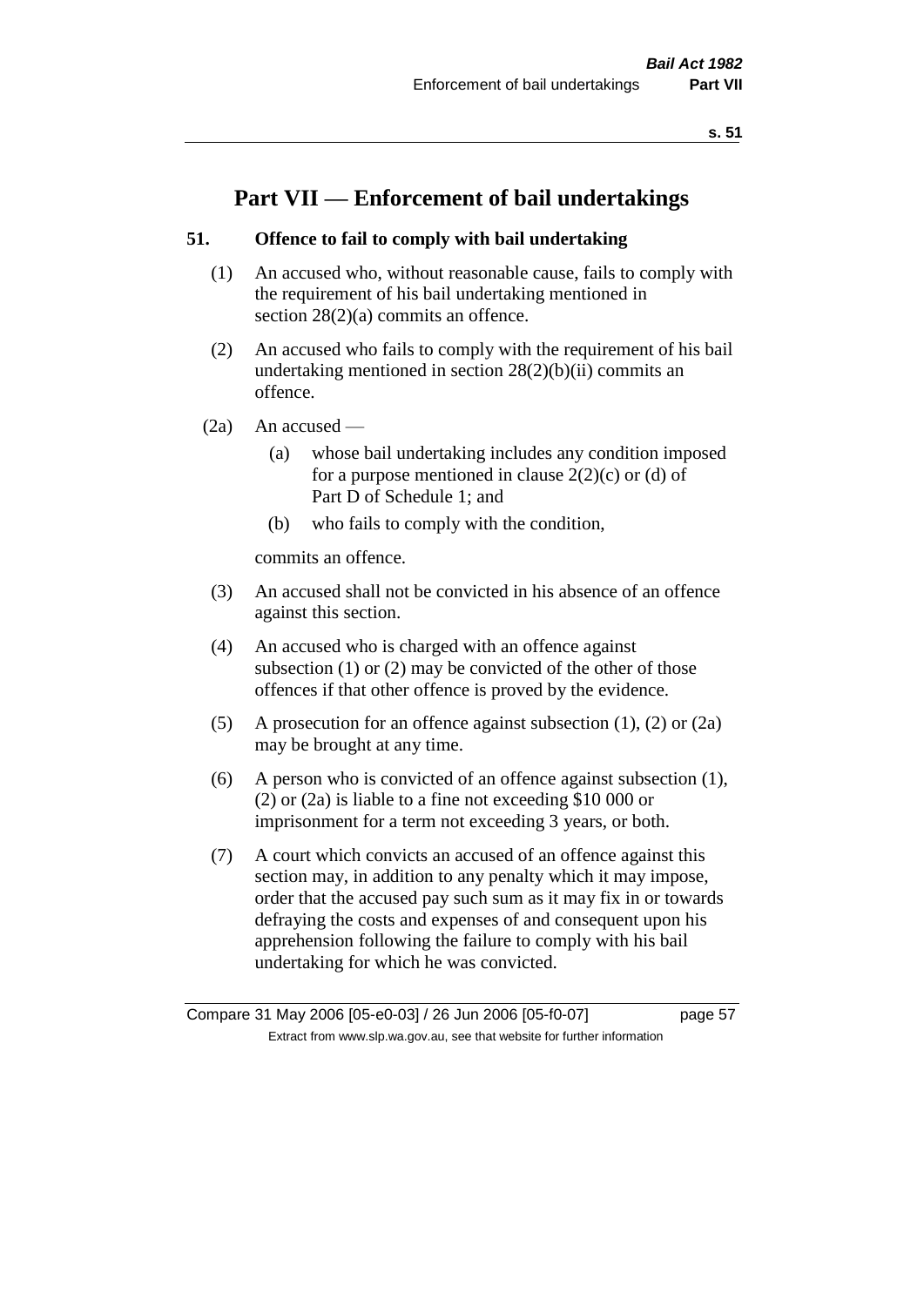# Part VII — Enforcement of bail undertakings

## 51. Offence to fail to comply with bail undertaking

(1) An accused who, without reasonable cause, fails to comply with the requirement of his bail undertaking mentioned in section 28(2)(a) commits an offence.

(2) An accused who fails to comply with the requirement of his bail undertaking mentioned in section 28(2)(b)(ii) commits an offence.

(2a) An accused —

(a) whose bail undertaking includes any condition imposed for a purpose mentioned in clause 2(2)(c) or (d) of Part D of Schedule 1; and

(b) who fails to comply with the condition,

commits an offence.

(3) An accused shall not be convicted in his absence of an offence against this section.

(4) An accused who is charged with an offence against subsection (1) or (2) may be convicted of the other of those offences if that other offence is proved by the evidence.

(5) A prosecution for an offence against subsection (1), (2) or (2a) may be brought at any time.

(6) A person who is convicted of an offence against subsection (1), (2) or (2a) is liable to a fine not exceeding $10 000 or imprisonment for a term not exceeding 3 years, or both.

(7) A court which convicts an accused of an offence against this section may, in addition to any penalty which it may impose, order that the accused pay such sum as it may fix in or towards defraying the costs and expenses of and consequent upon his apprehension following the failure to comply with his bail undertaking for which he was convicted.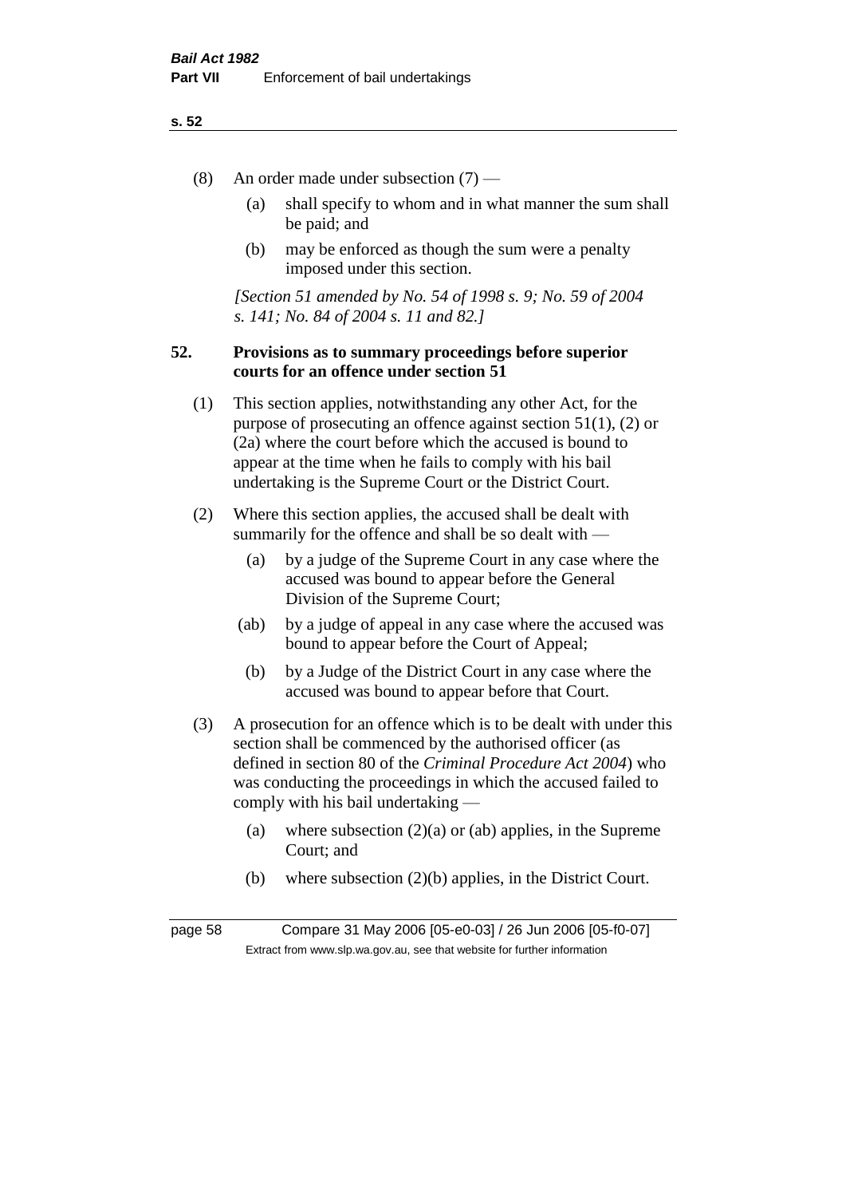(8) An order made under subsection (7) —

(a) shall specify to whom and in what manner the sum shall be paid; and

(b) may be enforced as though the sum were a penalty imposed under this section.

*[Section 51 amended by No. 54 of 1998 s. 9; No. 59 of 2004 s. 141; No. 84 of 2004 s. 11 and 82.]*

## 52. Provisions as to summary proceedings before superior courts for an offence under section 51

(1) This section applies, notwithstanding any other Act, for the purpose of prosecuting an offence against section 51(1), (2) or (2a) where the court before which the accused is bound to appear at the time when he fails to comply with his bail undertaking is the Supreme Court or the District Court.

(2) Where this section applies, the accused shall be dealt with summarily for the offence and shall be so dealt with —

(a) by a judge of the Supreme Court in any case where the accused was bound to appear before the General Division of the Supreme Court;

(ab) by a judge of appeal in any case where the accused was bound to appear before the Court of Appeal;

(b) by a Judge of the District Court in any case where the accused was bound to appear before that Court.

(3) A prosecution for an offence which is to be dealt with under this section shall be commenced by the authorised officer (as defined in section 80 of the *Criminal Procedure Act 2004*) who was conducting the proceedings in which the accused failed to comply with his bail undertaking —

(a) where subsection (2)(a) or (ab) applies, in the Supreme Court; and

(b) where subsection (2)(b) applies, in the District Court.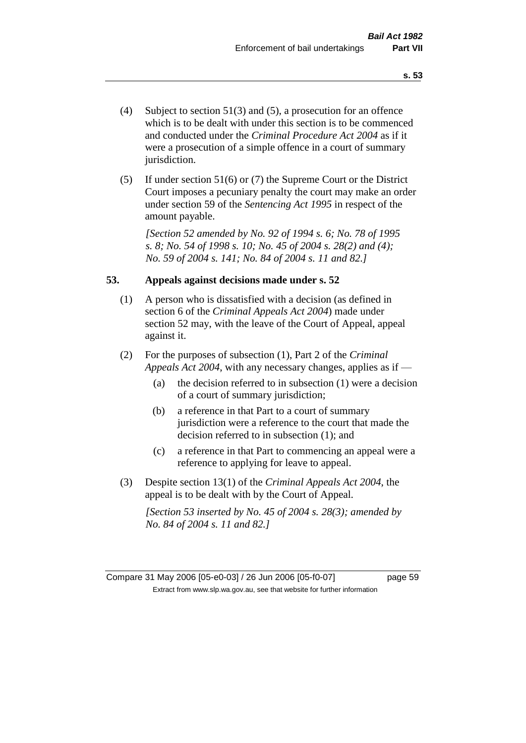(4) Subject to section 51(3) and (5), a prosecution for an offence which is to be dealt with under this section is to be commenced and conducted under the *Criminal Procedure Act 2004* as if it were a prosecution of a simple offence in a court of summary jurisdiction.

(5) If under section 51(6) or (7) the Supreme Court or the District Court imposes a pecuniary penalty the court may make an order under section 59 of the *Sentencing Act 1995* in respect of the amount payable.

*[Section 52 amended by No. 92 of 1994 s. 6; No. 78 of 1995 s. 8; No. 54 of 1998 s. 10; No. 45 of 2004 s. 28(2) and (4); No. 59 of 2004 s. 141; No. 84 of 2004 s. 11 and 82.]*

## 53. Appeals against decisions made under s. 52

(1) A person who is dissatisfied with a decision (as defined in section 6 of the *Criminal Appeals Act 2004*) made under section 52 may, with the leave of the Court of Appeal, appeal against it.

(2) For the purposes of subsection (1), Part 2 of the *Criminal Appeals Act 2004*, with any necessary changes, applies as if —

- (a) the decision referred to in subsection (1) were a decision of a court of summary jurisdiction;
- (b) a reference in that Part to a court of summary jurisdiction were a reference to the court that made the decision referred to in subsection (1); and
- (c) a reference in that Part to commencing an appeal were a reference to applying for leave to appeal.

(3) Despite section 13(1) of the *Criminal Appeals Act 2004*, the appeal is to be dealt with by the Court of Appeal.

*[Section 53 inserted by No. 45 of 2004 s. 28(3); amended by No. 84 of 2004 s. 11 and 82.]*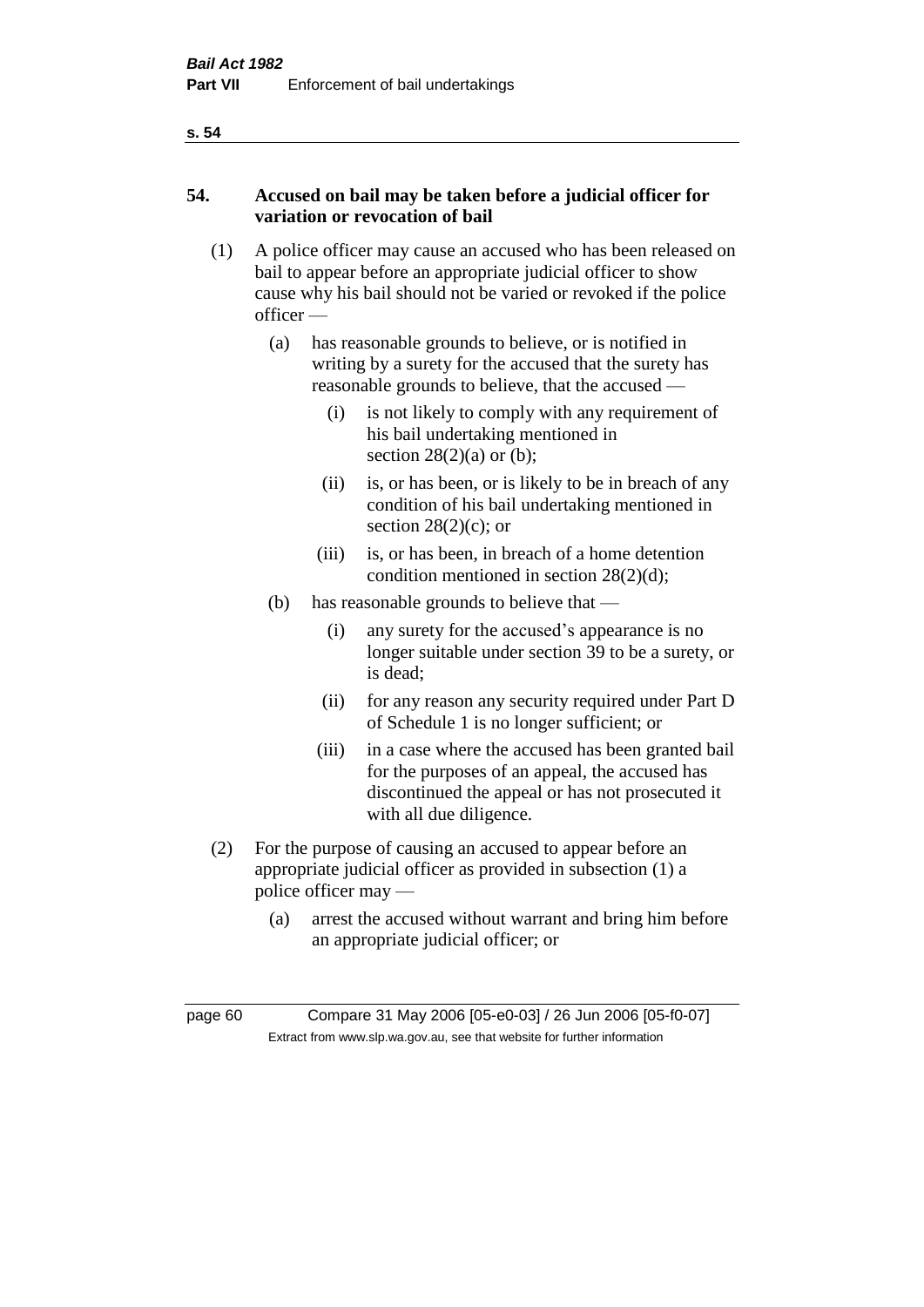## 54. Accused on bail may be taken before a judicial officer for variation or revocation of bail

(1) A police officer may cause an accused who has been released on bail to appear before an appropriate judicial officer to show cause why his bail should not be varied or revoked if the police officer —

- (a) has reasonable grounds to believe, or is notified in writing by a surety for the accused that the surety has reasonable grounds to believe, that the accused —
  - (i) is not likely to comply with any requirement of his bail undertaking mentioned in section 28(2)(a) or (b);
  - (ii) is, or has been, or is likely to be in breach of any condition of his bail undertaking mentioned in section 28(2)(c); or
  - (iii) is, or has been, in breach of a home detention condition mentioned in section 28(2)(d);
- (b) has reasonable grounds to believe that —
  - (i) any surety for the accused's appearance is no longer suitable under section 39 to be a surety, or is dead;
  - (ii) for any reason any security required under Part D of Schedule 1 is no longer sufficient; or
  - (iii) in a case where the accused has been granted bail for the purposes of an appeal, the accused has discontinued the appeal or has not prosecuted it with all due diligence.

(2) For the purpose of causing an accused to appear before an appropriate judicial officer as provided in subsection (1) a police officer may —

- (a) arrest the accused without warrant and bring him before an appropriate judicial officer; or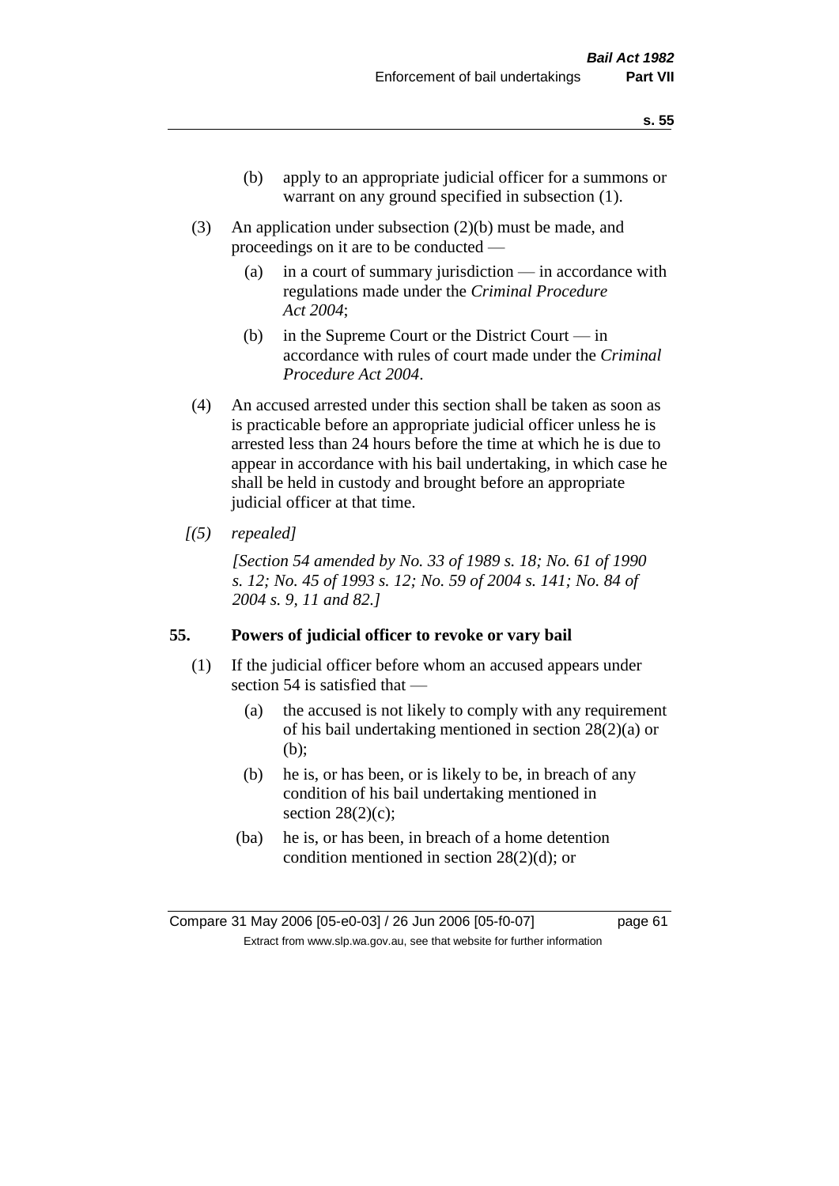(b) apply to an appropriate judicial officer for a summons or warrant on any ground specified in subsection (1).

(3) An application under subsection (2)(b) must be made, and proceedings on it are to be conducted —

(a) in a court of summary jurisdiction — in accordance with regulations made under the *Criminal Procedure Act 2004*;

(b) in the Supreme Court or the District Court — in accordance with rules of court made under the *Criminal Procedure Act 2004*.

(4) An accused arrested under this section shall be taken as soon as is practicable before an appropriate judicial officer unless he is arrested less than 24 hours before the time at which he is due to appear in accordance with his bail undertaking, in which case he shall be held in custody and brought before an appropriate judicial officer at that time.

*[(5) repealed]*

*[Section 54 amended by No. 33 of 1989 s. 18; No. 61 of 1990 s. 12; No. 45 of 1993 s. 12; No. 59 of 2004 s. 141; No. 84 of 2004 s. 9, 11 and 82.]*

## 55. Powers of judicial officer to revoke or vary bail

(1) If the judicial officer before whom an accused appears under section 54 is satisfied that —

(a) the accused is not likely to comply with any requirement of his bail undertaking mentioned in section 28(2)(a) or (b);

(b) he is, or has been, or is likely to be, in breach of any condition of his bail undertaking mentioned in section 28(2)(c);

(ba) he is, or has been, in breach of a home detention condition mentioned in section 28(2)(d); or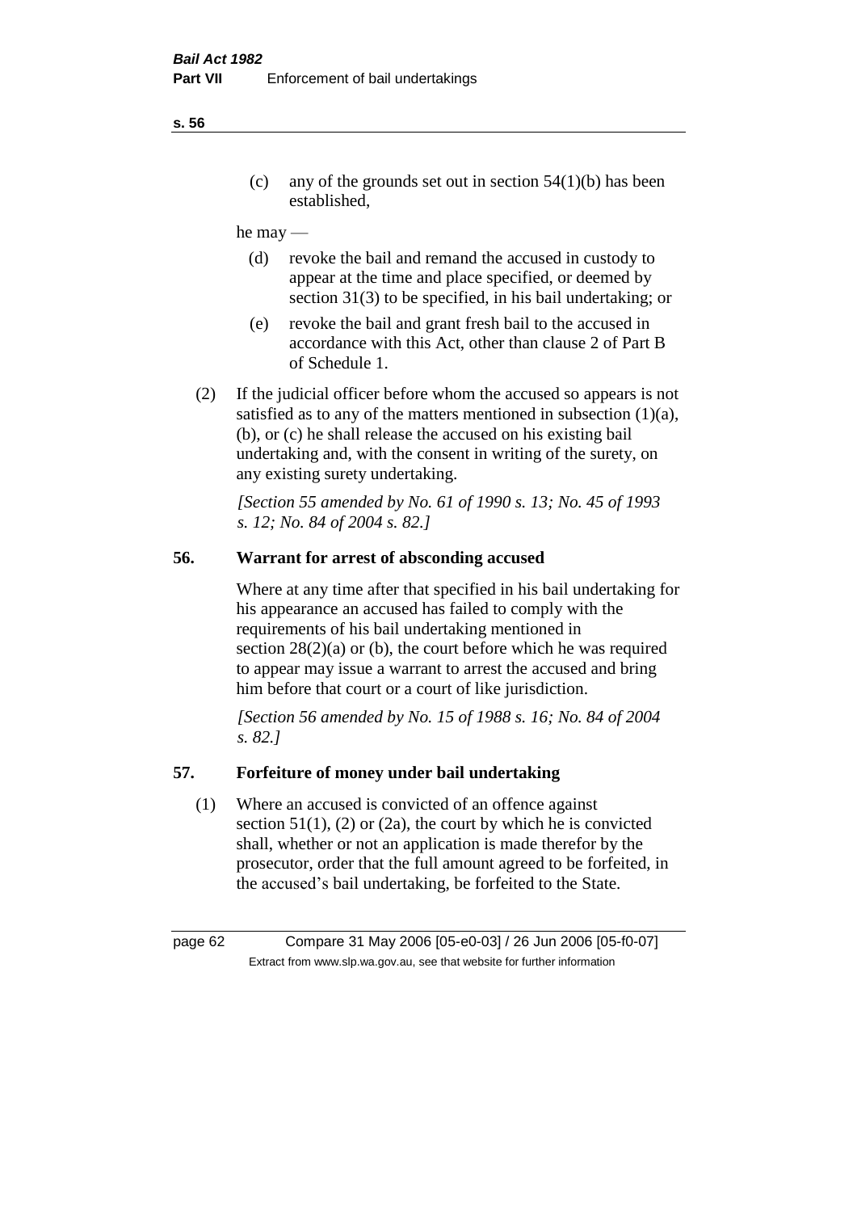(c) any of the grounds set out in section 54(1)(b) has been established,

he may —

(d) revoke the bail and remand the accused in custody to appear at the time and place specified, or deemed by section 31(3) to be specified, in his bail undertaking; or

(e) revoke the bail and grant fresh bail to the accused in accordance with this Act, other than clause 2 of Part B of Schedule 1.

(2) If the judicial officer before whom the accused so appears is not satisfied as to any of the matters mentioned in subsection (1)(a), (b), or (c) he shall release the accused on his existing bail undertaking and, with the consent in writing of the surety, on any existing surety undertaking.

*[Section 55 amended by No. 61 of 1990 s. 13; No. 45 of 1993 s. 12; No. 84 of 2004 s. 82.]*

### 56. Warrant for arrest of absconding accused

Where at any time after that specified in his bail undertaking for his appearance an accused has failed to comply with the requirements of his bail undertaking mentioned in section 28(2)(a) or (b), the court before which he was required to appear may issue a warrant to arrest the accused and bring him before that court or a court of like jurisdiction.

*[Section 56 amended by No. 15 of 1988 s. 16; No. 84 of 2004 s. 82.]*

### 57. Forfeiture of money under bail undertaking

(1) Where an accused is convicted of an offence against section 51(1), (2) or (2a), the court by which he is convicted shall, whether or not an application is made therefor by the prosecutor, order that the full amount agreed to be forfeited, in the accused's bail undertaking, be forfeited to the State.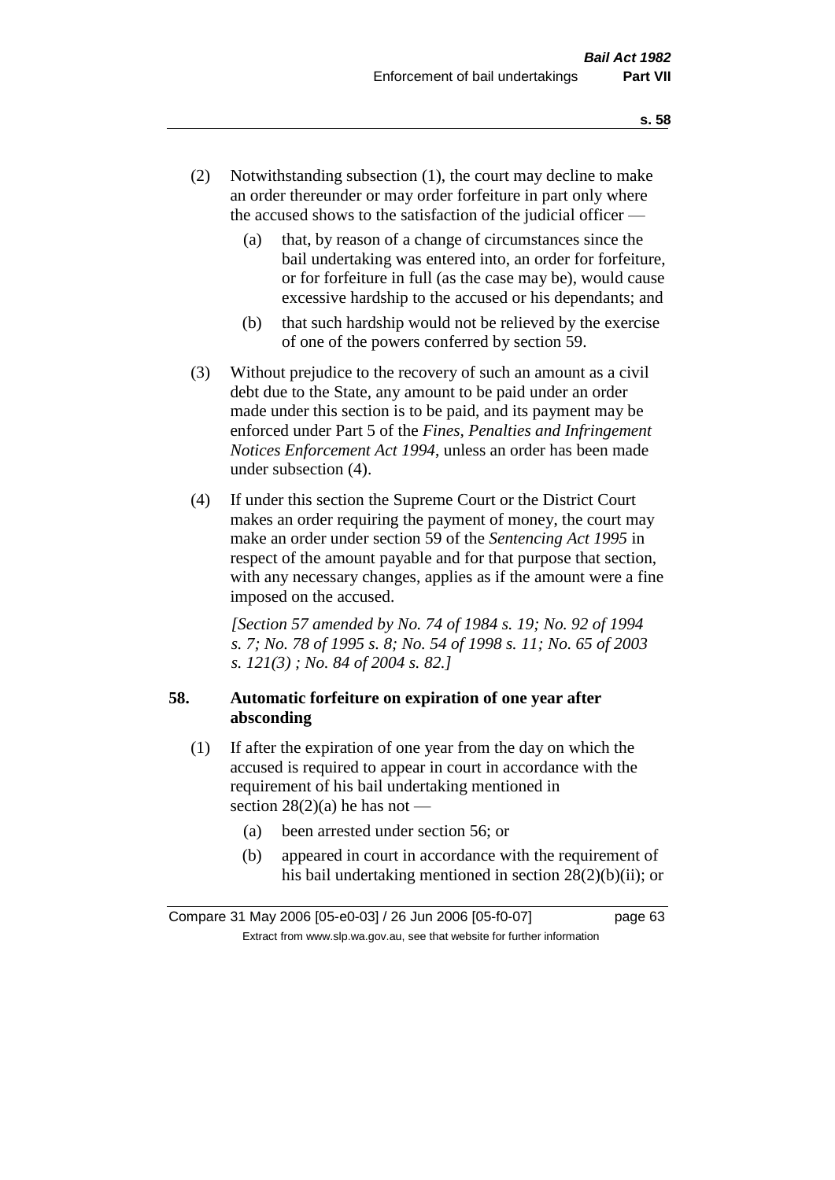(2) Notwithstanding subsection (1), the court may decline to make an order thereunder or may order forfeiture in part only where the accused shows to the satisfaction of the judicial officer —

(a) that, by reason of a change of circumstances since the bail undertaking was entered into, an order for forfeiture, or for forfeiture in full (as the case may be), would cause excessive hardship to the accused or his dependants; and

(b) that such hardship would not be relieved by the exercise of one of the powers conferred by section 59.

(3) Without prejudice to the recovery of such an amount as a civil debt due to the State, any amount to be paid under an order made under this section is to be paid, and its payment may be enforced under Part 5 of the *Fines, Penalties and Infringement Notices Enforcement Act 1994*, unless an order has been made under subsection (4).

(4) If under this section the Supreme Court or the District Court makes an order requiring the payment of money, the court may make an order under section 59 of the *Sentencing Act 1995* in respect of the amount payable and for that purpose that section, with any necessary changes, applies as if the amount were a fine imposed on the accused.

*[Section 57 amended by No. 74 of 1984 s. 19; No. 92 of 1994 s. 7; No. 78 of 1995 s. 8; No. 54 of 1998 s. 11; No. 65 of 2003 s. 121(3) ; No. 84 of 2004 s. 82.]*

**58. Automatic forfeiture on expiration of one year after absconding**

(1) If after the expiration of one year from the day on which the accused is required to appear in court in accordance with the requirement of his bail undertaking mentioned in section 28(2)(a) he has not —

(a) been arrested under section 56; or

(b) appeared in court in accordance with the requirement of his bail undertaking mentioned in section 28(2)(b)(ii); or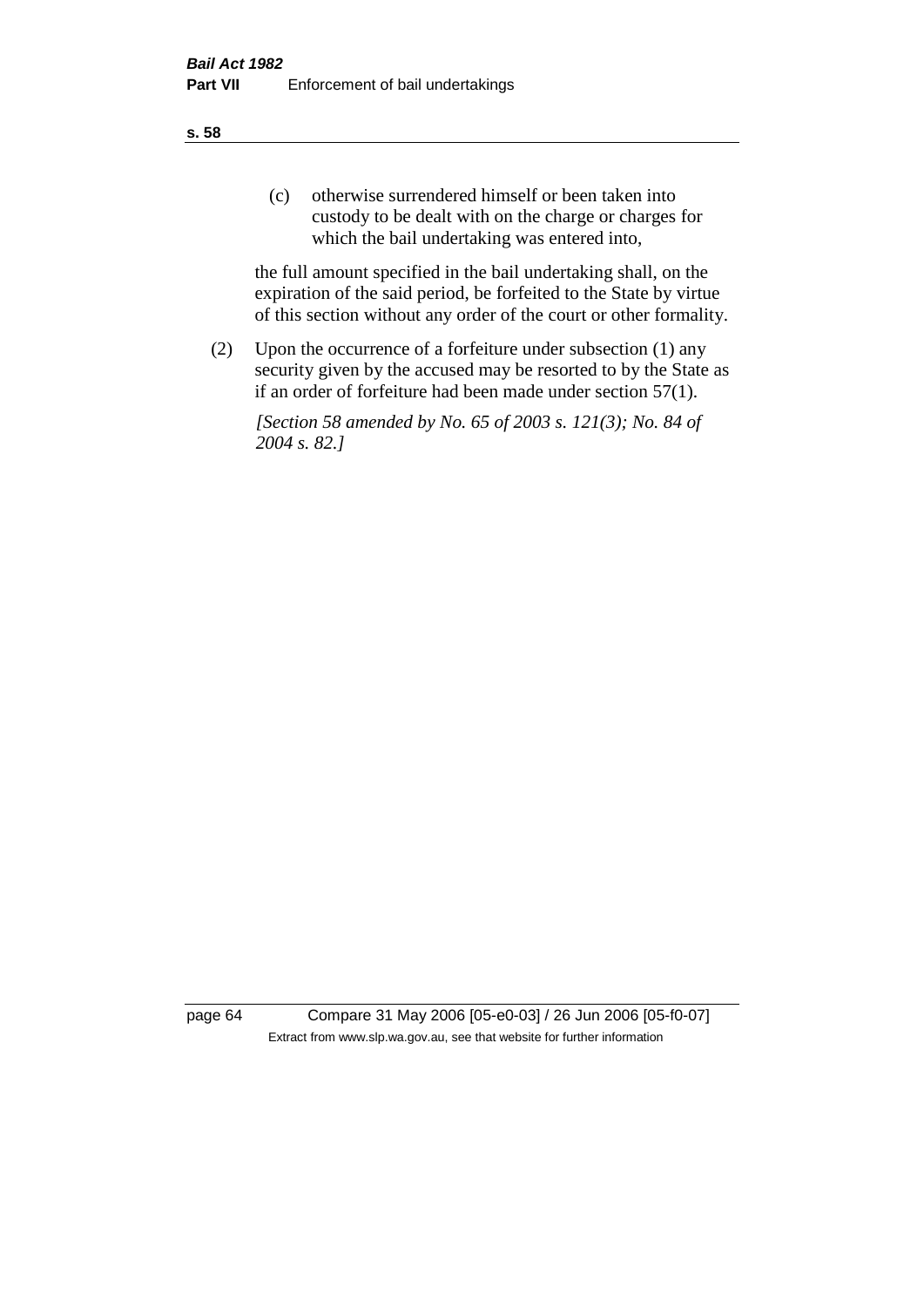(c) otherwise surrendered himself or been taken into custody to be dealt with on the charge or charges for which the bail undertaking was entered into,

the full amount specified in the bail undertaking shall, on the expiration of the said period, be forfeited to the State by virtue of this section without any order of the court or other formality.

(2) Upon the occurrence of a forfeiture under subsection (1) any security given by the accused may be resorted to by the State as if an order of forfeiture had been made under section 57(1).

*[Section 58 amended by No. 65 of 2003 s. 121(3); No. 84 of 2004 s. 82.]*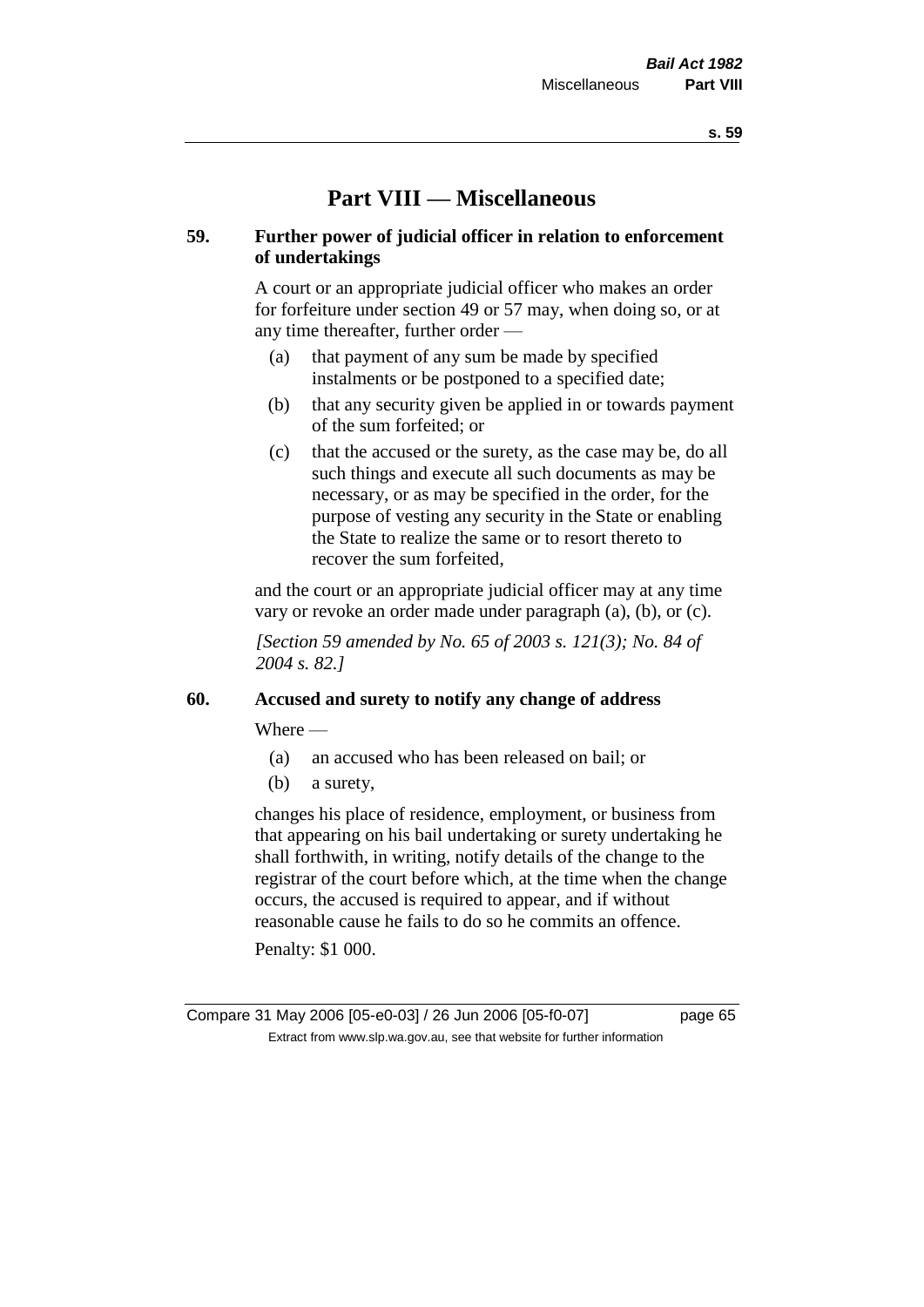# Part VIII — Miscellaneous

## 59. Further power of judicial officer in relation to enforcement of undertakings

A court or an appropriate judicial officer who makes an order for forfeiture under section 49 or 57 may, when doing so, or at any time thereafter, further order —

(a) that payment of any sum be made by specified instalments or be postponed to a specified date;

(b) that any security given be applied in or towards payment of the sum forfeited; or

(c) that the accused or the surety, as the case may be, do all such things and execute all such documents as may be necessary, or as may be specified in the order, for the purpose of vesting any security in the State or enabling the State to realize the same or to resort thereto to recover the sum forfeited,

and the court or an appropriate judicial officer may at any time vary or revoke an order made under paragraph (a), (b), or (c).

*[Section 59 amended by No. 65 of 2003 s. 121(3); No. 84 of 2004 s. 82.]*

## 60. Accused and surety to notify any change of address

Where —

(a) an accused who has been released on bail; or

(b) a surety,

changes his place of residence, employment, or business from that appearing on his bail undertaking or surety undertaking he shall forthwith, in writing, notify details of the change to the registrar of the court before which, at the time when the change occurs, the accused is required to appear, and if without reasonable cause he fails to do so he commits an offence.

Penalty: $1 000.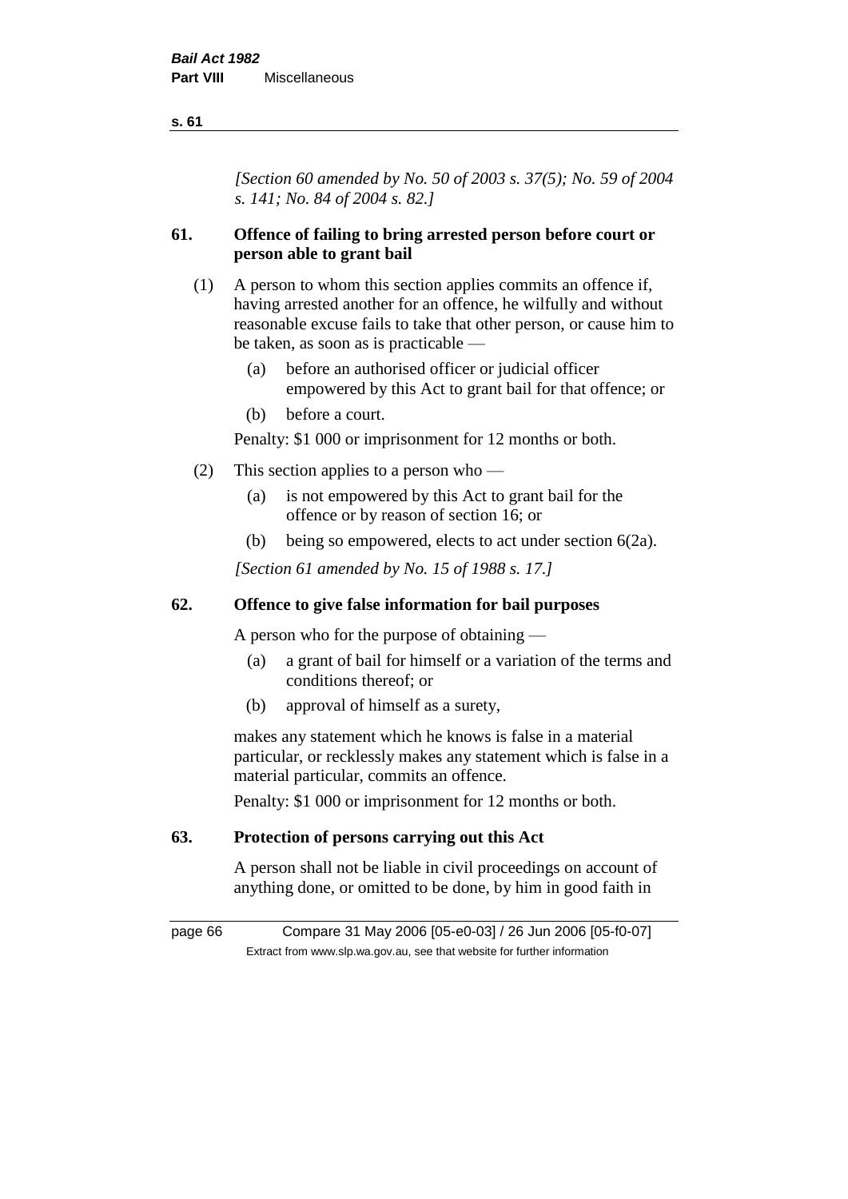*[Section 60 amended by No. 50 of 2003 s. 37(5); No. 59 of 2004 s. 141; No. 84 of 2004 s. 82.]*

## 61. Offence of failing to bring arrested person before court or person able to grant bail

(1) A person to whom this section applies commits an offence if, having arrested another for an offence, he wilfully and without reasonable excuse fails to take that other person, or cause him to be taken, as soon as is practicable —

  (a) before an authorised officer or judicial officer empowered by this Act to grant bail for that offence; or

  (b) before a court.

Penalty: $1 000 or imprisonment for 12 months or both.

(2) This section applies to a person who —

  (a) is not empowered by this Act to grant bail for the offence or by reason of section 16; or

  (b) being so empowered, elects to act under section 6(2a).

*[Section 61 amended by No. 15 of 1988 s. 17.]*

## 62. Offence to give false information for bail purposes

A person who for the purpose of obtaining —

  (a) a grant of bail for himself or a variation of the terms and conditions thereof; or

  (b) approval of himself as a surety,

makes any statement which he knows is false in a material particular, or recklessly makes any statement which is false in a material particular, commits an offence.

Penalty: $1 000 or imprisonment for 12 months or both.

## 63. Protection of persons carrying out this Act

A person shall not be liable in civil proceedings on account of anything done, or omitted to be done, by him in good faith in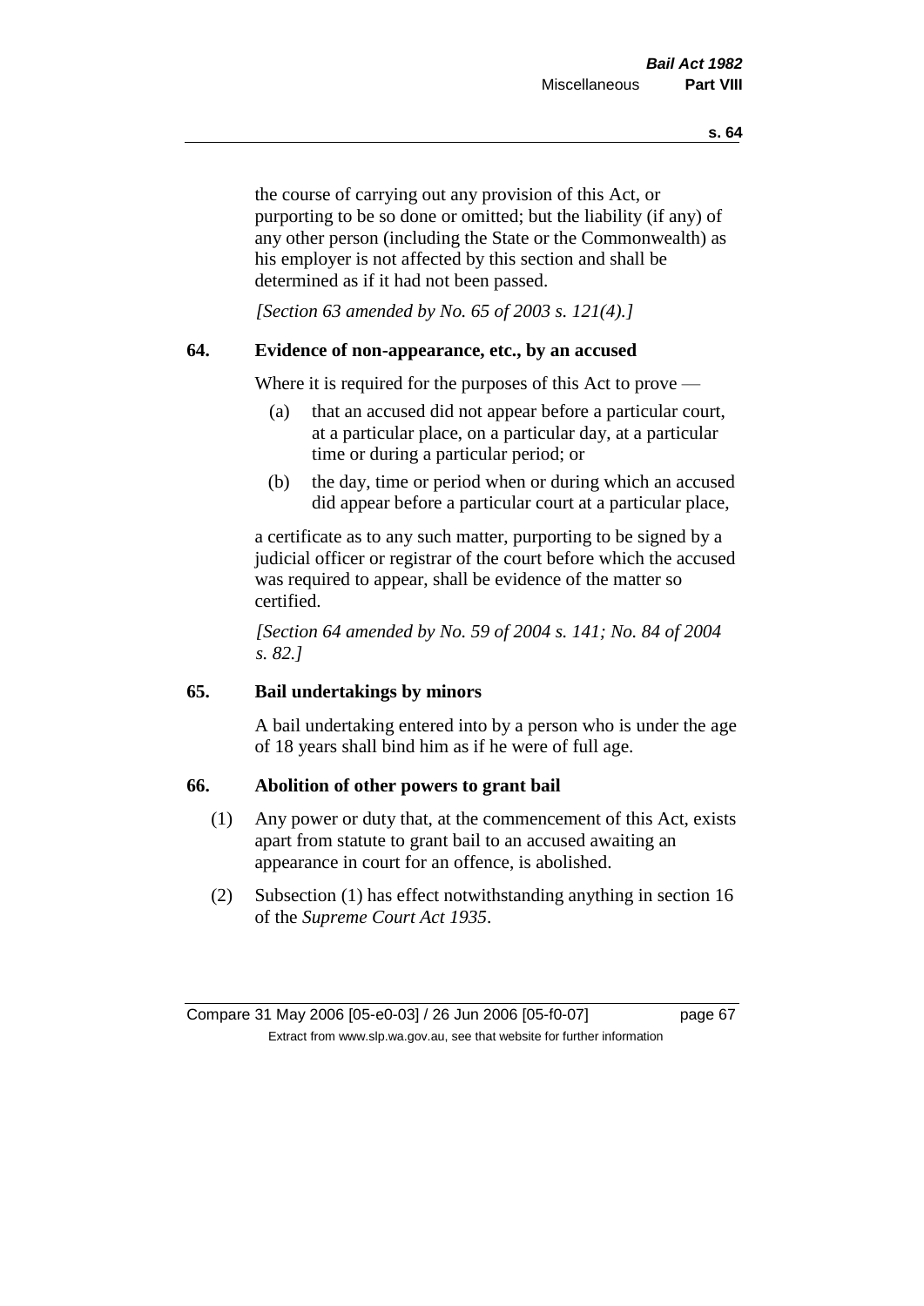the course of carrying out any provision of this Act, or purporting to be so done or omitted; but the liability (if any) of any other person (including the State or the Commonwealth) as his employer is not affected by this section and shall be determined as if it had not been passed.

*[Section 63 amended by No. 65 of 2003 s. 121(4).]*

### 64. Evidence of non-appearance, etc., by an accused

Where it is required for the purposes of this Act to prove —

(a) that an accused did not appear before a particular court, at a particular place, on a particular day, at a particular time or during a particular period; or

(b) the day, time or period when or during which an accused did appear before a particular court at a particular place,

a certificate as to any such matter, purporting to be signed by a judicial officer or registrar of the court before which the accused was required to appear, shall be evidence of the matter so certified.

*[Section 64 amended by No. 59 of 2004 s. 141; No. 84 of 2004 s. 82.]*

### 65. Bail undertakings by minors

A bail undertaking entered into by a person who is under the age of 18 years shall bind him as if he were of full age.

### 66. Abolition of other powers to grant bail

(1) Any power or duty that, at the commencement of this Act, exists apart from statute to grant bail to an accused awaiting an appearance in court for an offence, is abolished.

(2) Subsection (1) has effect notwithstanding anything in section 16 of the *Supreme Court Act 1935*.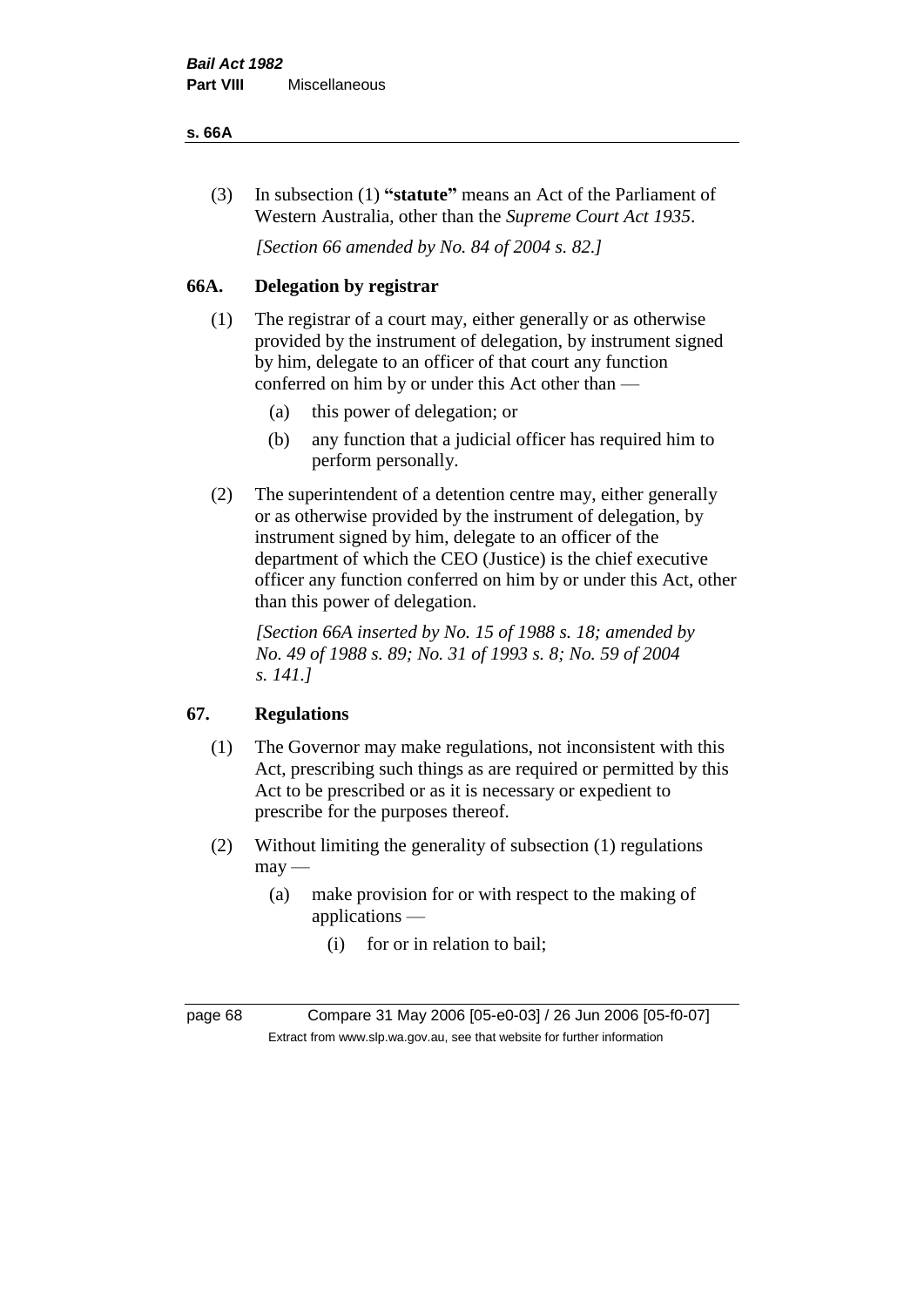(3) In subsection (1) **"statute"** means an Act of the Parliament of Western Australia, other than the *Supreme Court Act 1935*.

*[Section 66 amended by No. 84 of 2004 s. 82.]*

## 66A. Delegation by registrar

(1) The registrar of a court may, either generally or as otherwise provided by the instrument of delegation, by instrument signed by him, delegate to an officer of that court any function conferred on him by or under this Act other than —

- (a) this power of delegation; or
- (b) any function that a judicial officer has required him to perform personally.

(2) The superintendent of a detention centre may, either generally or as otherwise provided by the instrument of delegation, by instrument signed by him, delegate to an officer of the department of which the CEO (Justice) is the chief executive officer any function conferred on him by or under this Act, other than this power of delegation.

*[Section 66A inserted by No. 15 of 1988 s. 18; amended by No. 49 of 1988 s. 89; No. 31 of 1993 s. 8; No. 59 of 2004 s. 141.]*

## 67. Regulations

(1) The Governor may make regulations, not inconsistent with this Act, prescribing such things as are required or permitted by this Act to be prescribed or as it is necessary or expedient to prescribe for the purposes thereof.

(2) Without limiting the generality of subsection (1) regulations may —

- (a) make provision for or with respect to the making of applications —
  - (i) for or in relation to bail;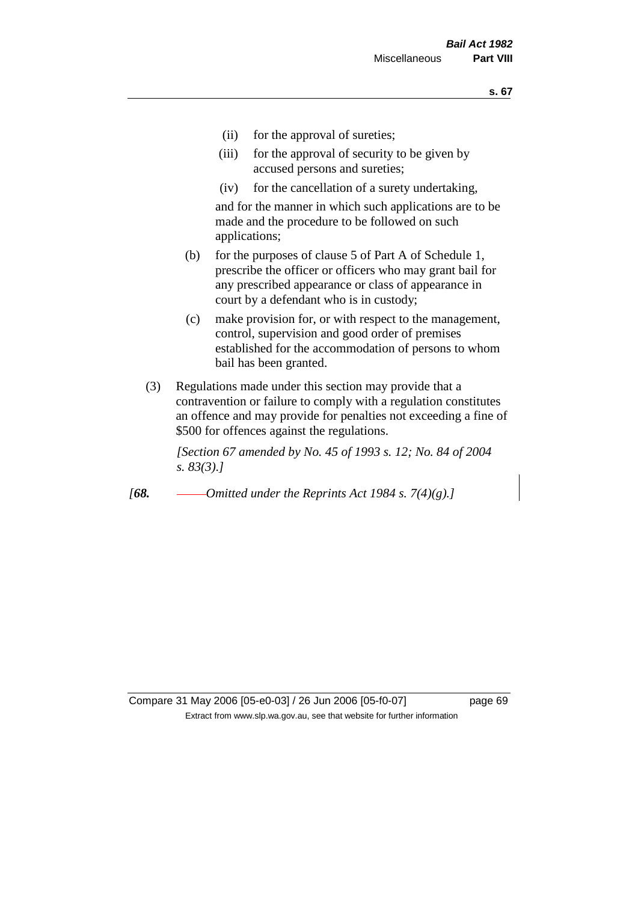(ii) for the approval of sureties;

(iii) for the approval of security to be given by accused persons and sureties;

(iv) for the cancellation of a surety undertaking,

and for the manner in which such applications are to be made and the procedure to be followed on such applications;

(b) for the purposes of clause 5 of Part A of Schedule 1, prescribe the officer or officers who may grant bail for any prescribed appearance or class of appearance in court by a defendant who is in custody;

(c) make provision for, or with respect to the management, control, supervision and good order of premises established for the accommodation of persons to whom bail has been granted.

(3) Regulations made under this section may provide that a contravention or failure to comply with a regulation constitutes an offence and may provide for penalties not exceeding a fine of $500 for offences against the regulations.

*[Section 67 amended by No. 45 of 1993 s. 12; No. 84 of 2004 s. 83(3).]*

*[**68.** ——Omitted under the Reprints Act 1984 s. 7(4)(g).]*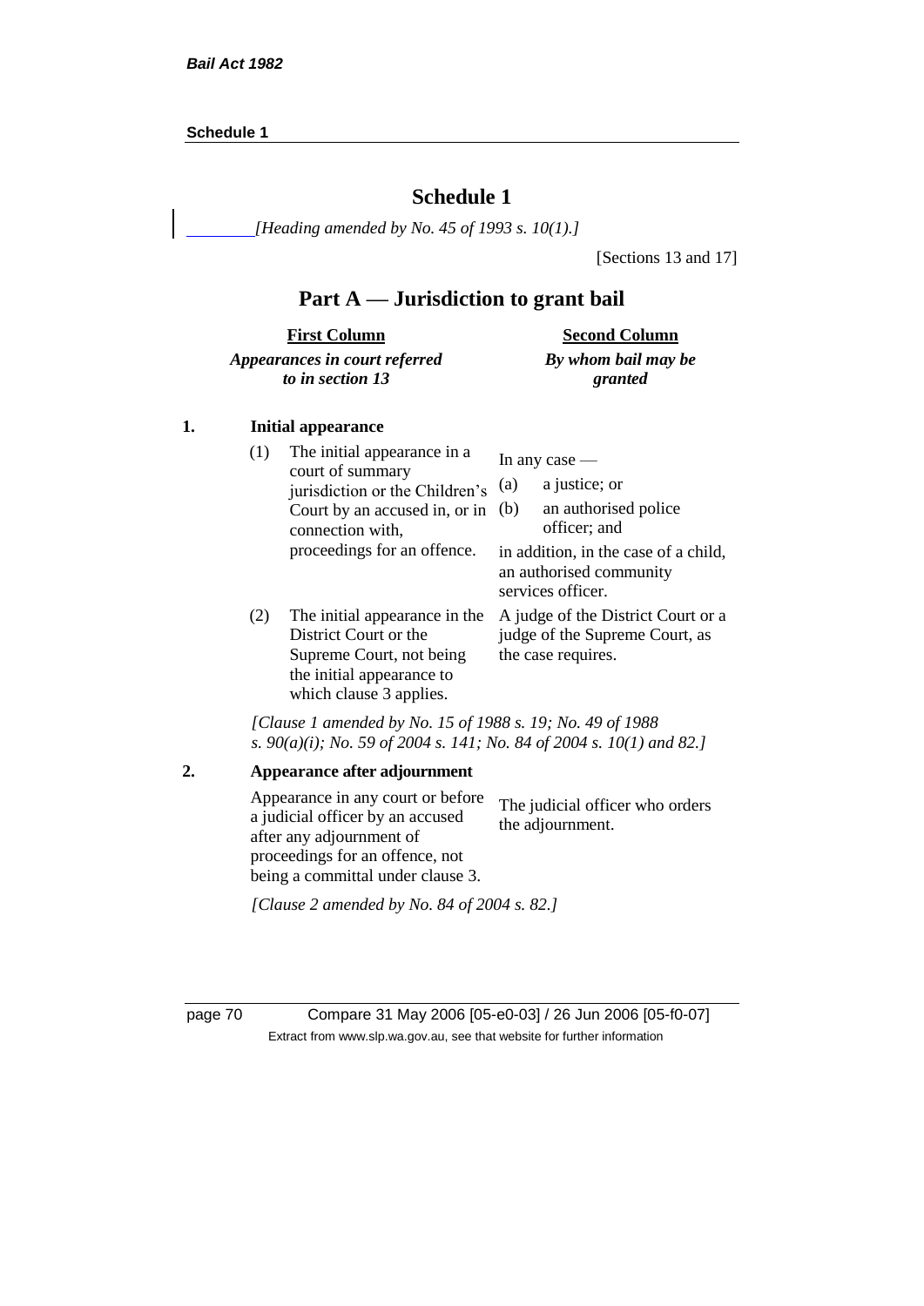# Schedule 1

*[Heading amended by No. 45 of 1993 s. 10(1).]*

[Sections 13 and 17]

## Part A — Jurisdiction to grant bail

| First Column<br>*Appearances in court referred to in section 13* | Second Column<br>*By whom bail may be granted* |
|---|---|
| **1. Initial appearance** | |
| (1) The initial appearance in a court of summary jurisdiction or the Children's Court by an accused in, or in connection with, proceedings for an offence. | In any case —<br>(a) a justice; or<br>(b) an authorised police officer; and<br>in addition, in the case of a child, an authorised community services officer. |
| (2) The initial appearance in the District Court or the Supreme Court, not being the initial appearance to which clause 3 applies. | A judge of the District Court or a judge of the Supreme Court, as the case requires. |

*[Clause 1 amended by No. 15 of 1988 s. 19; No. 49 of 1988 s. 90(a)(i); No. 59 of 2004 s. 141; No. 84 of 2004 s. 10(1) and 82.]*

| First Column | Second Column |
|---|---|
| **2. Appearance after adjournment** | |
| Appearance in any court or before a judicial officer by an accused after any adjournment of proceedings for an offence, not being a committal under clause 3. | The judicial officer who orders the adjournment. |

*[Clause 2 amended by No. 84 of 2004 s. 82.]*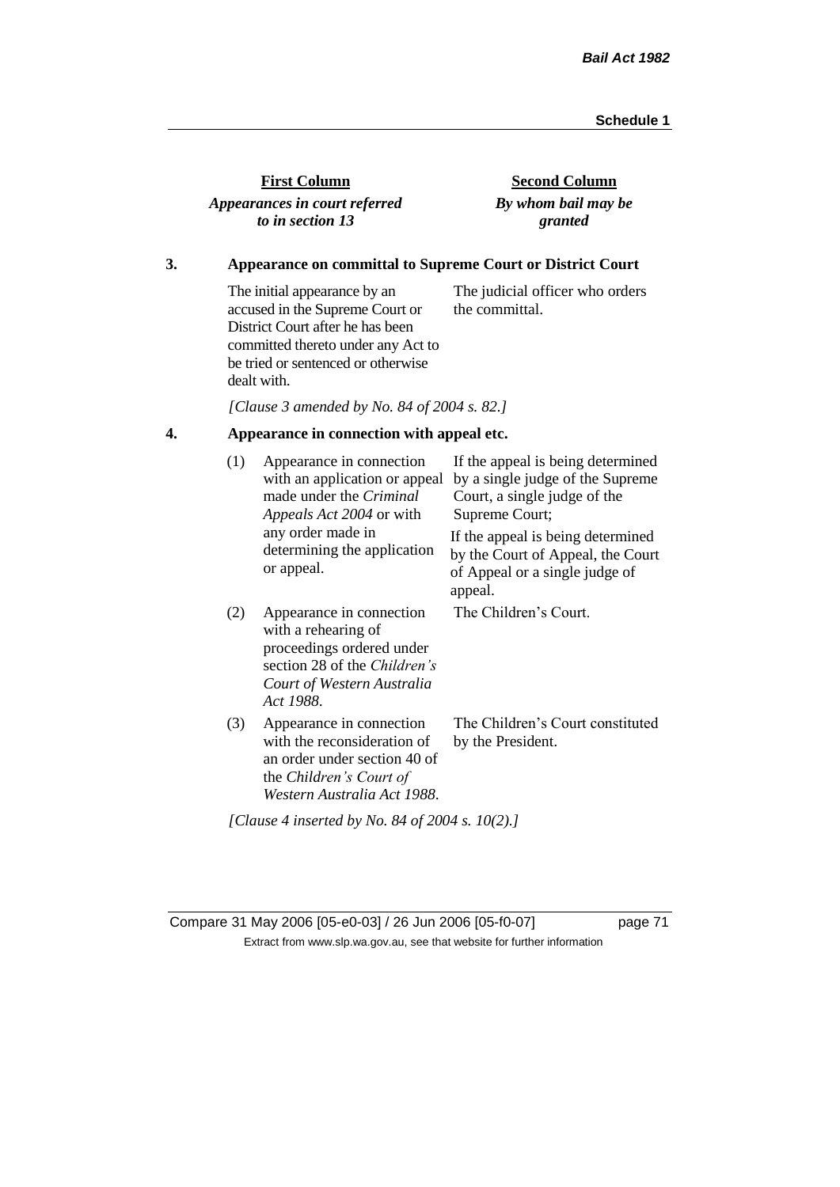| First Column | Second Column |
|---|---|
| *Appearances in court referred to in section 13* | *By whom bail may be granted* |

**3. Appearance on committal to Supreme Court or District Court**

| | |
|---|---|
| The initial appearance by an accused in the Supreme Court or District Court after he has been committed thereto under any Act to be tried or sentenced or otherwise dealt with. | The judicial officer who orders the committal. |

*[Clause 3 amended by No. 84 of 2004 s. 82.]*

**4. Appearance in connection with appeal etc.**

| | | |
|---|---|---|
| (1) | Appearance in connection with an application or appeal made under the *Criminal Appeals Act 2004* or with any order made in determining the application or appeal. | If the appeal is being determined by a single judge of the Supreme Court, a single judge of the Supreme Court; If the appeal is being determined by the Court of Appeal, the Court of Appeal or a single judge of appeal. |
| (2) | Appearance in connection with a rehearing of proceedings ordered under section 28 of the *Children's Court of Western Australia Act 1988*. | The Children's Court. |
| (3) | Appearance in connection with the reconsideration of an order under section 40 of the *Children's Court of Western Australia Act 1988*. | The Children's Court constituted by the President. |

*[Clause 4 inserted by No. 84 of 2004 s. 10(2).]*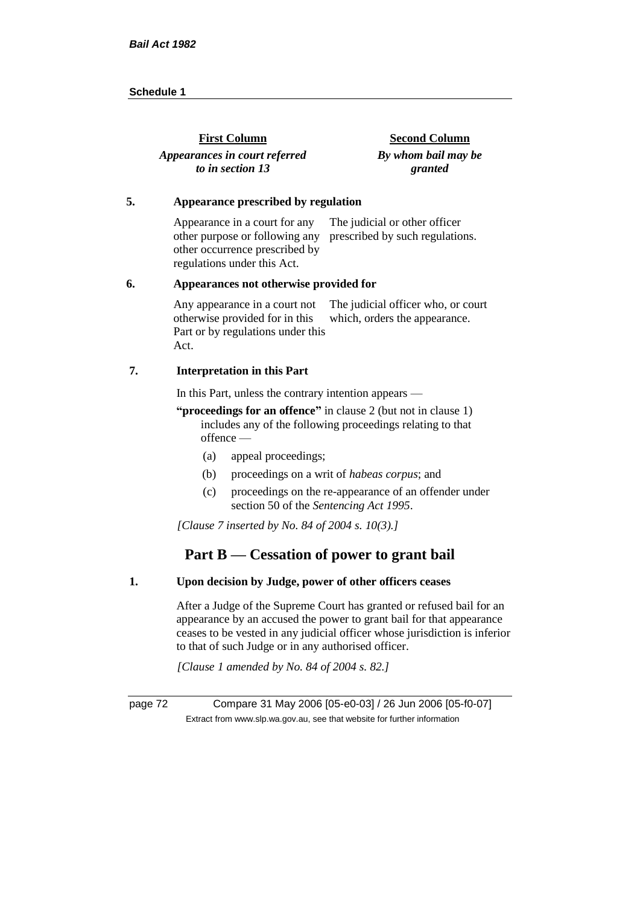| First Column | Second Column |
|---|---|
| ***Appearances in court referred to in section 13*** | ***By whom bail may be granted*** |

**5. Appearance prescribed by regulation**

| | |
|---|---|
| Appearance in a court for any other purpose or following any other occurrence prescribed by regulations under this Act. | The judicial or other officer prescribed by such regulations. |

**6. Appearances not otherwise provided for**

| | |
|---|---|
| Any appearance in a court not otherwise provided for in this Part or by regulations under this Act. | The judicial officer who, or court which, orders the appearance. |

**7. Interpretation in this Part**

In this Part, unless the contrary intention appears —

**"proceedings for an offence"** in clause 2 (but not in clause 1) includes any of the following proceedings relating to that offence —

(a) appeal proceedings;

(b) proceedings on a writ of *habeas corpus*; and

(c) proceedings on the re-appearance of an offender under section 50 of the *Sentencing Act 1995*.

*[Clause 7 inserted by No. 84 of 2004 s. 10(3).]*

## Part B — Cessation of power to grant bail

**1. Upon decision by Judge, power of other officers ceases**

After a Judge of the Supreme Court has granted or refused bail for an appearance by an accused the power to grant bail for that appearance ceases to be vested in any judicial officer whose jurisdiction is inferior to that of such Judge or in any authorised officer.

*[Clause 1 amended by No. 84 of 2004 s. 82.]*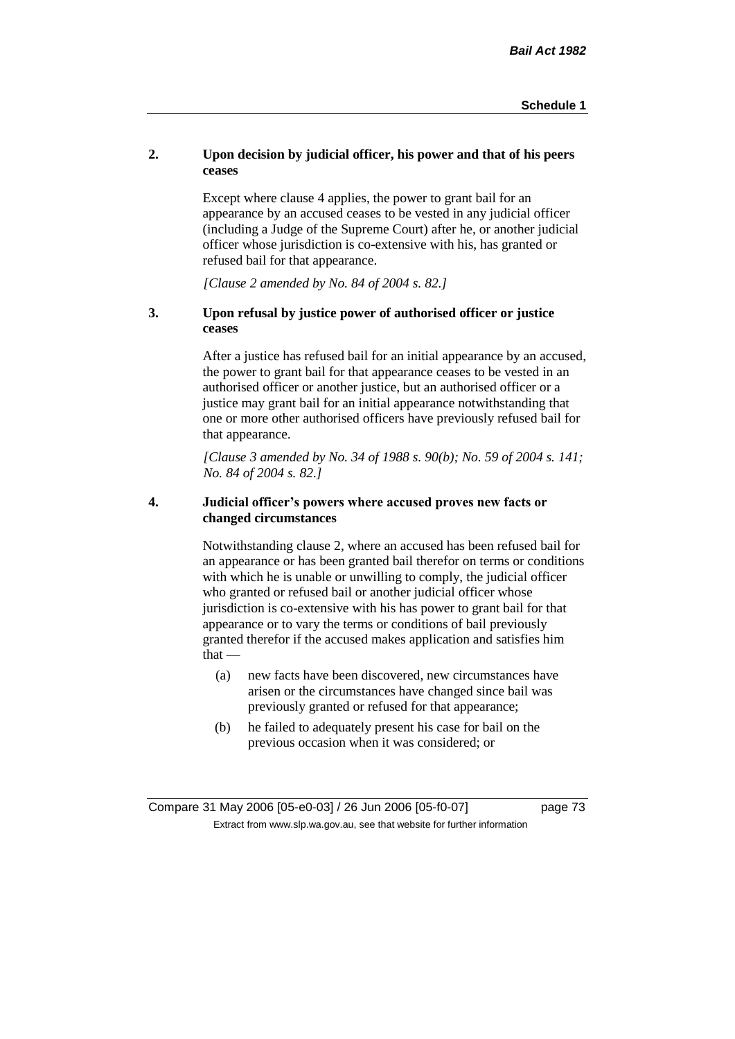**2. Upon decision by judicial officer, his power and that of his peers ceases**

Except where clause 4 applies, the power to grant bail for an appearance by an accused ceases to be vested in any judicial officer (including a Judge of the Supreme Court) after he, or another judicial officer whose jurisdiction is co-extensive with his, has granted or refused bail for that appearance.

*[Clause 2 amended by No. 84 of 2004 s. 82.]*

**3. Upon refusal by justice power of authorised officer or justice ceases**

After a justice has refused bail for an initial appearance by an accused, the power to grant bail for that appearance ceases to be vested in an authorised officer or another justice, but an authorised officer or a justice may grant bail for an initial appearance notwithstanding that one or more other authorised officers have previously refused bail for that appearance.

*[Clause 3 amended by No. 34 of 1988 s. 90(b); No. 59 of 2004 s. 141; No. 84 of 2004 s. 82.]*

**4. Judicial officer's powers where accused proves new facts or changed circumstances**

Notwithstanding clause 2, where an accused has been refused bail for an appearance or has been granted bail therefor on terms or conditions with which he is unable or unwilling to comply, the judicial officer who granted or refused bail or another judicial officer whose jurisdiction is co-extensive with his has power to grant bail for that appearance or to vary the terms or conditions of bail previously granted therefor if the accused makes application and satisfies him that —

(a) new facts have been discovered, new circumstances have arisen or the circumstances have changed since bail was previously granted or refused for that appearance;

(b) he failed to adequately present his case for bail on the previous occasion when it was considered; or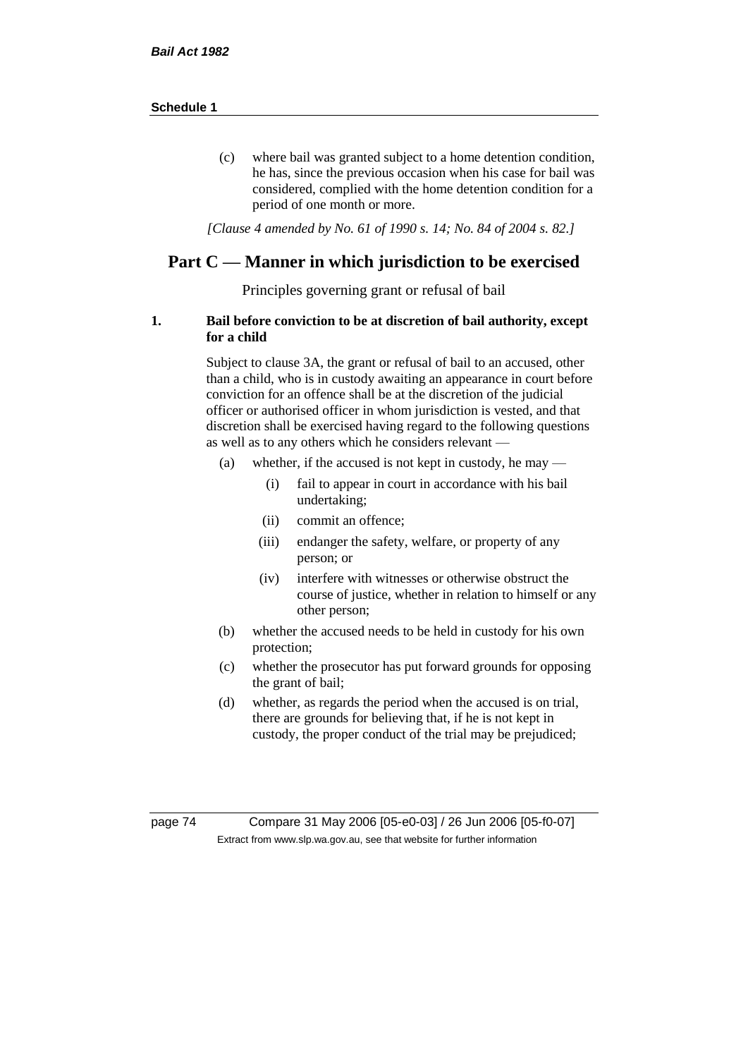(c) where bail was granted subject to a home detention condition, he has, since the previous occasion when his case for bail was considered, complied with the home detention condition for a period of one month or more.

*[Clause 4 amended by No. 61 of 1990 s. 14; No. 84 of 2004 s. 82.]*

## Part C — Manner in which jurisdiction to be exercised

Principles governing grant or refusal of bail

**1. Bail before conviction to be at discretion of bail authority, except for a child**

Subject to clause 3A, the grant or refusal of bail to an accused, other than a child, who is in custody awaiting an appearance in court before conviction for an offence shall be at the discretion of the judicial officer or authorised officer in whom jurisdiction is vested, and that discretion shall be exercised having regard to the following questions as well as to any others which he considers relevant —

- (a) whether, if the accused is not kept in custody, he may —
  - (i) fail to appear in court in accordance with his bail undertaking;
  - (ii) commit an offence;
  - (iii) endanger the safety, welfare, or property of any person; or
  - (iv) interfere with witnesses or otherwise obstruct the course of justice, whether in relation to himself or any other person;
- (b) whether the accused needs to be held in custody for his own protection;
- (c) whether the prosecutor has put forward grounds for opposing the grant of bail;
- (d) whether, as regards the period when the accused is on trial, there are grounds for believing that, if he is not kept in custody, the proper conduct of the trial may be prejudiced;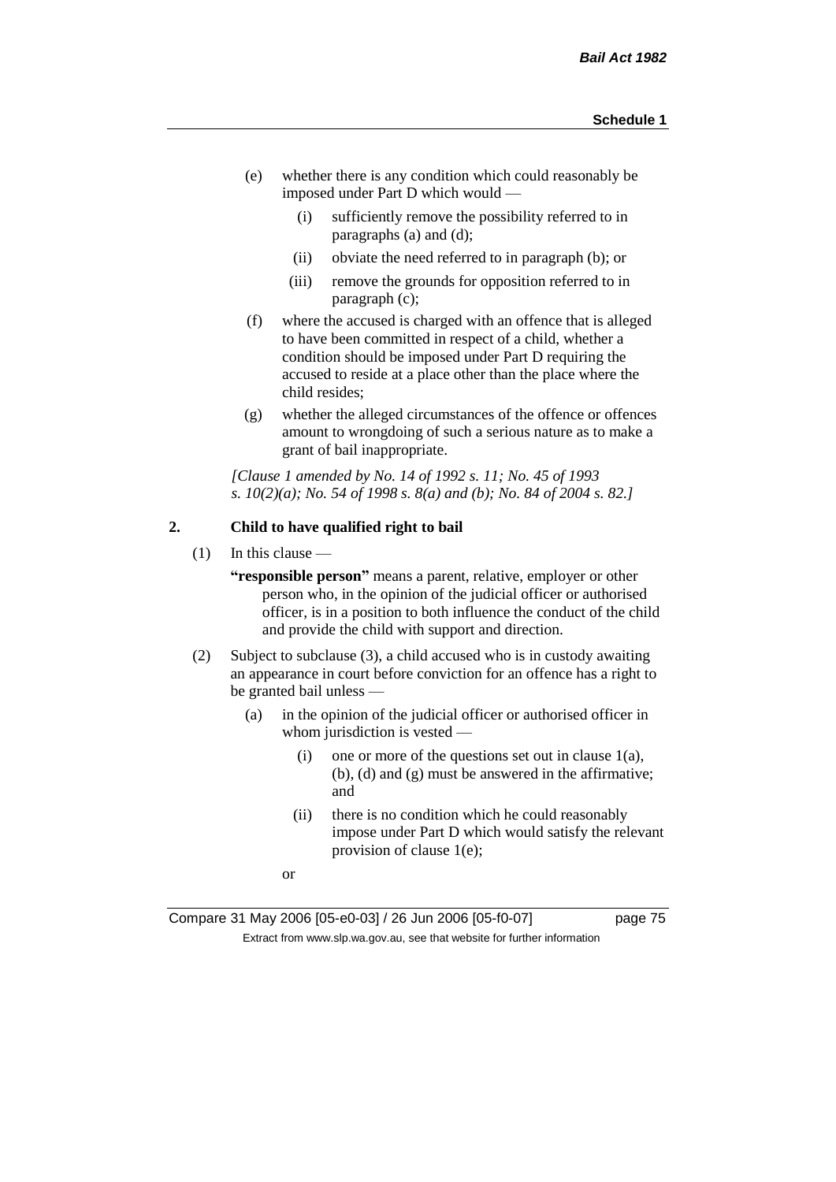(e) whether there is any condition which could reasonably be imposed under Part D which would —

   (i) sufficiently remove the possibility referred to in paragraphs (a) and (d);

   (ii) obviate the need referred to in paragraph (b); or

   (iii) remove the grounds for opposition referred to in paragraph (c);

(f) where the accused is charged with an offence that is alleged to have been committed in respect of a child, whether a condition should be imposed under Part D requiring the accused to reside at a place other than the place where the child resides;

(g) whether the alleged circumstances of the offence or offences amount to wrongdoing of such a serious nature as to make a grant of bail inappropriate.

*[Clause 1 amended by No. 14 of 1992 s. 11; No. 45 of 1993 s. 10(2)(a); No. 54 of 1998 s. 8(a) and (b); No. 84 of 2004 s. 82.]*

## 2. Child to have qualified right to bail

(1) In this clause —

**"responsible person"** means a parent, relative, employer or other person who, in the opinion of the judicial officer or authorised officer, is in a position to both influence the conduct of the child and provide the child with support and direction.

(2) Subject to subclause (3), a child accused who is in custody awaiting an appearance in court before conviction for an offence has a right to be granted bail unless —

   (a) in the opinion of the judicial officer or authorised officer in whom jurisdiction is vested —

      (i) one or more of the questions set out in clause 1(a), (b), (d) and (g) must be answered in the affirmative; and

      (ii) there is no condition which he could reasonably impose under Part D which would satisfy the relevant provision of clause 1(e);

   or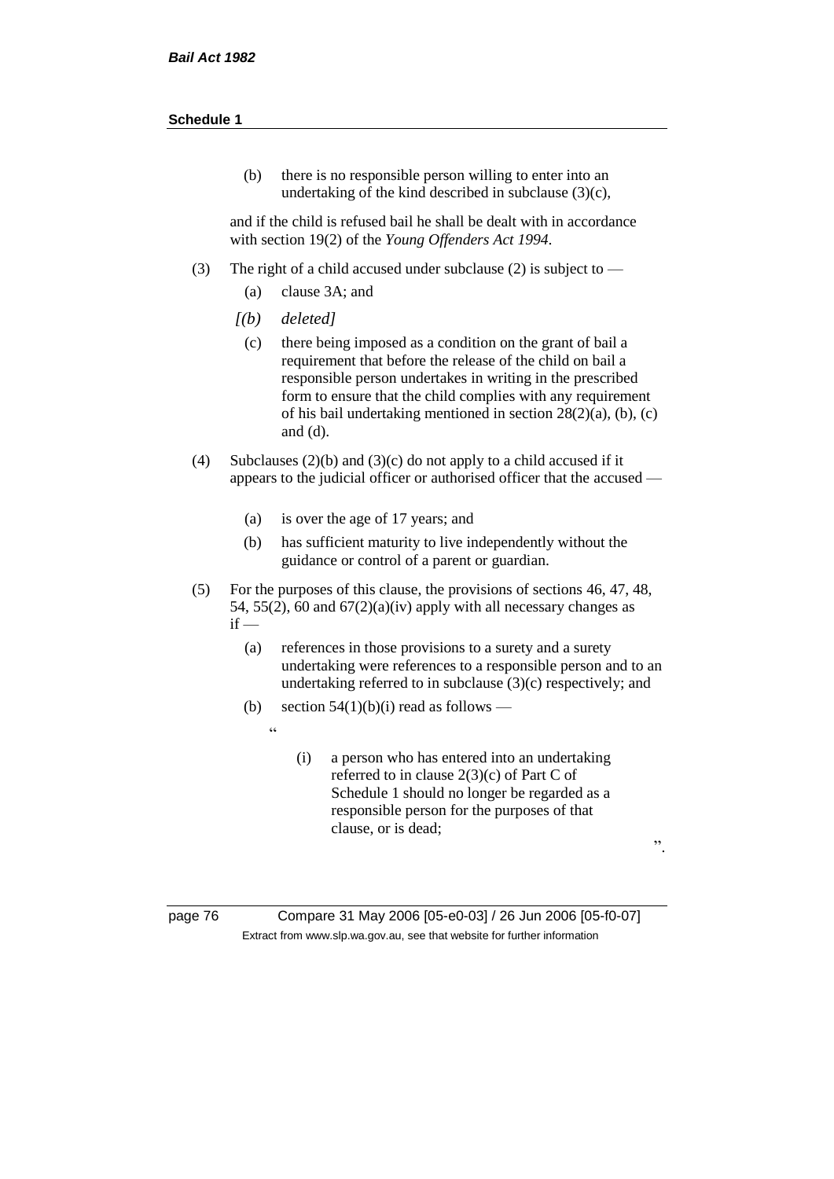(b) there is no responsible person willing to enter into an undertaking of the kind described in subclause (3)(c),

and if the child is refused bail he shall be dealt with in accordance with section 19(2) of the *Young Offenders Act 1994*.

(3) The right of a child accused under subclause (2) is subject to —

(a) clause 3A; and

*[(b) deleted]*

(c) there being imposed as a condition on the grant of bail a requirement that before the release of the child on bail a responsible person undertakes in writing in the prescribed form to ensure that the child complies with any requirement of his bail undertaking mentioned in section 28(2)(a), (b), (c) and (d).

(4) Subclauses (2)(b) and (3)(c) do not apply to a child accused if it appears to the judicial officer or authorised officer that the accused —

(a) is over the age of 17 years; and

(b) has sufficient maturity to live independently without the guidance or control of a parent or guardian.

(5) For the purposes of this clause, the provisions of sections 46, 47, 48, 54, 55(2), 60 and 67(2)(a)(iv) apply with all necessary changes as if —

(a) references in those provisions to a surety and a surety undertaking were references to a responsible person and to an undertaking referred to in subclause (3)(c) respectively; and

(b) section 54(1)(b)(i) read as follows —

"

(i) a person who has entered into an undertaking referred to in clause 2(3)(c) of Part C of Schedule 1 should no longer be regarded as a responsible person for the purposes of that clause, or is dead;

".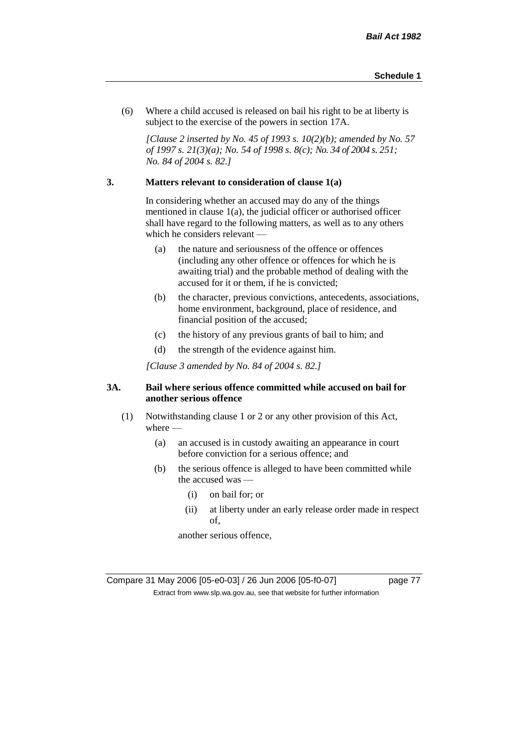(6) Where a child accused is released on bail his right to be at liberty is subject to the exercise of the powers in section 17A.

*[Clause 2 inserted by No. 45 of 1993 s. 10(2)(b); amended by No. 57 of 1997 s. 21(3)(a); No. 54 of 1998 s. 8(c); No. 34 of 2004 s. 251; No. 84 of 2004 s. 82.]*

### 3. Matters relevant to consideration of clause 1(a)

In considering whether an accused may do any of the things mentioned in clause 1(a), the judicial officer or authorised officer shall have regard to the following matters, as well as to any others which he considers relevant —

- (a) the nature and seriousness of the offence or offences (including any other offence or offences for which he is awaiting trial) and the probable method of dealing with the accused for it or them, if he is convicted;
- (b) the character, previous convictions, antecedents, associations, home environment, background, place of residence, and financial position of the accused;
- (c) the history of any previous grants of bail to him; and
- (d) the strength of the evidence against him.

*[Clause 3 amended by No. 84 of 2004 s. 82.]*

### 3A. Bail where serious offence committed while accused on bail for another serious offence

(1) Notwithstanding clause 1 or 2 or any other provision of this Act, where —

- (a) an accused is in custody awaiting an appearance in court before conviction for a serious offence; and
- (b) the serious offence is alleged to have been committed while the accused was —
  - (i) on bail for; or
  - (ii) at liberty under an early release order made in respect of,

  another serious offence,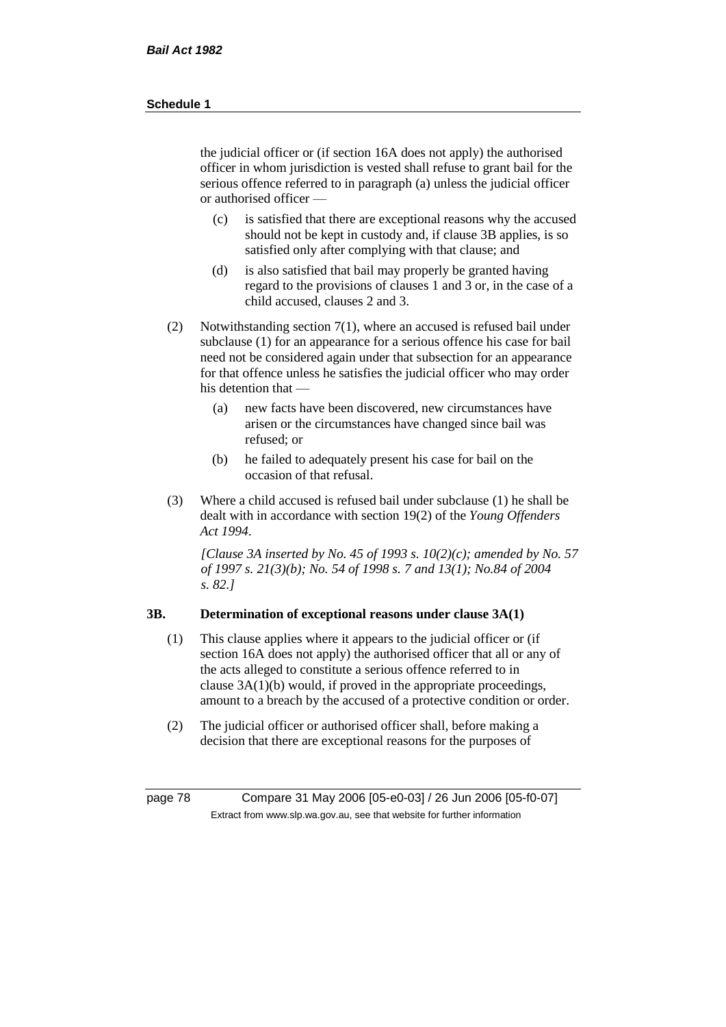the judicial officer or (if section 16A does not apply) the authorised officer in whom jurisdiction is vested shall refuse to grant bail for the serious offence referred to in paragraph (a) unless the judicial officer or authorised officer —

(c) is satisfied that there are exceptional reasons why the accused should not be kept in custody and, if clause 3B applies, is so satisfied only after complying with that clause; and

(d) is also satisfied that bail may properly be granted having regard to the provisions of clauses 1 and 3 or, in the case of a child accused, clauses 2 and 3.

(2) Notwithstanding section 7(1), where an accused is refused bail under subclause (1) for an appearance for a serious offence his case for bail need not be considered again under that subsection for an appearance for that offence unless he satisfies the judicial officer who may order his detention that —

(a) new facts have been discovered, new circumstances have arisen or the circumstances have changed since bail was refused; or

(b) he failed to adequately present his case for bail on the occasion of that refusal.

(3) Where a child accused is refused bail under subclause (1) he shall be dealt with in accordance with section 19(2) of the *Young Offenders Act 1994*.

*[Clause 3A inserted by No. 45 of 1993 s. 10(2)(c); amended by No. 57 of 1997 s. 21(3)(b); No. 54 of 1998 s. 7 and 13(1); No.84 of 2004 s. 82.]*

### 3B. Determination of exceptional reasons under clause 3A(1)

(1) This clause applies where it appears to the judicial officer or (if section 16A does not apply) the authorised officer that all or any of the acts alleged to constitute a serious offence referred to in clause 3A(1)(b) would, if proved in the appropriate proceedings, amount to a breach by the accused of a protective condition or order.

(2) The judicial officer or authorised officer shall, before making a decision that there are exceptional reasons for the purposes of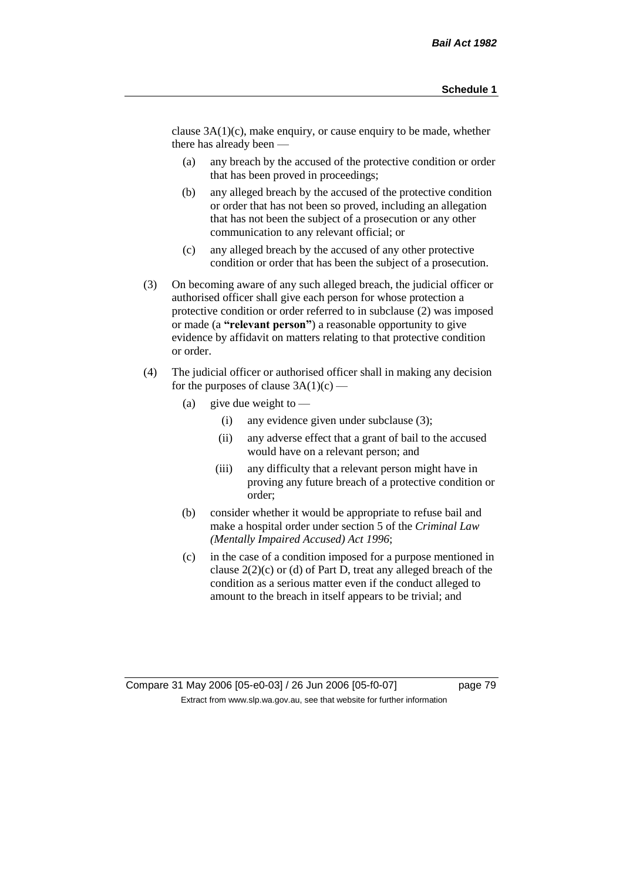clause 3A(1)(c), make enquiry, or cause enquiry to be made, whether there has already been —

(a) any breach by the accused of the protective condition or order that has been proved in proceedings;

(b) any alleged breach by the accused of the protective condition or order that has not been so proved, including an allegation that has not been the subject of a prosecution or any other communication to any relevant official; or

(c) any alleged breach by the accused of any other protective condition or order that has been the subject of a prosecution.

(3) On becoming aware of any such alleged breach, the judicial officer or authorised officer shall give each person for whose protection a protective condition or order referred to in subclause (2) was imposed or made (a **"relevant person"**) a reasonable opportunity to give evidence by affidavit on matters relating to that protective condition or order.

(4) The judicial officer or authorised officer shall in making any decision for the purposes of clause 3A(1)(c) —

(a) give due weight to —

(i) any evidence given under subclause (3);

(ii) any adverse effect that a grant of bail to the accused would have on a relevant person; and

(iii) any difficulty that a relevant person might have in proving any future breach of a protective condition or order;

(b) consider whether it would be appropriate to refuse bail and make a hospital order under section 5 of the *Criminal Law (Mentally Impaired Accused) Act 1996*;

(c) in the case of a condition imposed for a purpose mentioned in clause 2(2)(c) or (d) of Part D, treat any alleged breach of the condition as a serious matter even if the conduct alleged to amount to the breach in itself appears to be trivial; and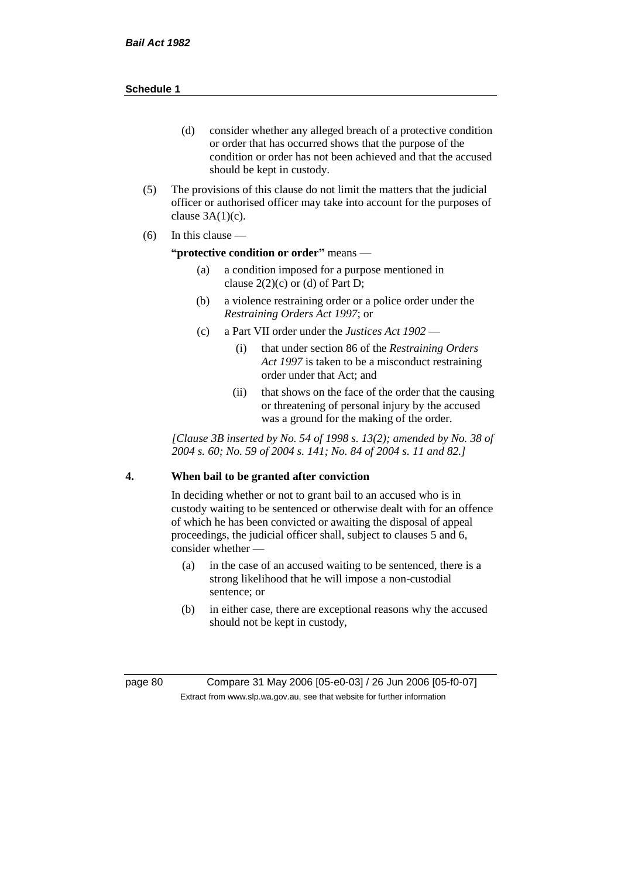(d) consider whether any alleged breach of a protective condition or order that has occurred shows that the purpose of the condition or order has not been achieved and that the accused should be kept in custody.

(5) The provisions of this clause do not limit the matters that the judicial officer or authorised officer may take into account for the purposes of clause 3A(1)(c).

(6) In this clause —

**"protective condition or order"** means —

(a) a condition imposed for a purpose mentioned in clause 2(2)(c) or (d) of Part D;

(b) a violence restraining order or a police order under the *Restraining Orders Act 1997*; or

(c) a Part VII order under the *Justices Act 1902* —

(i) that under section 86 of the *Restraining Orders Act 1997* is taken to be a misconduct restraining order under that Act; and

(ii) that shows on the face of the order that the causing or threatening of personal injury by the accused was a ground for the making of the order.

*[Clause 3B inserted by No. 54 of 1998 s. 13(2); amended by No. 38 of 2004 s. 60; No. 59 of 2004 s. 141; No. 84 of 2004 s. 11 and 82.]*

### 4. When bail to be granted after conviction

In deciding whether or not to grant bail to an accused who is in custody waiting to be sentenced or otherwise dealt with for an offence of which he has been convicted or awaiting the disposal of appeal proceedings, the judicial officer shall, subject to clauses 5 and 6, consider whether —

(a) in the case of an accused waiting to be sentenced, there is a strong likelihood that he will impose a non-custodial sentence; or

(b) in either case, there are exceptional reasons why the accused should not be kept in custody,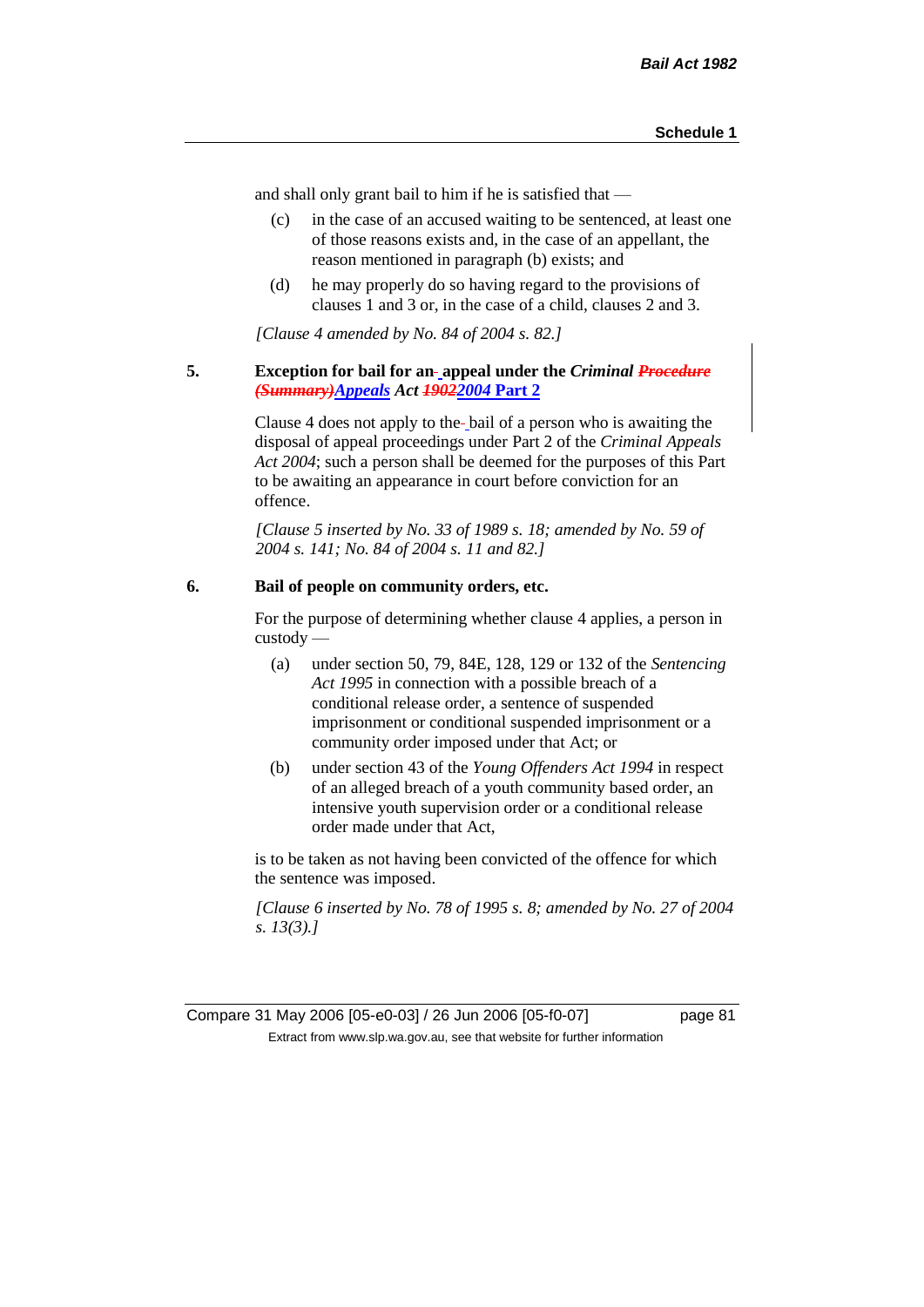and shall only grant bail to him if he is satisfied that —

(c) in the case of an accused waiting to be sentenced, at least one of those reasons exists and, in the case of an appellant, the reason mentioned in paragraph (b) exists; and

(d) he may properly do so having regard to the provisions of clauses 1 and 3 or, in the case of a child, clauses 2 and 3.

*[Clause 4 amended by No. 84 of 2004 s. 82.]*

### 5. Exception for bail for an appeal under the *Criminal ~~Procedure (Summary)~~ Appeals* Act ~~1902~~2004 Part 2

Clause 4 does not apply to the bail of a person who is awaiting the disposal of appeal proceedings under Part 2 of the *Criminal Appeals Act 2004*; such a person shall be deemed for the purposes of this Part to be awaiting an appearance in court before conviction for an offence.

*[Clause 5 inserted by No. 33 of 1989 s. 18; amended by No. 59 of 2004 s. 141; No. 84 of 2004 s. 11 and 82.]*

### 6. Bail of people on community orders, etc.

For the purpose of determining whether clause 4 applies, a person in custody —

(a) under section 50, 79, 84E, 128, 129 or 132 of the *Sentencing Act 1995* in connection with a possible breach of a conditional release order, a sentence of suspended imprisonment or conditional suspended imprisonment or a community order imposed under that Act; or

(b) under section 43 of the *Young Offenders Act 1994* in respect of an alleged breach of a youth community based order, an intensive youth supervision order or a conditional release order made under that Act,

is to be taken as not having been convicted of the offence for which the sentence was imposed.

*[Clause 6 inserted by No. 78 of 1995 s. 8; amended by No. 27 of 2004 s. 13(3).]*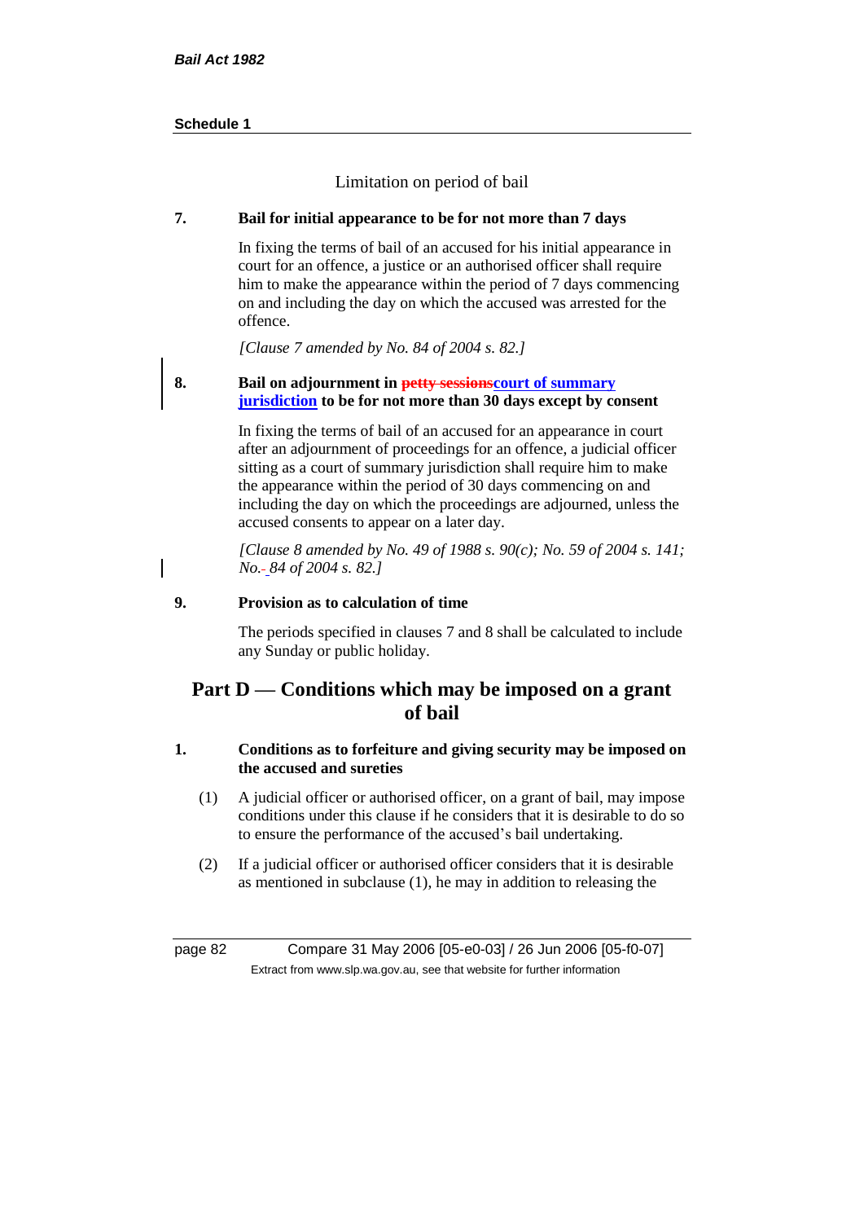Limitation on period of bail

**7. Bail for initial appearance to be for not more than 7 days**

In fixing the terms of bail of an accused for his initial appearance in court for an offence, a justice or an authorised officer shall require him to make the appearance within the period of 7 days commencing on and including the day on which the accused was arrested for the offence.

*[Clause 7 amended by No. 84 of 2004 s. 82.]*

**8. Bail on adjournment in ~~petty sessions~~court of summary jurisdiction to be for not more than 30 days except by consent**

In fixing the terms of bail of an accused for an appearance in court after an adjournment of proceedings for an offence, a judicial officer sitting as a court of summary jurisdiction shall require him to make the appearance within the period of 30 days commencing on and including the day on which the proceedings are adjourned, unless the accused consents to appear on a later day.

*[Clause 8 amended by No. 49 of 1988 s. 90(c); No. 59 of 2004 s. 141; No. 84 of 2004 s. 82.]*

**9. Provision as to calculation of time**

The periods specified in clauses 7 and 8 shall be calculated to include any Sunday or public holiday.

## Part D — Conditions which may be imposed on a grant of bail

**1. Conditions as to forfeiture and giving security may be imposed on the accused and sureties**

(1) A judicial officer or authorised officer, on a grant of bail, may impose conditions under this clause if he considers that it is desirable to do so to ensure the performance of the accused's bail undertaking.

(2) If a judicial officer or authorised officer considers that it is desirable as mentioned in subclause (1), he may in addition to releasing the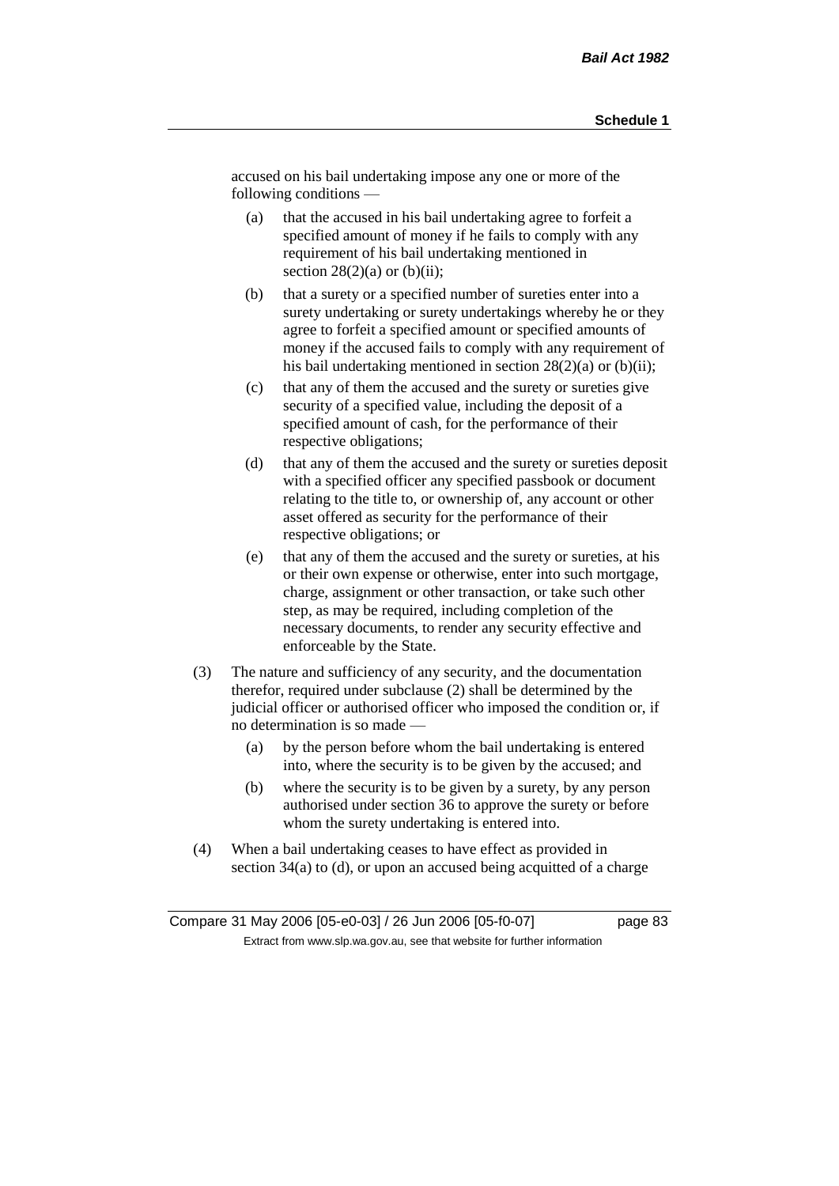accused on his bail undertaking impose any one or more of the following conditions —

(a) that the accused in his bail undertaking agree to forfeit a specified amount of money if he fails to comply with any requirement of his bail undertaking mentioned in section 28(2)(a) or (b)(ii);

(b) that a surety or a specified number of sureties enter into a surety undertaking or surety undertakings whereby he or they agree to forfeit a specified amount or specified amounts of money if the accused fails to comply with any requirement of his bail undertaking mentioned in section 28(2)(a) or (b)(ii);

(c) that any of them the accused and the surety or sureties give security of a specified value, including the deposit of a specified amount of cash, for the performance of their respective obligations;

(d) that any of them the accused and the surety or sureties deposit with a specified officer any specified passbook or document relating to the title to, or ownership of, any account or other asset offered as security for the performance of their respective obligations; or

(e) that any of them the accused and the surety or sureties, at his or their own expense or otherwise, enter into such mortgage, charge, assignment or other transaction, or take such other step, as may be required, including completion of the necessary documents, to render any security effective and enforceable by the State.

(3) The nature and sufficiency of any security, and the documentation therefor, required under subclause (2) shall be determined by the judicial officer or authorised officer who imposed the condition or, if no determination is so made —

(a) by the person before whom the bail undertaking is entered into, where the security is to be given by the accused; and

(b) where the security is to be given by a surety, by any person authorised under section 36 to approve the surety or before whom the surety undertaking is entered into.

(4) When a bail undertaking ceases to have effect as provided in section 34(a) to (d), or upon an accused being acquitted of a charge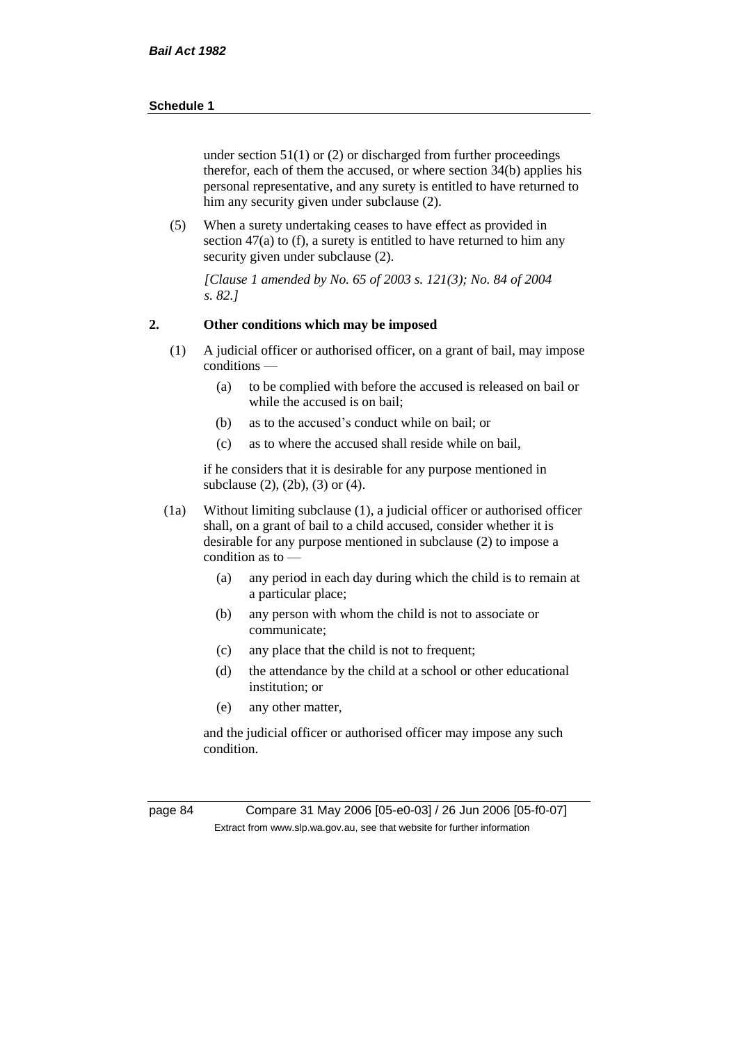under section 51(1) or (2) or discharged from further proceedings therefor, each of them the accused, or where section 34(b) applies his personal representative, and any surety is entitled to have returned to him any security given under subclause (2).

(5) When a surety undertaking ceases to have effect as provided in section 47(a) to (f), a surety is entitled to have returned to him any security given under subclause (2).

*[Clause 1 amended by No. 65 of 2003 s. 121(3); No. 84 of 2004 s. 82.]*

## 2. Other conditions which may be imposed

(1) A judicial officer or authorised officer, on a grant of bail, may impose conditions —

- (a) to be complied with before the accused is released on bail or while the accused is on bail;
- (b) as to the accused's conduct while on bail; or
- (c) as to where the accused shall reside while on bail,

if he considers that it is desirable for any purpose mentioned in subclause (2), (2b), (3) or (4).

(1a) Without limiting subclause (1), a judicial officer or authorised officer shall, on a grant of bail to a child accused, consider whether it is desirable for any purpose mentioned in subclause (2) to impose a condition as to —

- (a) any period in each day during which the child is to remain at a particular place;
- (b) any person with whom the child is not to associate or communicate;
- (c) any place that the child is not to frequent;
- (d) the attendance by the child at a school or other educational institution; or
- (e) any other matter,

and the judicial officer or authorised officer may impose any such condition.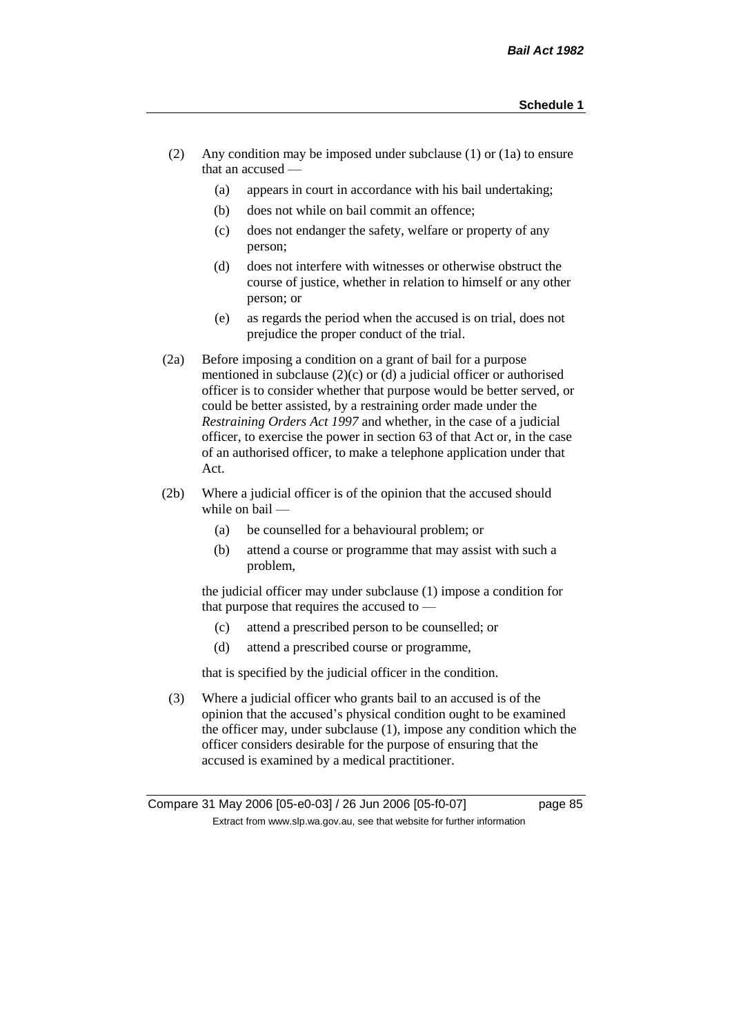(2) Any condition may be imposed under subclause (1) or (1a) to ensure that an accused —

   (a) appears in court in accordance with his bail undertaking;

   (b) does not while on bail commit an offence;

   (c) does not endanger the safety, welfare or property of any person;

   (d) does not interfere with witnesses or otherwise obstruct the course of justice, whether in relation to himself or any other person; or

   (e) as regards the period when the accused is on trial, does not prejudice the proper conduct of the trial.

(2a) Before imposing a condition on a grant of bail for a purpose mentioned in subclause (2)(c) or (d) a judicial officer or authorised officer is to consider whether that purpose would be better served, or could be better assisted, by a restraining order made under the *Restraining Orders Act 1997* and whether, in the case of a judicial officer, to exercise the power in section 63 of that Act or, in the case of an authorised officer, to make a telephone application under that Act.

(2b) Where a judicial officer is of the opinion that the accused should while on bail —

   (a) be counselled for a behavioural problem; or

   (b) attend a course or programme that may assist with such a problem,

   the judicial officer may under subclause (1) impose a condition for that purpose that requires the accused to —

   (c) attend a prescribed person to be counselled; or

   (d) attend a prescribed course or programme,

   that is specified by the judicial officer in the condition.

(3) Where a judicial officer who grants bail to an accused is of the opinion that the accused's physical condition ought to be examined the officer may, under subclause (1), impose any condition which the officer considers desirable for the purpose of ensuring that the accused is examined by a medical practitioner.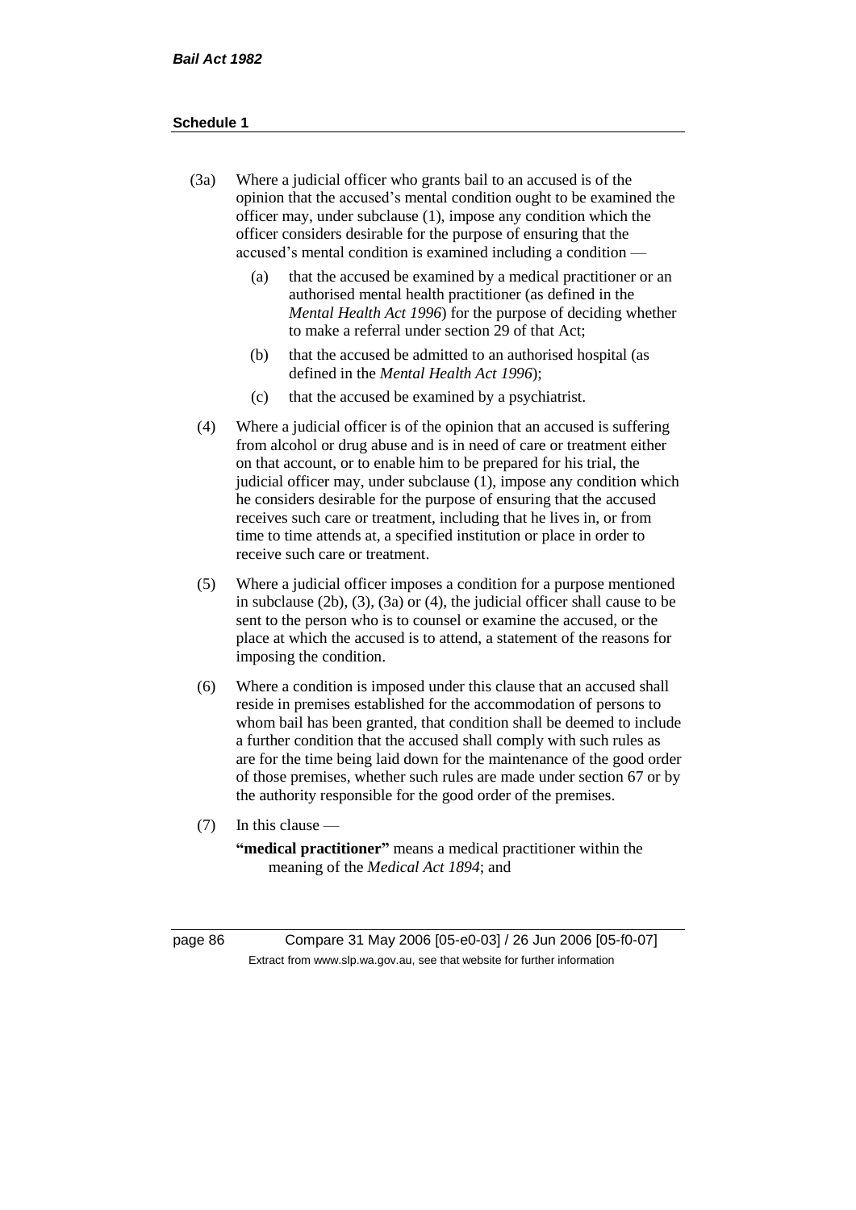(3a) Where a judicial officer who grants bail to an accused is of the opinion that the accused's mental condition ought to be examined the officer may, under subclause (1), impose any condition which the officer considers desirable for the purpose of ensuring that the accused's mental condition is examined including a condition —

  (a) that the accused be examined by a medical practitioner or an authorised mental health practitioner (as defined in the *Mental Health Act 1996*) for the purpose of deciding whether to make a referral under section 29 of that Act;

  (b) that the accused be admitted to an authorised hospital (as defined in the *Mental Health Act 1996*);

  (c) that the accused be examined by a psychiatrist.

(4) Where a judicial officer is of the opinion that an accused is suffering from alcohol or drug abuse and is in need of care or treatment either on that account, or to enable him to be prepared for his trial, the judicial officer may, under subclause (1), impose any condition which he considers desirable for the purpose of ensuring that the accused receives such care or treatment, including that he lives in, or from time to time attends at, a specified institution or place in order to receive such care or treatment.

(5) Where a judicial officer imposes a condition for a purpose mentioned in subclause (2b), (3), (3a) or (4), the judicial officer shall cause to be sent to the person who is to counsel or examine the accused, or the place at which the accused is to attend, a statement of the reasons for imposing the condition.

(6) Where a condition is imposed under this clause that an accused shall reside in premises established for the accommodation of persons to whom bail has been granted, that condition shall be deemed to include a further condition that the accused shall comply with such rules as are for the time being laid down for the maintenance of the good order of those premises, whether such rules are made under section 67 or by the authority responsible for the good order of the premises.

(7) In this clause —

**"medical practitioner"** means a medical practitioner within the meaning of the *Medical Act 1894*; and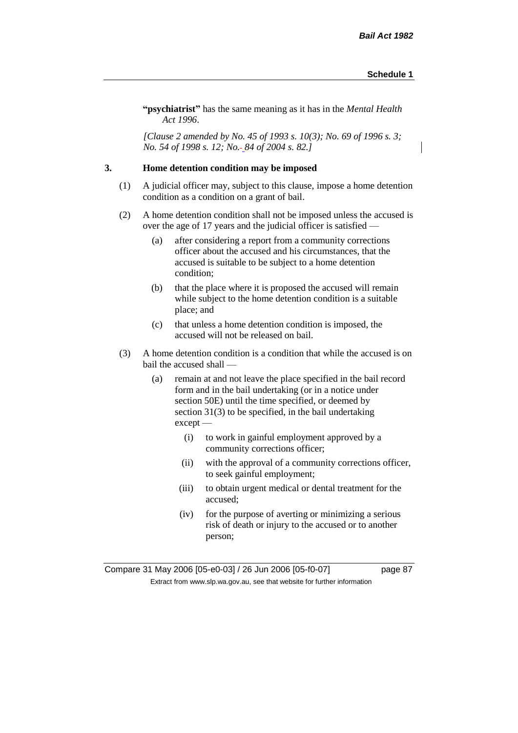**"psychiatrist"** has the same meaning as it has in the *Mental Health Act 1996*.

*[Clause 2 amended by No. 45 of 1993 s. 10(3); No. 69 of 1996 s. 3; No. 54 of 1998 s. 12; No. 84 of 2004 s. 82.]*

### 3. Home detention condition may be imposed

(1) A judicial officer may, subject to this clause, impose a home detention condition as a condition on a grant of bail.

(2) A home detention condition shall not be imposed unless the accused is over the age of 17 years and the judicial officer is satisfied —

- (a) after considering a report from a community corrections officer about the accused and his circumstances, that the accused is suitable to be subject to a home detention condition;
- (b) that the place where it is proposed the accused will remain while subject to the home detention condition is a suitable place; and
- (c) that unless a home detention condition is imposed, the accused will not be released on bail.

(3) A home detention condition is a condition that while the accused is on bail the accused shall —

- (a) remain at and not leave the place specified in the bail record form and in the bail undertaking (or in a notice under section 50E) until the time specified, or deemed by section 31(3) to be specified, in the bail undertaking except —
  - (i) to work in gainful employment approved by a community corrections officer;
  - (ii) with the approval of a community corrections officer, to seek gainful employment;
  - (iii) to obtain urgent medical or dental treatment for the accused;
  - (iv) for the purpose of averting or minimizing a serious risk of death or injury to the accused or to another person;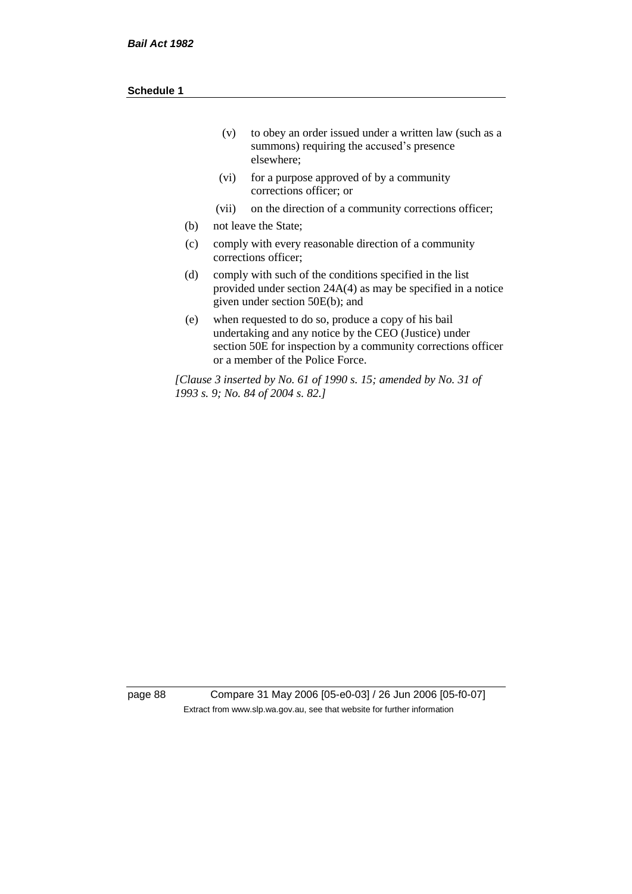- (v) to obey an order issued under a written law (such as a summons) requiring the accused's presence elsewhere;
- (vi) for a purpose approved of by a community corrections officer; or
- (vii) on the direction of a community corrections officer;

(b) not leave the State;

(c) comply with every reasonable direction of a community corrections officer;

(d) comply with such of the conditions specified in the list provided under section 24A(4) as may be specified in a notice given under section 50E(b); and

(e) when requested to do so, produce a copy of his bail undertaking and any notice by the CEO (Justice) under section 50E for inspection by a community corrections officer or a member of the Police Force.

*[Clause 3 inserted by No. 61 of 1990 s. 15; amended by No. 31 of 1993 s. 9; No. 84 of 2004 s. 82.]*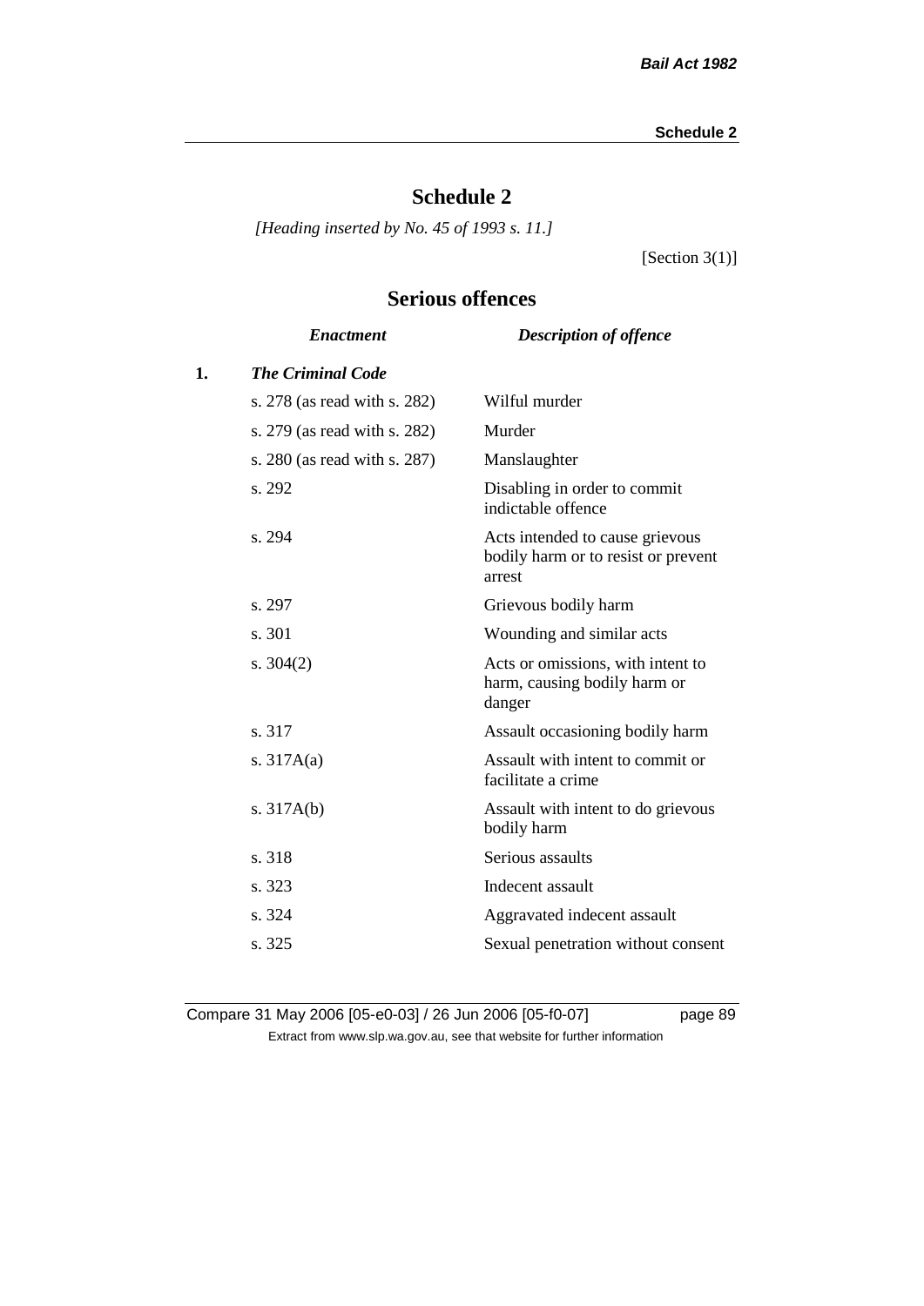# Schedule 2

*[Heading inserted by No. 45 of 1993 s. 11.]*

[Section 3(1)]

## Serious offences

| | *Enactment* | *Description of offence* |
|---|---|---|
| **1.** | ***The Criminal Code*** | |
| | s. 278 (as read with s. 282) | Wilful murder |
| | s. 279 (as read with s. 282) | Murder |
| | s. 280 (as read with s. 287) | Manslaughter |
| | s. 292 | Disabling in order to commit indictable offence |
| | s. 294 | Acts intended to cause grievous bodily harm or to resist or prevent arrest |
| | s. 297 | Grievous bodily harm |
| | s. 301 | Wounding and similar acts |
| | s. 304(2) | Acts or omissions, with intent to harm, causing bodily harm or danger |
| | s. 317 | Assault occasioning bodily harm |
| | s. 317A(a) | Assault with intent to commit or facilitate a crime |
| | s. 317A(b) | Assault with intent to do grievous bodily harm |
| | s. 318 | Serious assaults |
| | s. 323 | Indecent assault |
| | s. 324 | Aggravated indecent assault |
| | s. 325 | Sexual penetration without consent |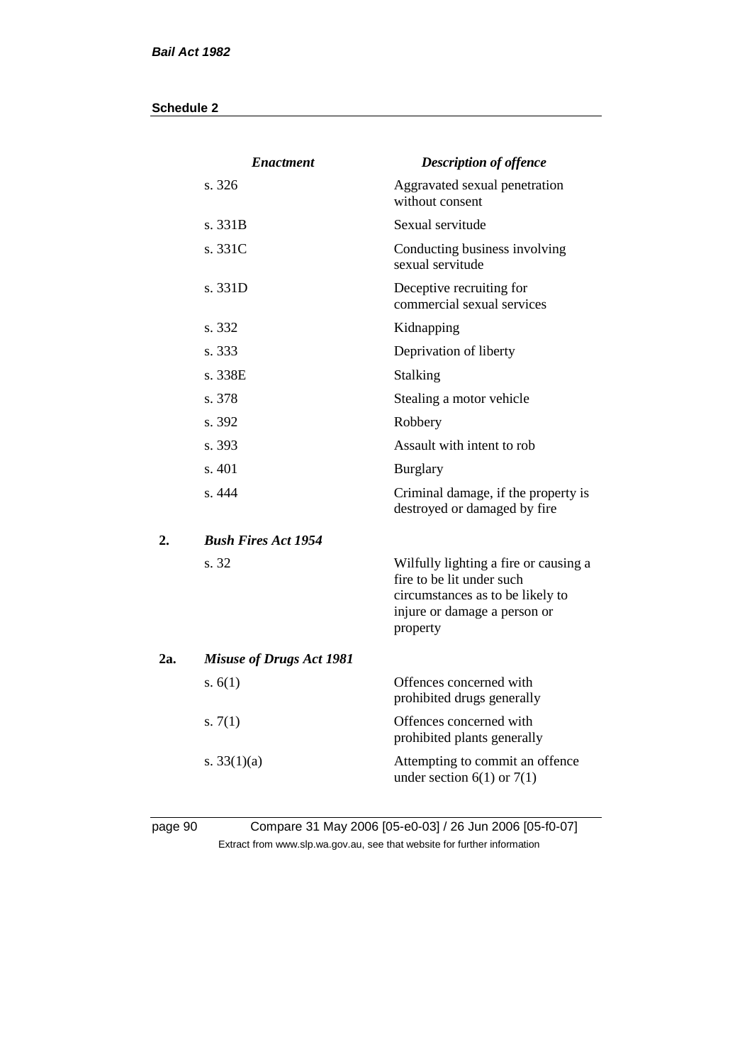| | *Enactment* | *Description of offence* |
|---|---|---|
| | s. 326 | Aggravated sexual penetration without consent |
| | s. 331B | Sexual servitude |
| | s. 331C | Conducting business involving sexual servitude |
| | s. 331D | Deceptive recruiting for commercial sexual services |
| | s. 332 | Kidnapping |
| | s. 333 | Deprivation of liberty |
| | s. 338E | Stalking |
| | s. 378 | Stealing a motor vehicle |
| | s. 392 | Robbery |
| | s. 393 | Assault with intent to rob |
| | s. 401 | Burglary |
| | s. 444 | Criminal damage, if the property is destroyed or damaged by fire |
| **2.** | ***Bush Fires Act 1954*** | |
| | s. 32 | Wilfully lighting a fire or causing a fire to be lit under such circumstances as to be likely to injure or damage a person or property |
| **2a.** | ***Misuse of Drugs Act 1981*** | |
| | s. 6(1) | Offences concerned with prohibited drugs generally |
| | s. 7(1) | Offences concerned with prohibited plants generally |
| | s. 33(1)(a) | Attempting to commit an offence under section 6(1) or 7(1) |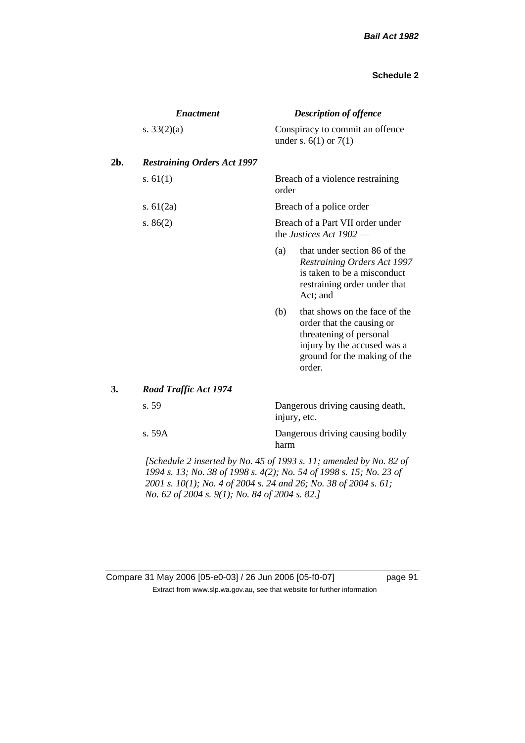| | *Enactment* | *Description of offence* |
|---|---|---|
| | s. 33(2)(a) | Conspiracy to commit an offence under s. 6(1) or 7(1) |
| **2b.** | ***Restraining Orders Act 1997*** | |
| | s. 61(1) | Breach of a violence restraining order |
| | s. 61(2a) | Breach of a police order |
| | s. 86(2) | Breach of a Part VII order under the *Justices Act 1902* — (a) that under section 86 of the *Restraining Orders Act 1997* is taken to be a misconduct restraining order under that Act; and (b) that shows on the face of the order that the causing or threatening of personal injury by the accused was a ground for the making of the order. |
| **3.** | ***Road Traffic Act 1974*** | |
| | s. 59 | Dangerous driving causing death, injury, etc. |
| | s. 59A | Dangerous driving causing bodily harm |

*[Schedule 2 inserted by No. 45 of 1993 s. 11; amended by No. 82 of 1994 s. 13; No. 38 of 1998 s. 4(2); No. 54 of 1998 s. 15; No. 23 of 2001 s. 10(1); No. 4 of 2004 s. 24 and 26; No. 38 of 2004 s. 61; No. 62 of 2004 s. 9(1); No. 84 of 2004 s. 82.]*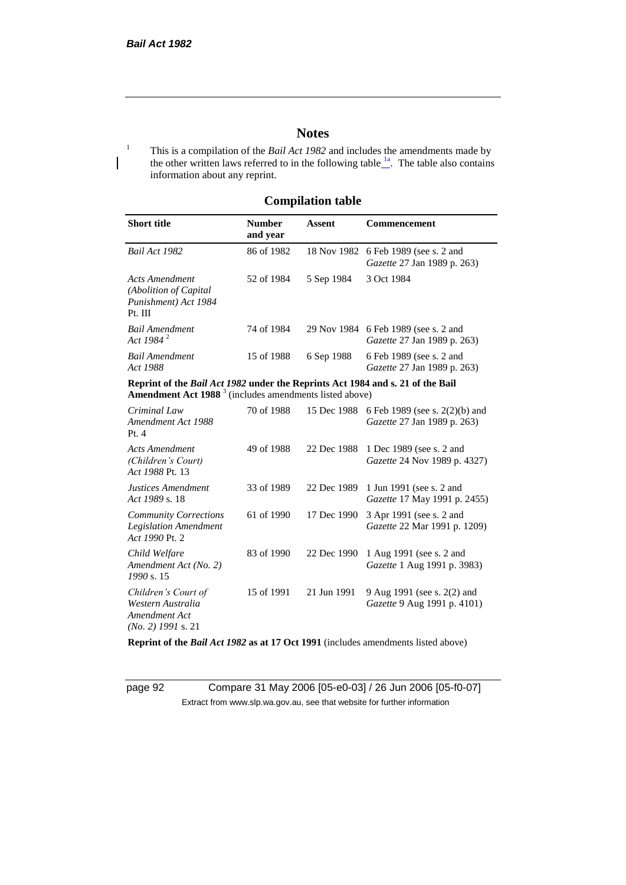# Notes

[1] This is a compilation of the *Bail Act 1982* and includes the amendments made by the other written laws referred to in the following table [1a]. The table also contains information about any reprint.

## Compilation table

| Short title | Number and year | Assent | Commencement |
|---|---|---|---|
| *Bail Act 1982* | 86 of 1982 | 18 Nov 1982 | 6 Feb 1989 (see s. 2 and *Gazette* 27 Jan 1989 p. 263) |
| *Acts Amendment (Abolition of Capital Punishment) Act 1984* Pt. III | 52 of 1984 | 5 Sep 1984 | 3 Oct 1984 |
| *Bail Amendment Act 1984* [2] | 74 of 1984 | 29 Nov 1984 | 6 Feb 1989 (see s. 2 and *Gazette* 27 Jan 1989 p. 263) |
| *Bail Amendment Act 1988* | 15 of 1988 | 6 Sep 1988 | 6 Feb 1989 (see s. 2 and *Gazette* 27 Jan 1989 p. 263) |
| **Reprint of the *Bail Act 1982* under the Reprints Act 1984 and s. 21 of the Bail Amendment Act 1988** [3] (includes amendments listed above) | | | |
| *Criminal Law Amendment Act 1988* Pt. 4 | 70 of 1988 | 15 Dec 1988 | 6 Feb 1989 (see s. 2(2)(b) and *Gazette* 27 Jan 1989 p. 263) |
| *Acts Amendment (Children's Court) Act 1988* Pt. 13 | 49 of 1988 | 22 Dec 1988 | 1 Dec 1989 (see s. 2 and *Gazette* 24 Nov 1989 p. 4327) |
| *Justices Amendment Act 1989* s. 18 | 33 of 1989 | 22 Dec 1989 | 1 Jun 1991 (see s. 2 and *Gazette* 17 May 1991 p. 2455) |
| *Community Corrections Legislation Amendment Act 1990* Pt. 2 | 61 of 1990 | 17 Dec 1990 | 3 Apr 1991 (see s. 2 and *Gazette* 22 Mar 1991 p. 1209) |
| *Child Welfare Amendment Act (No. 2) 1990* s. 15 | 83 of 1990 | 22 Dec 1990 | 1 Aug 1991 (see s. 2 and *Gazette* 1 Aug 1991 p. 3983) |
| *Children's Court of Western Australia Amendment Act (No. 2) 1991* s. 21 | 15 of 1991 | 21 Jun 1991 | 9 Aug 1991 (see s. 2(2) and *Gazette* 9 Aug 1991 p. 4101) |
| **Reprint of the *Bail Act 1982* as at 17 Oct 1991** (includes amendments listed above) | | | |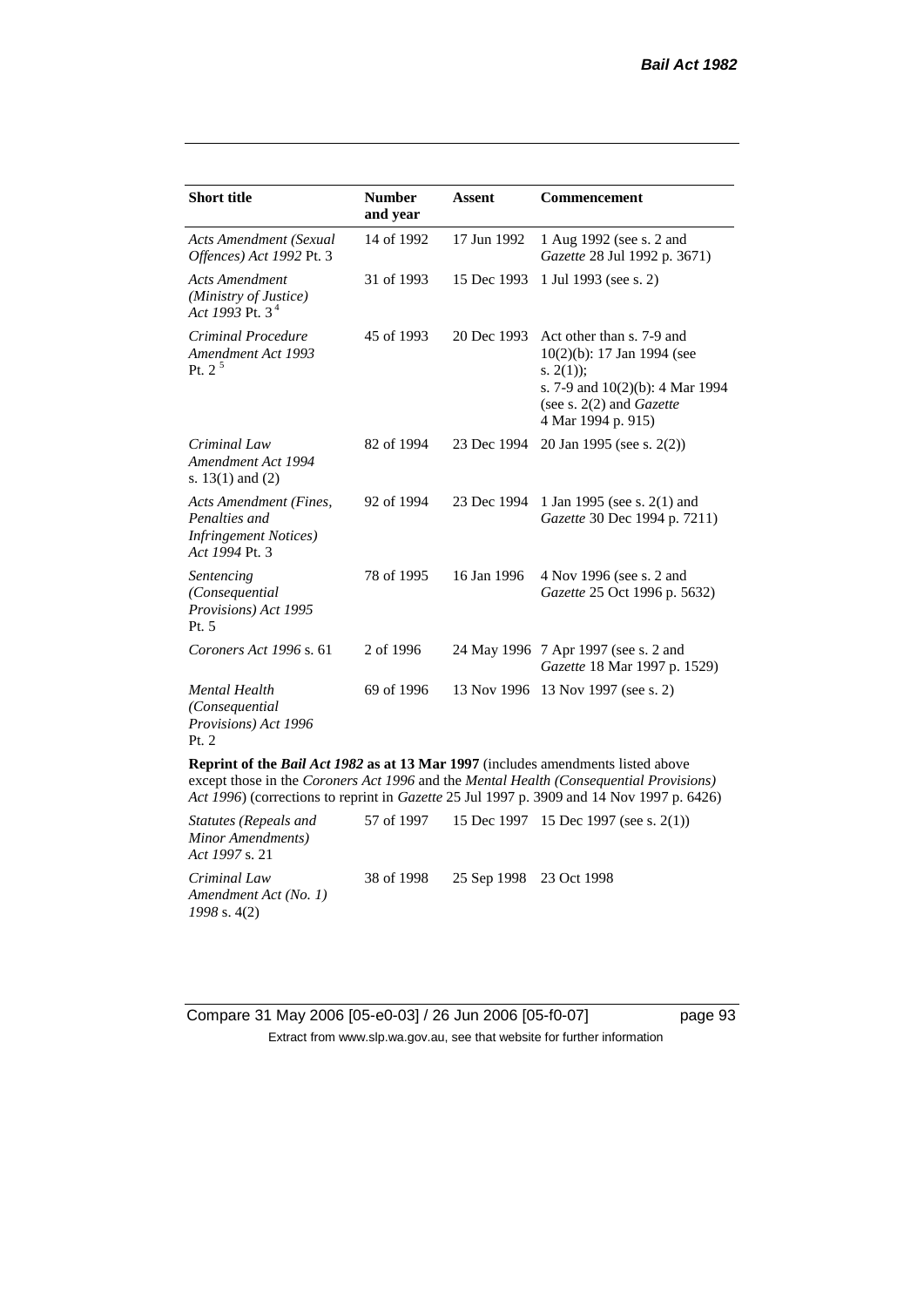| Short title | Number and year | Assent | Commencement |
|---|---|---|---|
| *Acts Amendment (Sexual Offences) Act 1992* Pt. 3 | 14 of 1992 | 17 Jun 1992 | 1 Aug 1992 (see s. 2 and *Gazette* 28 Jul 1992 p. 3671) |
| *Acts Amendment (Ministry of Justice) Act 1993* Pt. 3 [4] | 31 of 1993 | 15 Dec 1993 | 1 Jul 1993 (see s. 2) |
| *Criminal Procedure Amendment Act 1993* Pt. 2 [5] | 45 of 1993 | 20 Dec 1993 | Act other than s. 7-9 and 10(2)(b): 17 Jan 1994 (see s. 2(1)); s. 7-9 and 10(2)(b): 4 Mar 1994 (see s. 2(2) and *Gazette* 4 Mar 1994 p. 915) |
| *Criminal Law Amendment Act 1994* s. 13(1) and (2) | 82 of 1994 | 23 Dec 1994 | 20 Jan 1995 (see s. 2(2)) |
| *Acts Amendment (Fines, Penalties and Infringement Notices) Act 1994* Pt. 3 | 92 of 1994 | 23 Dec 1994 | 1 Jan 1995 (see s. 2(1) and *Gazette* 30 Dec 1994 p. 7211) |
| *Sentencing (Consequential Provisions) Act 1995* Pt. 5 | 78 of 1995 | 16 Jan 1996 | 4 Nov 1996 (see s. 2 and *Gazette* 25 Oct 1996 p. 5632) |
| *Coroners Act 1996* s. 61 | 2 of 1996 | 24 May 1996 | 7 Apr 1997 (see s. 2 and *Gazette* 18 Mar 1997 p. 1529) |
| *Mental Health (Consequential Provisions) Act 1996* Pt. 2 | 69 of 1996 | 13 Nov 1996 | 13 Nov 1997 (see s. 2) |
| **Reprint of the *Bail Act 1982* as at 13 Mar 1997** (includes amendments listed above except those in the *Coroners Act 1996* and the *Mental Health (Consequential Provisions) Act 1996*) (corrections to reprint in *Gazette* 25 Jul 1997 p. 3909 and 14 Nov 1997 p. 6426) | | | |
| *Statutes (Repeals and Minor Amendments) Act 1997* s. 21 | 57 of 1997 | 15 Dec 1997 | 15 Dec 1997 (see s. 2(1)) |
| *Criminal Law Amendment Act (No. 1) 1998* s. 4(2) | 38 of 1998 | 25 Sep 1998 | 23 Oct 1998 |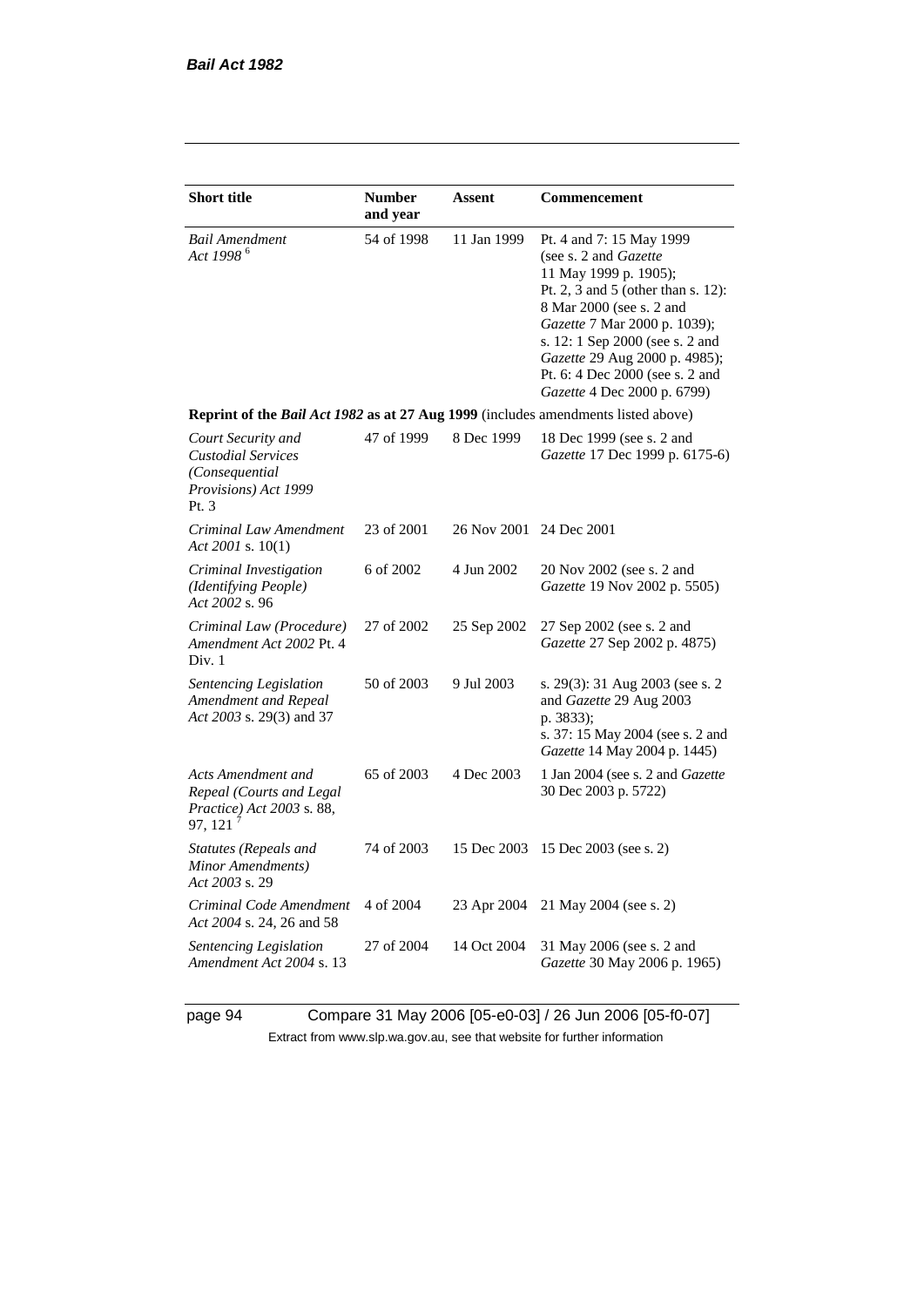| Short title | Number and year | Assent | Commencement |
|---|---|---|---|
| *Bail Amendment Act 1998* [6] | 54 of 1998 | 11 Jan 1999 | Pt. 4 and 7: 15 May 1999 (see s. 2 and *Gazette* 11 May 1999 p. 1905); Pt. 2, 3 and 5 (other than s. 12): 8 Mar 2000 (see s. 2 and *Gazette* 7 Mar 2000 p. 1039); s. 12: 1 Sep 2000 (see s. 2 and *Gazette* 29 Aug 2000 p. 4985); Pt. 6: 4 Dec 2000 (see s. 2 and *Gazette* 4 Dec 2000 p. 6799) |
| **Reprint of the *Bail Act 1982* as at 27 Aug 1999** (includes amendments listed above) | | | |
| *Court Security and Custodial Services (Consequential Provisions) Act 1999* Pt. 3 | 47 of 1999 | 8 Dec 1999 | 18 Dec 1999 (see s. 2 and *Gazette* 17 Dec 1999 p. 6175-6) |
| *Criminal Law Amendment Act 2001* s. 10(1) | 23 of 2001 | 26 Nov 2001 | 24 Dec 2001 |
| *Criminal Investigation (Identifying People) Act 2002* s. 96 | 6 of 2002 | 4 Jun 2002 | 20 Nov 2002 (see s. 2 and *Gazette* 19 Nov 2002 p. 5505) |
| *Criminal Law (Procedure) Amendment Act 2002* Pt. 4 Div. 1 | 27 of 2002 | 25 Sep 2002 | 27 Sep 2002 (see s. 2 and *Gazette* 27 Sep 2002 p. 4875) |
| *Sentencing Legislation Amendment and Repeal Act 2003* s. 29(3) and 37 | 50 of 2003 | 9 Jul 2003 | s. 29(3): 31 Aug 2003 (see s. 2 and *Gazette* 29 Aug 2003 p. 3833); s. 37: 15 May 2004 (see s. 2 and *Gazette* 14 May 2004 p. 1445) |
| *Acts Amendment and Repeal (Courts and Legal Practice) Act 2003* s. 88, 97, 121 [7] | 65 of 2003 | 4 Dec 2003 | 1 Jan 2004 (see s. 2 and *Gazette* 30 Dec 2003 p. 5722) |
| *Statutes (Repeals and Minor Amendments) Act 2003* s. 29 | 74 of 2003 | 15 Dec 2003 | 15 Dec 2003 (see s. 2) |
| *Criminal Code Amendment Act 2004* s. 24, 26 and 58 | 4 of 2004 | 23 Apr 2004 | 21 May 2004 (see s. 2) |
| *Sentencing Legislation Amendment Act 2004* s. 13 | 27 of 2004 | 14 Oct 2004 | 31 May 2006 (see s. 2 and *Gazette* 30 May 2006 p. 1965) |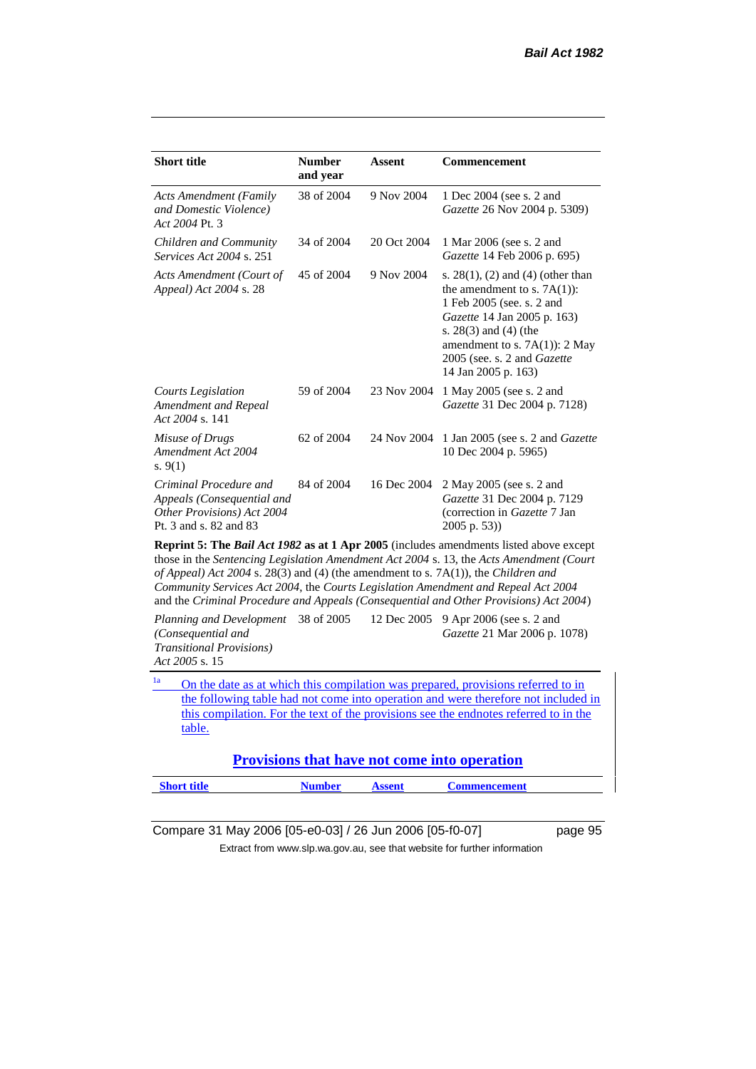| Short title | Number and year | Assent | Commencement |
|---|---|---|---|
| *Acts Amendment (Family and Domestic Violence) Act 2004* Pt. 3 | 38 of 2004 | 9 Nov 2004 | 1 Dec 2004 (see s. 2 and *Gazette* 26 Nov 2004 p. 5309) |
| *Children and Community Services Act 2004* s. 251 | 34 of 2004 | 20 Oct 2004 | 1 Mar 2006 (see s. 2 and *Gazette* 14 Feb 2006 p. 695) |
| *Acts Amendment (Court of Appeal) Act 2004* s. 28 | 45 of 2004 | 9 Nov 2004 | s. 28(1), (2) and (4) (other than the amendment to s. 7A(1)): 1 Feb 2005 (see. s. 2 and *Gazette* 14 Jan 2005 p. 163) s. 28(3) and (4) (the amendment to s. 7A(1)): 2 May 2005 (see. s. 2 and *Gazette* 14 Jan 2005 p. 163) |
| *Courts Legislation Amendment and Repeal Act 2004* s. 141 | 59 of 2004 | 23 Nov 2004 | 1 May 2005 (see s. 2 and *Gazette* 31 Dec 2004 p. 7128) |
| *Misuse of Drugs Amendment Act 2004* s. 9(1) | 62 of 2004 | 24 Nov 2004 | 1 Jan 2005 (see s. 2 and *Gazette* 10 Dec 2004 p. 5965) |
| *Criminal Procedure and Appeals (Consequential and Other Provisions) Act 2004* Pt. 3 and s. 82 and 83 | 84 of 2004 | 16 Dec 2004 | 2 May 2005 (see s. 2 and *Gazette* 31 Dec 2004 p. 7129 (correction in *Gazette* 7 Jan 2005 p. 53)) |
| **Reprint 5: The *Bail Act 1982* as at 1 Apr 2005** (includes amendments listed above except those in the *Sentencing Legislation Amendment Act 2004* s. 13, the *Acts Amendment (Court of Appeal) Act 2004* s. 28(3) and (4) (the amendment to s. 7A(1)), the *Children and Community Services Act 2004*, the *Courts Legislation Amendment and Repeal Act 2004* and the *Criminal Procedure and Appeals (Consequential and Other Provisions) Act 2004*) | | | |
| *Planning and Development (Consequential and Transitional Provisions) Act 2005* s. 15 | 38 of 2005 | 12 Dec 2005 | 9 Apr 2006 (see s. 2 and *Gazette* 21 Mar 2006 p. 1078) |

[1a] On the date as at which this compilation was prepared, provisions referred to in the following table had not come into operation and were therefore not included in this compilation. For the text of the provisions see the endnotes referred to in the table.

## Provisions that have not come into operation

| Short title | Number | Assent | Commencement |
|---|---|---|---|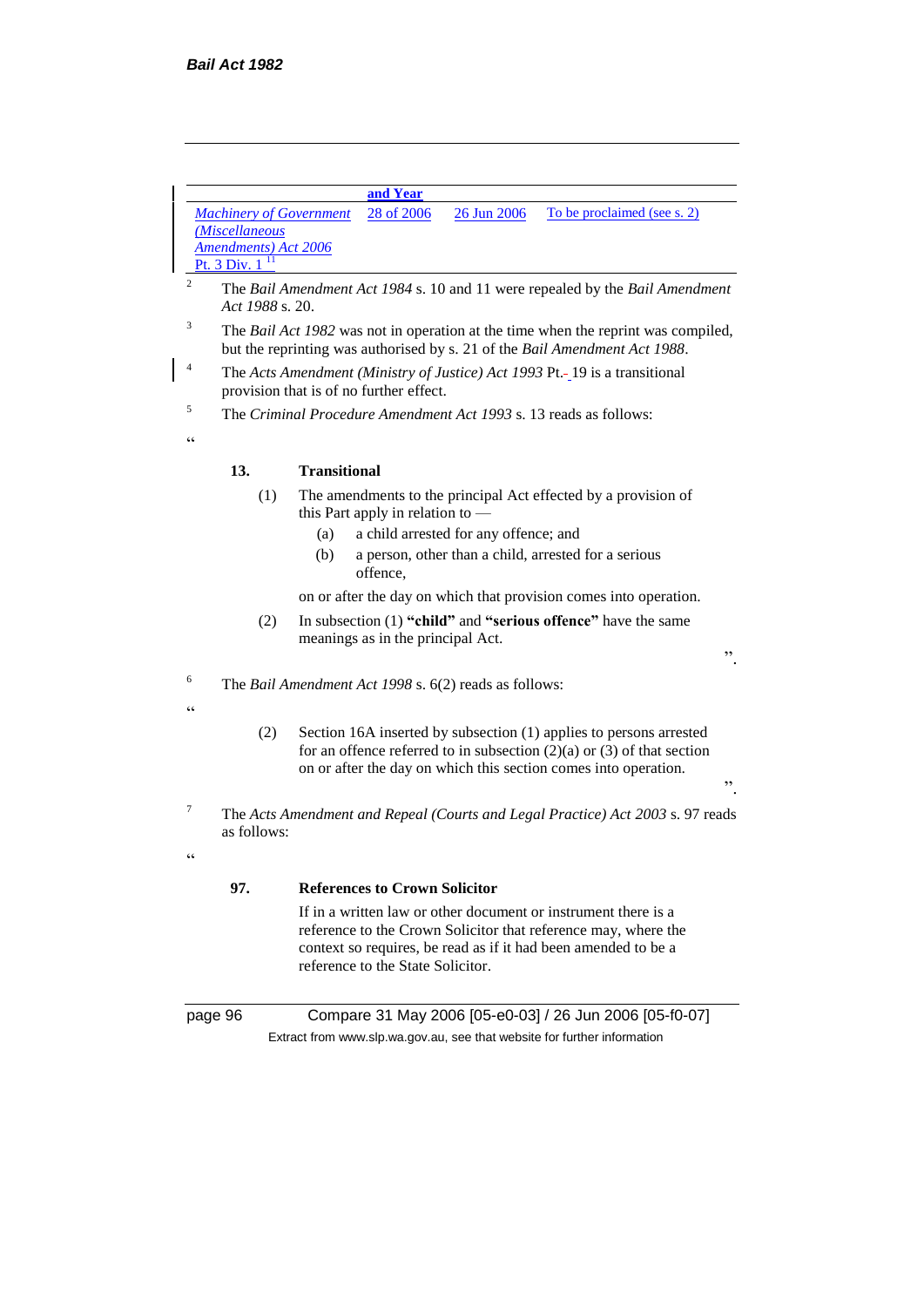| | and Year | | |
|---|---|---|---|
| *Machinery of Government (Miscellaneous Amendments) Act 2006* Pt. 3 Div. 1 [11] | 28 of 2006 | 26 Jun 2006 | To be proclaimed (see s. 2) |

[2] The *Bail Amendment Act 1984* s. 10 and 11 were repealed by the *Bail Amendment Act 1988* s. 20.

[3] The *Bail Act 1982* was not in operation at the time when the reprint was compiled, but the reprinting was authorised by s. 21 of the *Bail Amendment Act 1988*.

[4] The *Acts Amendment (Ministry of Justice) Act 1993* Pt. 19 is a transitional provision that is of no further effect.

[5] The *Criminal Procedure Amendment Act 1993* s. 13 reads as follows:

"

**13. Transitional**

(1) The amendments to the principal Act effected by a provision of this Part apply in relation to —

(a) a child arrested for any offence; and

(b) a person, other than a child, arrested for a serious offence,

on or after the day on which that provision comes into operation.

(2) In subsection (1) **"child"** and **"serious offence"** have the same meanings as in the principal Act.

".

[6] The *Bail Amendment Act 1998* s. 6(2) reads as follows:

"

(2) Section 16A inserted by subsection (1) applies to persons arrested for an offence referred to in subsection (2)(a) or (3) of that section on or after the day on which this section comes into operation.

".

[7] The *Acts Amendment and Repeal (Courts and Legal Practice) Act 2003* s. 97 reads as follows:

"

**97. References to Crown Solicitor**

If in a written law or other document or instrument there is a reference to the Crown Solicitor that reference may, where the context so requires, be read as if it had been amended to be a reference to the State Solicitor.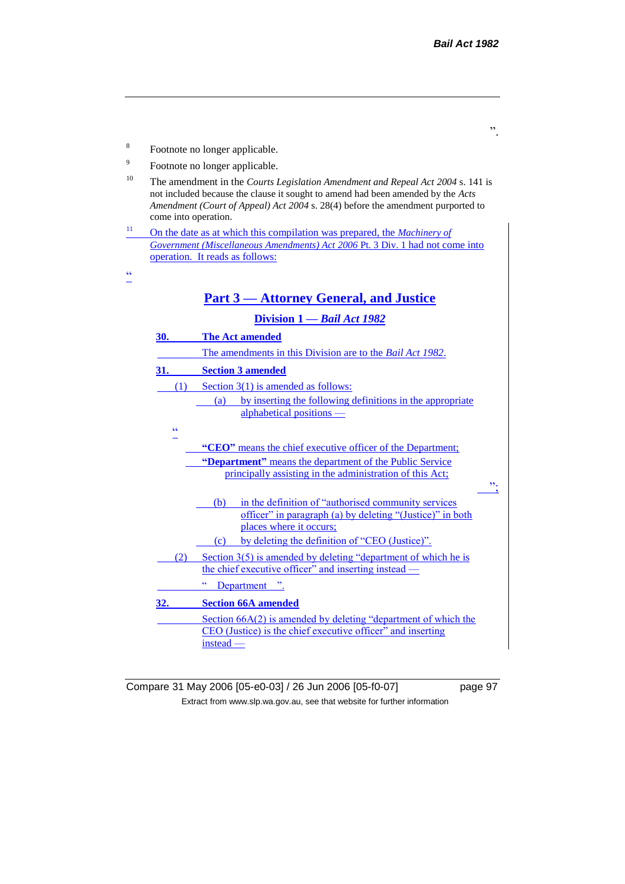”.

[8] Footnote no longer applicable.

[9] Footnote no longer applicable.

[10] The amendment in the *Courts Legislation Amendment and Repeal Act 2004* s. 141 is not included because the clause it sought to amend had been amended by the *Acts Amendment (Court of Appeal) Act 2004* s. 28(4) before the amendment purported to come into operation.

[11] On the date as at which this compilation was prepared, the *Machinery of Government (Miscellaneous Amendments) Act 2006* Pt. 3 Div. 1 had not come into operation. It reads as follows:

“

## Part 3 — Attorney General, and Justice

### Division 1 — *Bail Act 1982*

**30. The Act amended**

The amendments in this Division are to the *Bail Act 1982*.

**31. Section 3 amended**

(1) Section 3(1) is amended as follows:

(a) by inserting the following definitions in the appropriate alphabetical positions —

“

**“CEO”** means the chief executive officer of the Department;

**“Department”** means the department of the Public Service principally assisting in the administration of this Act;

”;

(b) in the definition of “authorised community services officer” in paragraph (a) by deleting “(Justice)” in both places where it occurs;

(c) by deleting the definition of “CEO (Justice)”.

(2) Section 3(5) is amended by deleting “department of which he is the chief executive officer” and inserting instead —

“ Department ”.

**32. Section 66A amended**

Section 66A(2) is amended by deleting “department of which the CEO (Justice) is the chief executive officer” and inserting instead —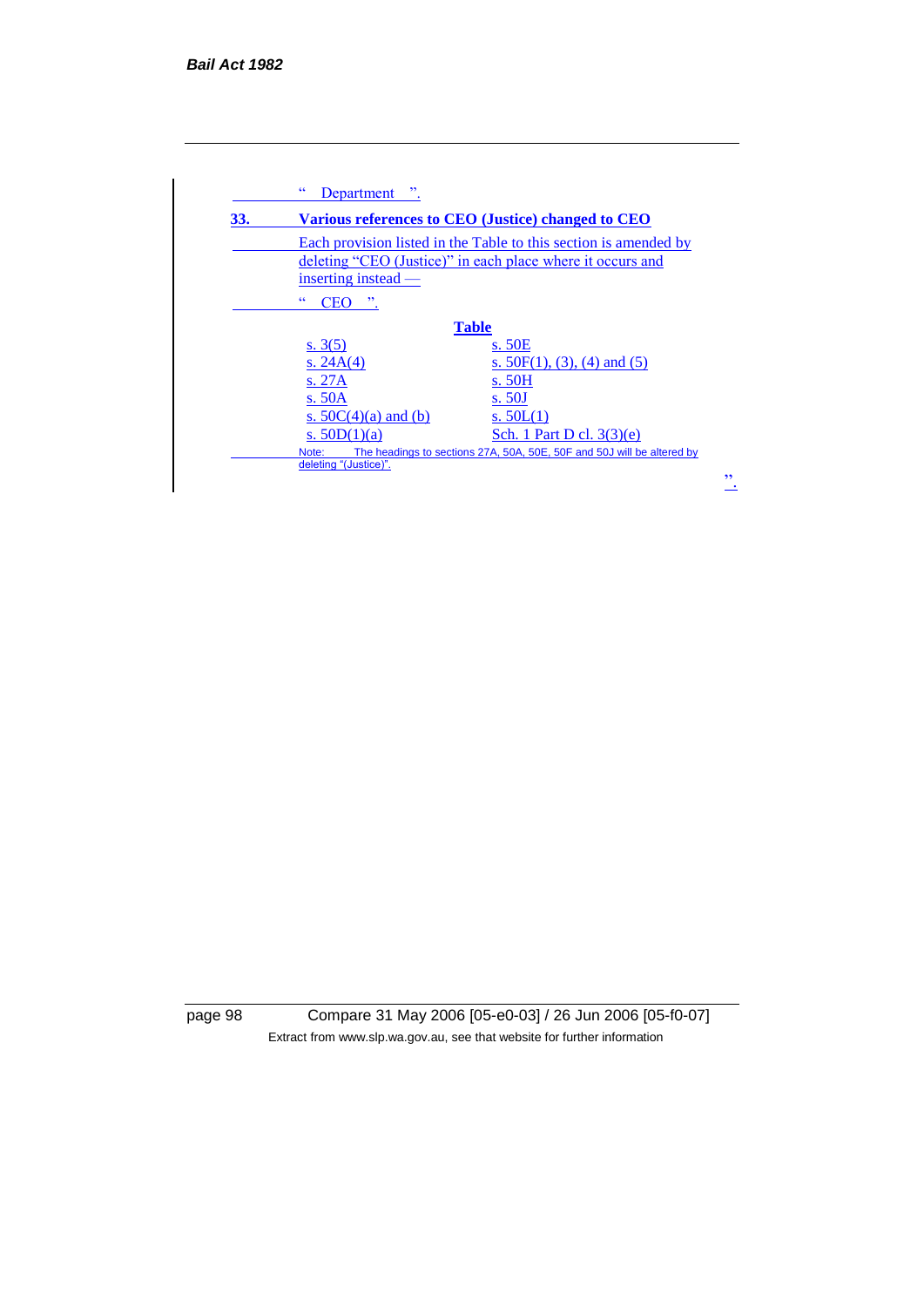" Department ".

**33. Various references to CEO (Justice) changed to CEO**

Each provision listed in the Table to this section is amended by deleting "CEO (Justice)" in each place where it occurs and inserting instead —

" CEO ".

**Table**

| | |
|---|---|
| s. 3(5) | s. 50E |
| s. 24A(4) | s. 50F(1), (3), (4) and (5) |
| s. 27A | s. 50H |
| s. 50A | s. 50J |
| s. 50C(4)(a) and (b) | s. 50L(1) |
| s. 50D(1)(a) | Sch. 1 Part D cl. 3(3)(e) |

Note: The headings to sections 27A, 50A, 50E, 50F and 50J will be altered by deleting "(Justice)".

".